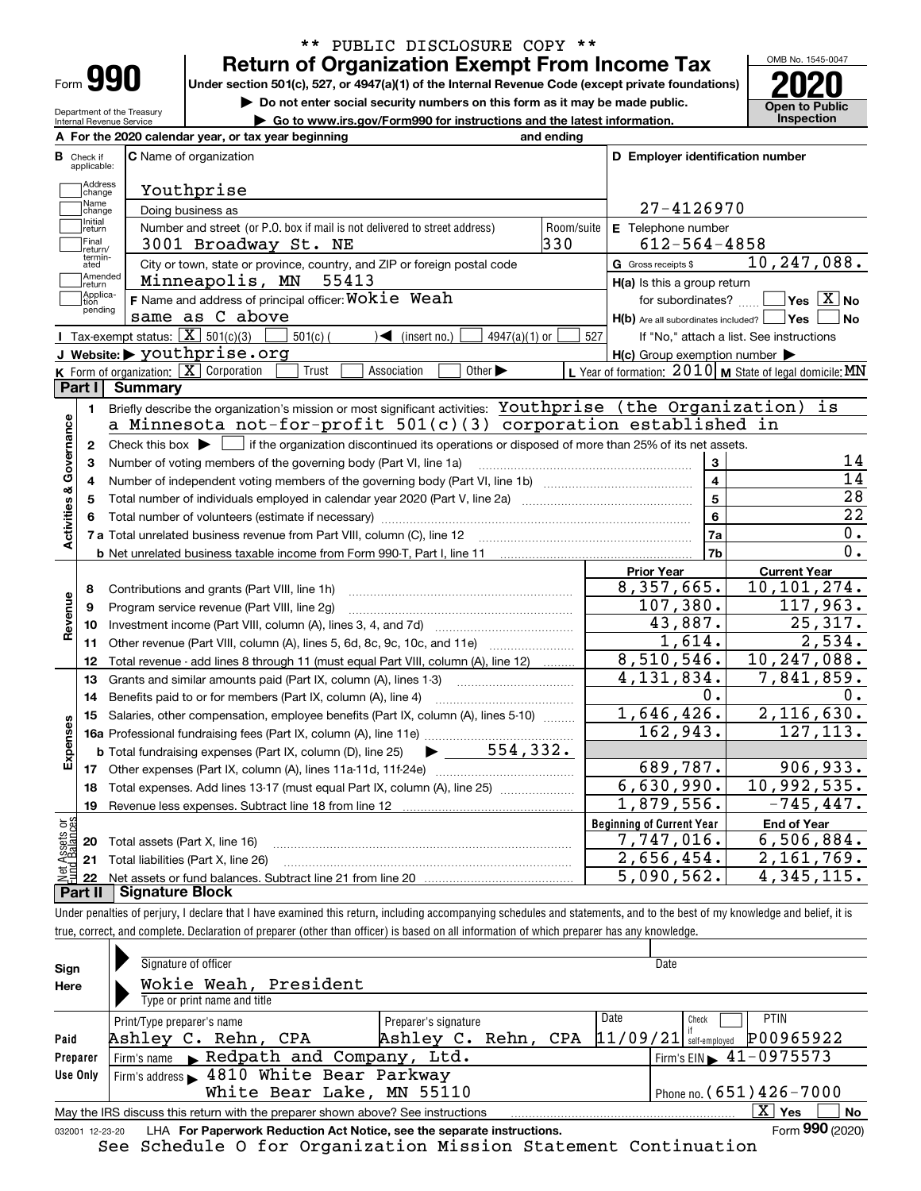** PUBLIC DISCLOSURE COPY **

# Form 990 — Return of Organization Exempt From Income Tax (2020)

Under section 501(c), 527, or 4947(a)(1) of the Internal Revenue Code (except private foundations)

▶ Do not enter social security numbers on this form as it may be made public.

▶ Go to www.irs.gov/Form990 for instructions and the latest information.

Department of the Treasury, Internal Revenue Service

OMB No. 1545-0047 | Open to Public Inspection

**A** For the 2020 calendar year, or tax year beginning and ending

**B** Check if applicable: Address change / Name change / Initial return / Final return/terminated / Amended return / Application pending

**C** Name of organization: Youthprise

Doing business as

Number and street (or P.O. box if mail is not delivered to street address): 3001 Broadway St. NE — Room/suite: 330

City or town, state or province, country, and ZIP or foreign postal code: Minneapolis, MN 55413

**D** Employer identification number: 27-4126970

**E** Telephone number: 612-564-4858

**G** Gross receipts $ 10,247,088.

**F** Name and address of principal officer: Wokie Weah, same as C above

**H(a)** Is this a group return for subordinates? Yes [ ] No [X]

**H(b)** Are all subordinates included? Yes [ ] No [ ] — If "No," attach a list. See instructions

**H(c)** Group exemption number ▶

**I** Tax-exempt status: [X] 501(c)(3) [ ] 501(c) ( ) ◀ (insert no.) [ ] 4947(a)(1) or [ ] 527

**J** Website: ▶ youthprise.org

**K** Form of organization: [X] Corporation [ ] Trust [ ] Association [ ] Other ▶

**L** Year of formation: 2010 **M** State of legal domicile: MN

## Part I Summary

**Activities & Governance**

1. Briefly describe the organization's mission or most significant activities: Youthprise (the Organization) is a Minnesota not-for-profit 501(c)(3) corporation established in
2. Check this box ▶ [ ] if the organization discontinued its operations or disposed of more than 25% of its net assets.

| | | Line | |
|---|---|---|---|
| 3 | Number of voting members of the governing body (Part VI, line 1a) | 3 | 14 |
| 4 | Number of independent voting members of the governing body (Part VI, line 1b) | 4 | 14 |
| 5 | Total number of individuals employed in calendar year 2020 (Part V, line 2a) | 5 | 28 |
| 6 | Total number of volunteers (estimate if necessary) | 6 | 22 |
| 7a | Total unrelated business revenue from Part VIII, column (C), line 12 | 7a | 0. |
| b | Net unrelated business taxable income from Form 990-T, Part I, line 11 | 7b | 0. |

| | | Prior Year | Current Year |
|---|---|---|---|
| **Revenue** | | | |
| 8 | Contributions and grants (Part VIII, line 1h) | 8,357,665. | 10,101,274. |
| 9 | Program service revenue (Part VIII, line 2g) | 107,380. | 117,963. |
| 10 | Investment income (Part VIII, column (A), lines 3, 4, and 7d) | 43,887. | 25,317. |
| 11 | Other revenue (Part VIII, column (A), lines 5, 6d, 8c, 9c, 10c, and 11e) | 1,614. | 2,534. |
| 12 | Total revenue - add lines 8 through 11 (must equal Part VIII, column (A), line 12) | 8,510,546. | 10,247,088. |
| **Expenses** | | | |
| 13 | Grants and similar amounts paid (Part IX, column (A), lines 1-3) | 4,131,834. | 7,841,859. |
| 14 | Benefits paid to or for members (Part IX, column (A), line 4) | 0. | 0. |
| 15 | Salaries, other compensation, employee benefits (Part IX, column (A), lines 5-10) | 1,646,426. | 2,116,630. |
| 16a | Professional fundraising fees (Part IX, column (A), line 11e) | 162,943. | 127,113. |
| b | Total fundraising expenses (Part IX, column (D), line 25) ▶ 554,332. | | |
| 17 | Other expenses (Part IX, column (A), lines 11a-11d, 11f-24e) | 689,787. | 906,933. |
| 18 | Total expenses. Add lines 13-17 (must equal Part IX, column (A), line 25) | 6,630,990. | 10,992,535. |
| 19 | Revenue less expenses. Subtract line 18 from line 12 | 1,879,556. | -745,447. |

| **Net Assets or Fund Balances** | | Beginning of Current Year | End of Year |
|---|---|---|---|
| 20 | Total assets (Part X, line 16) | 7,747,016. | 6,506,884. |
| 21 | Total liabilities (Part X, line 26) | 2,656,454. | 2,161,769. |
| 22 | Net assets or fund balances. Subtract line 21 from line 20 | 5,090,562. | 4,345,115. |

## Part II Signature Block

Under penalties of perjury, I declare that I have examined this return, including accompanying schedules and statements, and to the best of my knowledge and belief, it is true, correct, and complete. Declaration of preparer (other than officer) is based on all information of which preparer has any knowledge.

**Sign Here**

Signature of officer — Date

Wokie Weah, President

Type or print name and title

**Paid Preparer Use Only**

| Print/Type preparer's name | Preparer's signature | Date | Check if self-employed | PTIN |
|---|---|---|---|---|
| Ashley C. Rehn, CPA | Ashley C. Rehn, CPA | 11/09/21 | [ ] | P00965922 |

Firm's name ▶ Redpath and Company, Ltd. — Firm's EIN ▶ 41-0975573

Firm's address ▶ 4810 White Bear Parkway, White Bear Lake, MN 55110 — Phone no. (651)426-7000

May the IRS discuss this return with the preparer shown above? See instructions [X] Yes [ ] No

032001 12-23-20 LHA For Paperwork Reduction Act Notice, see the separate instructions. Form 990 (2020)

See Schedule O for Organization Mission Statement Continuation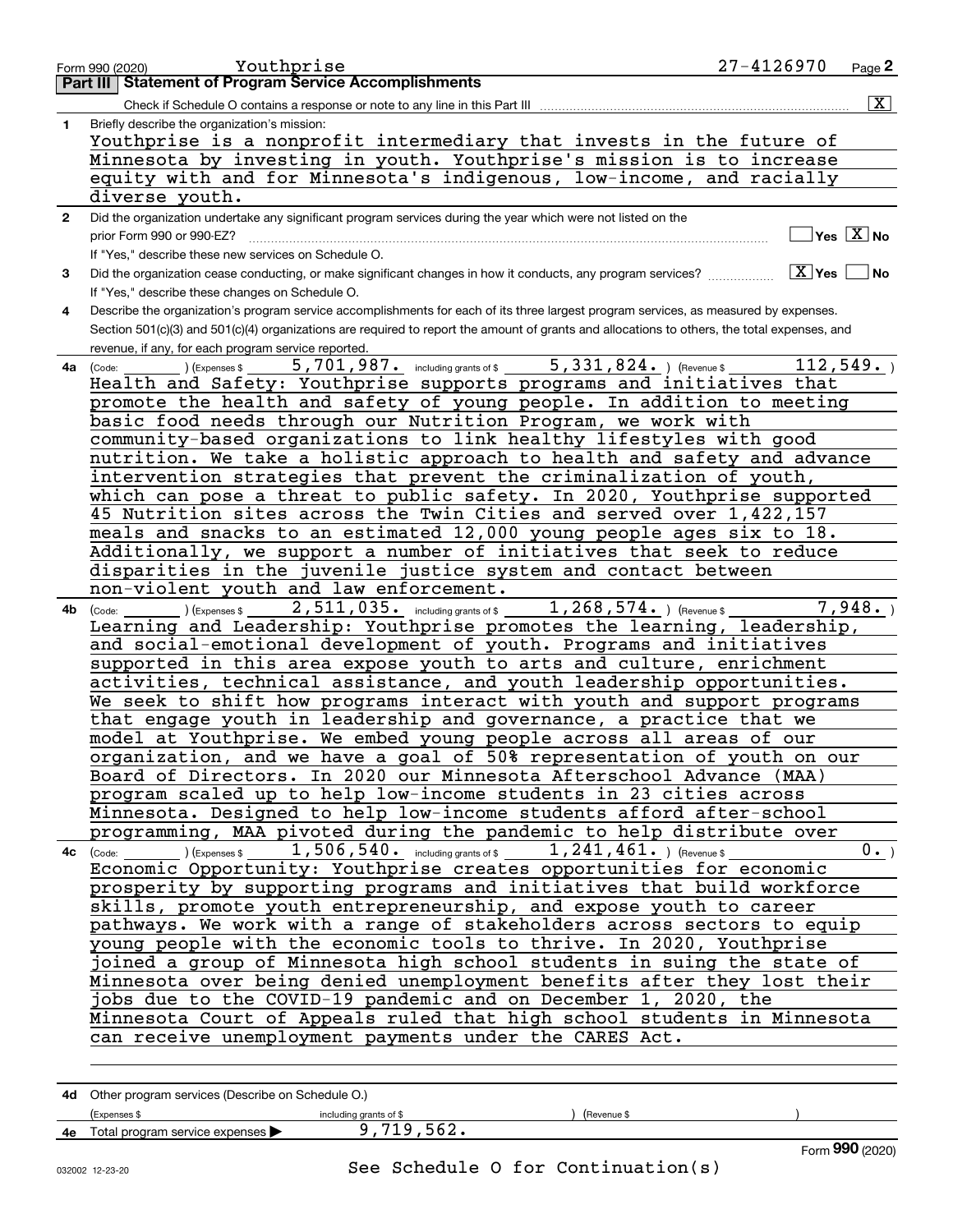Form 990 (2020) Youthprise 27-4126970 Page 2

## Part III Statement of Program Service Accomplishments

Check if Schedule O contains a response or note to any line in this Part III [X]

**1** Briefly describe the organization's mission:

Youthprise is a nonprofit intermediary that invests in the future of Minnesota by investing in youth. Youthprise's mission is to increase equity with and for Minnesota's indigenous, low-income, and racially diverse youth.

**2** Did the organization undertake any significant program services during the year which were not listed on the prior Form 990 or 990-EZ? [ ] Yes [X] No

If "Yes," describe these new services on Schedule O.

**3** Did the organization cease conducting, or make significant changes in how it conducts, any program services? [X] Yes [ ] No

If "Yes," describe these changes on Schedule O.

**4** Describe the organization's program service accomplishments for each of its three largest program services, as measured by expenses. Section 501(c)(3) and 501(c)(4) organizations are required to report the amount of grants and allocations to others, the total expenses, and revenue, if any, for each program service reported.

**4a** (Code: ) (Expenses $ 5,701,987. including grants of $ 5,331,824. ) (Revenue $ 112,549. )

Health and Safety: Youthprise supports programs and initiatives that promote the health and safety of young people. In addition to meeting basic food needs through our Nutrition Program, we work with community-based organizations to link healthy lifestyles with good nutrition. We take a holistic approach to health and safety and advance intervention strategies that prevent the criminalization of youth, which can pose a threat to public safety. In 2020, Youthprise supported 45 Nutrition sites across the Twin Cities and served over 1,422,157 meals and snacks to an estimated 12,000 young people ages six to 18. Additionally, we support a number of initiatives that seek to reduce disparities in the juvenile justice system and contact between non-violent youth and law enforcement.

**4b** (Code: ) (Expenses $ 2,511,035. including grants of $ 1,268,574. ) (Revenue $ 7,948. )

Learning and Leadership: Youthprise promotes the learning, leadership, and social-emotional development of youth. Programs and initiatives supported in this area expose youth to arts and culture, enrichment activities, technical assistance, and youth leadership opportunities. We seek to shift how programs interact with youth and support programs that engage youth in leadership and governance, a practice that we model at Youthprise. We embed young people across all areas of our organization, and we have a goal of 50% representation of youth on our Board of Directors. In 2020 our Minnesota Afterschool Advance (MAA) program scaled up to help low-income students in 23 cities across Minnesota. Designed to help low-income students afford after-school programming, MAA pivoted during the pandemic to help distribute over

**4c** (Code: ) (Expenses $ 1,506,540. including grants of $ 1,241,461. ) (Revenue $ 0. )

Economic Opportunity: Youthprise creates opportunities for economic prosperity by supporting programs and initiatives that build workforce skills, promote youth entrepreneurship, and expose youth to career pathways. We work with a range of stakeholders across sectors to equip young people with the economic tools to thrive. In 2020, Youthprise joined a group of Minnesota high school students in suing the state of Minnesota over being denied unemployment benefits after they lost their jobs due to the COVID-19 pandemic and on December 1, 2020, the Minnesota Court of Appeals ruled that high school students in Minnesota can receive unemployment payments under the CARES Act.

**4d** Other program services (Describe on Schedule O.)

(Expenses $ including grants of $ ) (Revenue $ )

**4e** Total program service expenses ▶ 9,719,562.

Form **990** (2020)

See Schedule O for Continuation(s)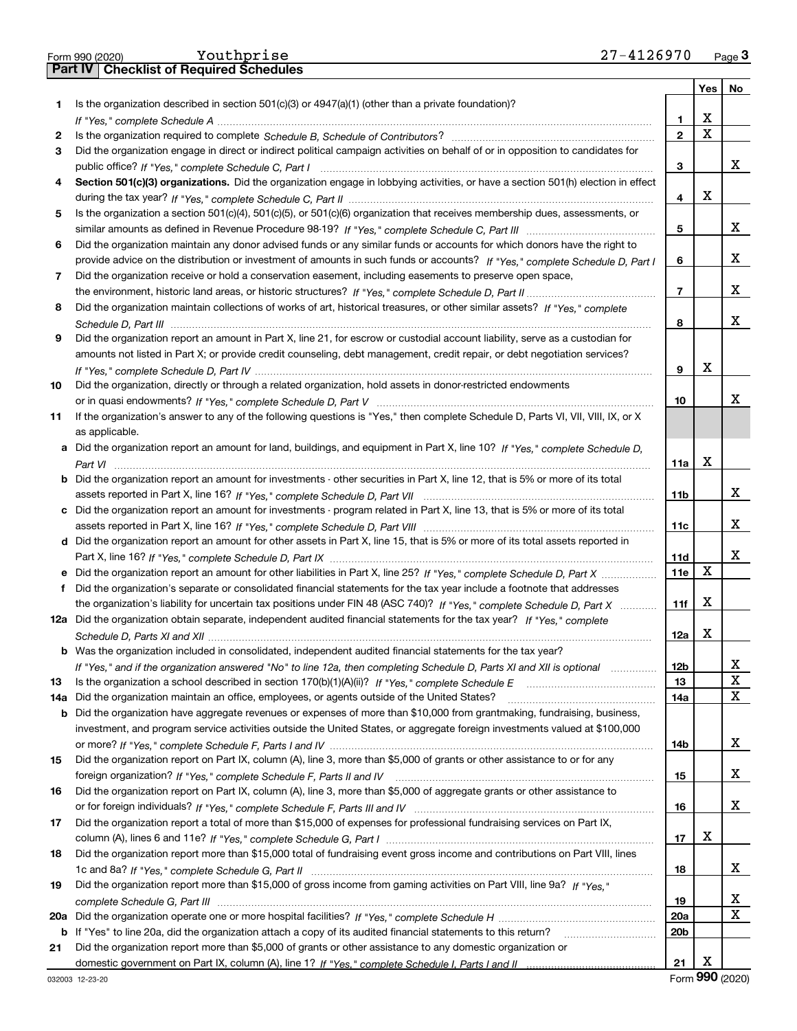Form 990 (2020) Youthprise 27-4126970 Page 3

**Part IV Checklist of Required Schedules**

| | | | Yes | No |
|---|---|---|---|---|
| 1 | Is the organization described in section 501(c)(3) or 4947(a)(1) (other than a private foundation)? *If "Yes," complete Schedule A* | 1 | X | |
| 2 | Is the organization required to complete *Schedule B, Schedule of Contributors*? | 2 | X | |
| 3 | Did the organization engage in direct or indirect political campaign activities on behalf of or in opposition to candidates for public office? *If "Yes," complete Schedule C, Part I* | 3 | | X |
| 4 | **Section 501(c)(3) organizations.** Did the organization engage in lobbying activities, or have a section 501(h) election in effect during the tax year? *If "Yes," complete Schedule C, Part II* | 4 | X | |
| 5 | Is the organization a section 501(c)(4), 501(c)(5), or 501(c)(6) organization that receives membership dues, assessments, or similar amounts as defined in Revenue Procedure 98-19? *If "Yes," complete Schedule C, Part III* | 5 | | X |
| 6 | Did the organization maintain any donor advised funds or any similar funds or accounts for which donors have the right to provide advice on the distribution or investment of amounts in such funds or accounts? *If "Yes," complete Schedule D, Part I* | 6 | | X |
| 7 | Did the organization receive or hold a conservation easement, including easements to preserve open space, the environment, historic land areas, or historic structures? *If "Yes," complete Schedule D, Part II* | 7 | | X |
| 8 | Did the organization maintain collections of works of art, historical treasures, or other similar assets? *If "Yes," complete Schedule D, Part III* | 8 | | X |
| 9 | Did the organization report an amount in Part X, line 21, for escrow or custodial account liability, serve as a custodian for amounts not listed in Part X; or provide credit counseling, debt management, credit repair, or debt negotiation services? *If "Yes," complete Schedule D, Part IV* | 9 | X | |
| 10 | Did the organization, directly or through a related organization, hold assets in donor-restricted endowments or in quasi endowments? *If "Yes," complete Schedule D, Part V* | 10 | | X |
| 11 | If the organization's answer to any of the following questions is "Yes," then complete Schedule D, Parts VI, VII, VIII, IX, or X as applicable. | | | |
| a | Did the organization report an amount for land, buildings, and equipment in Part X, line 10? *If "Yes," complete Schedule D, Part VI* | 11a | X | |
| b | Did the organization report an amount for investments - other securities in Part X, line 12, that is 5% or more of its total assets reported in Part X, line 16? *If "Yes," complete Schedule D, Part VII* | 11b | | X |
| c | Did the organization report an amount for investments - program related in Part X, line 13, that is 5% or more of its total assets reported in Part X, line 16? *If "Yes," complete Schedule D, Part VIII* | 11c | | X |
| d | Did the organization report an amount for other assets in Part X, line 15, that is 5% or more of its total assets reported in Part X, line 16? *If "Yes," complete Schedule D, Part IX* | 11d | | X |
| e | Did the organization report an amount for other liabilities in Part X, line 25? *If "Yes," complete Schedule D, Part X* | 11e | X | |
| f | Did the organization's separate or consolidated financial statements for the tax year include a footnote that addresses the organization's liability for uncertain tax positions under FIN 48 (ASC 740)? *If "Yes," complete Schedule D, Part X* | 11f | X | |
| 12a | Did the organization obtain separate, independent audited financial statements for the tax year? *If "Yes," complete Schedule D, Parts XI and XII* | 12a | X | |
| b | Was the organization included in consolidated, independent audited financial statements for the tax year? *If "Yes," and if the organization answered "No" to line 12a, then completing Schedule D, Parts XI and XII is optional* | 12b | | X |
| 13 | Is the organization a school described in section 170(b)(1)(A)(ii)? *If "Yes," complete Schedule E* | 13 | | X |
| 14a | Did the organization maintain an office, employees, or agents outside of the United States? | 14a | | X |
| b | Did the organization have aggregate revenues or expenses of more than $10,000 from grantmaking, fundraising, business, investment, and program service activities outside the United States, or aggregate foreign investments valued at $100,000 or more? *If "Yes," complete Schedule F, Parts I and IV* | 14b | | X |
| 15 | Did the organization report on Part IX, column (A), line 3, more than $5,000 of grants or other assistance to or for any foreign organization? *If "Yes," complete Schedule F, Parts II and IV* | 15 | | X |
| 16 | Did the organization report on Part IX, column (A), line 3, more than $5,000 of aggregate grants or other assistance to or for foreign individuals? *If "Yes," complete Schedule F, Parts III and IV* | 16 | | X |
| 17 | Did the organization report a total of more than $15,000 of expenses for professional fundraising services on Part IX, column (A), lines 6 and 11e? *If "Yes," complete Schedule G, Part I* | 17 | X | |
| 18 | Did the organization report more than $15,000 total of fundraising event gross income and contributions on Part VIII, lines 1c and 8a? *If "Yes," complete Schedule G, Part II* | 18 | | X |
| 19 | Did the organization report more than $15,000 of gross income from gaming activities on Part VIII, line 9a? *If "Yes," complete Schedule G, Part III* | 19 | | X |
| 20a | Did the organization operate one or more hospital facilities? *If "Yes," complete Schedule H* | 20a | | X |
| b | If "Yes" to line 20a, did the organization attach a copy of its audited financial statements to this return? | 20b | | |
| 21 | Did the organization report more than $5,000 of grants or other assistance to any domestic organization or domestic government on Part IX, column (A), line 1? *If "Yes," complete Schedule I, Parts I and II* | 21 | X | |

032003 12-23-20 Form **990** (2020)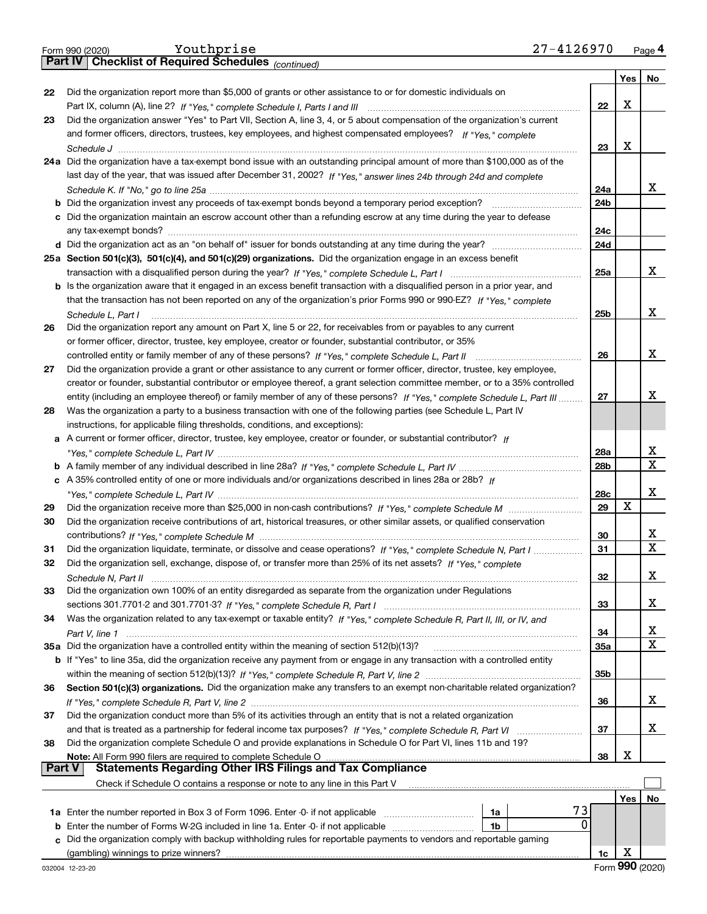Form 990 (2020) Youthprise 27-4126970 Page 4

## Part IV Checklist of Required Schedules *(continued)*

| | | | Yes | No |
|---|---|---|---|---|
| 22 | Did the organization report more than $5,000 of grants or other assistance to or for domestic individuals on Part IX, column (A), line 2? *If "Yes," complete Schedule I, Parts I and III* | 22 | X | |
| 23 | Did the organization answer "Yes" to Part VII, Section A, line 3, 4, or 5 about compensation of the organization's current and former officers, directors, trustees, key employees, and highest compensated employees? *If "Yes," complete Schedule J* | 23 | X | |
| 24a | Did the organization have a tax-exempt bond issue with an outstanding principal amount of more than $100,000 as of the last day of the year, that was issued after December 31, 2002? *If "Yes," answer lines 24b through 24d and complete Schedule K. If "No," go to line 25a* | 24a | | X |
| b | Did the organization invest any proceeds of tax-exempt bonds beyond a temporary period exception? | 24b | | |
| c | Did the organization maintain an escrow account other than a refunding escrow at any time during the year to defease any tax-exempt bonds? | 24c | | |
| d | Did the organization act as an "on behalf of" issuer for bonds outstanding at any time during the year? | 24d | | |
| 25a | **Section 501(c)(3), 501(c)(4), and 501(c)(29) organizations.** Did the organization engage in an excess benefit transaction with a disqualified person during the year? *If "Yes," complete Schedule L, Part I* | 25a | | X |
| b | Is the organization aware that it engaged in an excess benefit transaction with a disqualified person in a prior year, and that the transaction has not been reported on any of the organization's prior Forms 990 or 990-EZ? *If "Yes," complete Schedule L, Part I* | 25b | | X |
| 26 | Did the organization report any amount on Part X, line 5 or 22, for receivables from or payables to any current or former officer, director, trustee, key employee, creator or founder, substantial contributor, or 35% controlled entity or family member of any of these persons? *If "Yes," complete Schedule L, Part II* | 26 | | X |
| 27 | Did the organization provide a grant or other assistance to any current or former officer, director, trustee, key employee, creator or founder, substantial contributor or employee thereof, a grant selection committee member, or to a 35% controlled entity (including an employee thereof) or family member of any of these persons? *If "Yes," complete Schedule L, Part III* | 27 | | X |
| 28 | Was the organization a party to a business transaction with one of the following parties (see Schedule L, Part IV instructions, for applicable filing thresholds, conditions, and exceptions): | | | |
| a | A current or former officer, director, trustee, key employee, creator or founder, or substantial contributor? *If "Yes," complete Schedule L, Part IV* | 28a | | X |
| b | A family member of any individual described in line 28a? *If "Yes," complete Schedule L, Part IV* | 28b | | X |
| c | A 35% controlled entity of one or more individuals and/or organizations described in lines 28a or 28b? *If "Yes," complete Schedule L, Part IV* | 28c | | X |
| 29 | Did the organization receive more than $25,000 in non-cash contributions? *If "Yes," complete Schedule M* | 29 | X | |
| 30 | Did the organization receive contributions of art, historical treasures, or other similar assets, or qualified conservation contributions? *If "Yes," complete Schedule M* | 30 | | X |
| 31 | Did the organization liquidate, terminate, or dissolve and cease operations? *If "Yes," complete Schedule N, Part I* | 31 | | X |
| 32 | Did the organization sell, exchange, dispose of, or transfer more than 25% of its net assets? *If "Yes," complete Schedule N, Part II* | 32 | | X |
| 33 | Did the organization own 100% of an entity disregarded as separate from the organization under Regulations sections 301.7701-2 and 301.7701-3? *If "Yes," complete Schedule R, Part I* | 33 | | X |
| 34 | Was the organization related to any tax-exempt or taxable entity? *If "Yes," complete Schedule R, Part II, III, or IV, and Part V, line 1* | 34 | | X |
| 35a | Did the organization have a controlled entity within the meaning of section 512(b)(13)? | 35a | | X |
| b | If "Yes" to line 35a, did the organization receive any payment from or engage in any transaction with a controlled entity within the meaning of section 512(b)(13)? *If "Yes," complete Schedule R, Part V, line 2* | 35b | | |
| 36 | **Section 501(c)(3) organizations.** Did the organization make any transfers to an exempt non-charitable related organization? *If "Yes," complete Schedule R, Part V, line 2* | 36 | | X |
| 37 | Did the organization conduct more than 5% of its activities through an entity that is not a related organization and that is treated as a partnership for federal income tax purposes? *If "Yes," complete Schedule R, Part VI* | 37 | | X |
| 38 | Did the organization complete Schedule O and provide explanations in Schedule O for Part VI, lines 11b and 19? **Note:** All Form 990 filers are required to complete Schedule O | 38 | X | |

## Part V Statements Regarding Other IRS Filings and Tax Compliance

Check if Schedule O contains a response or note to any line in this Part V ☐

| | | | | | Yes | No |
|---|---|---|---|---|---|---|
| 1a | Enter the number reported in Box 3 of Form 1096. Enter -0- if not applicable | 1a | 73 | | | |
| b | Enter the number of Forms W-2G included in line 1a. Enter -0- if not applicable | 1b | 0 | | | |
| c | Did the organization comply with backup withholding rules for reportable payments to vendors and reportable gaming (gambling) winnings to prize winners? | | | 1c | X | |

032004 12-23-20 Form **990** (2020)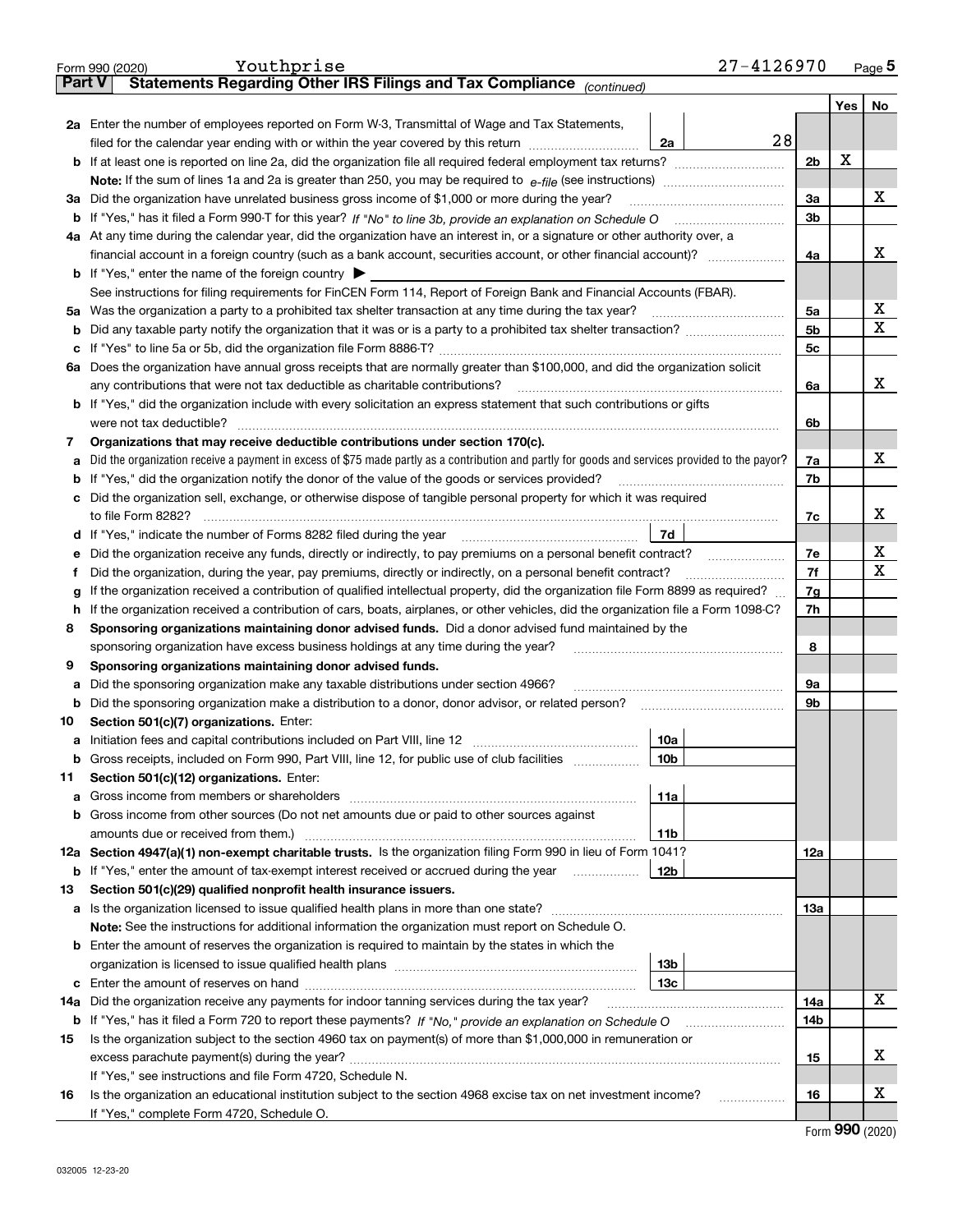Form 990 (2020) Youthprise 27-4126970 Page 5

**Part V Statements Regarding Other IRS Filings and Tax Compliance** *(continued)*

| | | | | | Yes | No |
|---|---|---|---|---|---|---|
| 2a | Enter the number of employees reported on Form W-3, Transmittal of Wage and Tax Statements, filed for the calendar year ending with or within the year covered by this return | 2a | 28 | | | |
| b | If at least one is reported on line 2a, did the organization file all required federal employment tax returns? | | | 2b | X | |
| | Note: If the sum of lines 1a and 2a is greater than 250, you may be required to e-file (see instructions) | | | | | |
| 3a | Did the organization have unrelated business gross income of $1,000 or more during the year? | | | 3a | | X |
| b | If "Yes," has it filed a Form 990-T for this year? *If "No" to line 3b, provide an explanation on Schedule O* | | | 3b | | |
| 4a | At any time during the calendar year, did the organization have an interest in, or a signature or other authority over, a financial account in a foreign country (such as a bank account, securities account, or other financial account)? | | | 4a | | X |
| b | If "Yes," enter the name of the foreign country ▶ | | | | | |
| | See instructions for filing requirements for FinCEN Form 114, Report of Foreign Bank and Financial Accounts (FBAR). | | | | | |
| 5a | Was the organization a party to a prohibited tax shelter transaction at any time during the tax year? | | | 5a | | X |
| b | Did any taxable party notify the organization that it was or is a party to a prohibited tax shelter transaction? | | | 5b | | X |
| c | If "Yes" to line 5a or 5b, did the organization file Form 8886-T? | | | 5c | | |
| 6a | Does the organization have annual gross receipts that are normally greater than $100,000, and did the organization solicit any contributions that were not tax deductible as charitable contributions? | | | 6a | | X |
| b | If "Yes," did the organization include with every solicitation an express statement that such contributions or gifts were not tax deductible? | | | 6b | | |
| 7 | **Organizations that may receive deductible contributions under section 170(c).** | | | | | |
| a | Did the organization receive a payment in excess of $75 made partly as a contribution and partly for goods and services provided to the payor? | | | 7a | | X |
| b | If "Yes," did the organization notify the donor of the value of the goods or services provided? | | | 7b | | |
| c | Did the organization sell, exchange, or otherwise dispose of tangible personal property for which it was required to file Form 8282? | | | 7c | | X |
| d | If "Yes," indicate the number of Forms 8282 filed during the year | 7d | | | | |
| e | Did the organization receive any funds, directly or indirectly, to pay premiums on a personal benefit contract? | | | 7e | | X |
| f | Did the organization, during the year, pay premiums, directly or indirectly, on a personal benefit contract? | | | 7f | | X |
| g | If the organization received a contribution of qualified intellectual property, did the organization file Form 8899 as required? | | | 7g | | |
| h | If the organization received a contribution of cars, boats, airplanes, or other vehicles, did the organization file a Form 1098-C? | | | 7h | | |
| 8 | **Sponsoring organizations maintaining donor advised funds.** Did a donor advised fund maintained by the sponsoring organization have excess business holdings at any time during the year? | | | 8 | | |
| 9 | **Sponsoring organizations maintaining donor advised funds.** | | | | | |
| a | Did the sponsoring organization make any taxable distributions under section 4966? | | | 9a | | |
| b | Did the sponsoring organization make a distribution to a donor, donor advisor, or related person? | | | 9b | | |
| 10 | **Section 501(c)(7) organizations.** Enter: | | | | | |
| a | Initiation fees and capital contributions included on Part VIII, line 12 | 10a | | | | |
| b | Gross receipts, included on Form 990, Part VIII, line 12, for public use of club facilities | 10b | | | | |
| 11 | **Section 501(c)(12) organizations.** Enter: | | | | | |
| a | Gross income from members or shareholders | 11a | | | | |
| b | Gross income from other sources (Do not net amounts due or paid to other sources against amounts due or received from them.) | 11b | | | | |
| 12a | **Section 4947(a)(1) non-exempt charitable trusts.** Is the organization filing Form 990 in lieu of Form 1041? | | | 12a | | |
| b | If "Yes," enter the amount of tax-exempt interest received or accrued during the year | 12b | | | | |
| 13 | **Section 501(c)(29) qualified nonprofit health insurance issuers.** | | | | | |
| a | Is the organization licensed to issue qualified health plans in more than one state? | | | 13a | | |
| | **Note:** See the instructions for additional information the organization must report on Schedule O. | | | | | |
| b | Enter the amount of reserves the organization is required to maintain by the states in which the organization is licensed to issue qualified health plans | 13b | | | | |
| c | Enter the amount of reserves on hand | 13c | | | | |
| 14a | Did the organization receive any payments for indoor tanning services during the tax year? | | | 14a | | X |
| b | If "Yes," has it filed a Form 720 to report these payments? *If "No," provide an explanation on Schedule O* | | | 14b | | |
| 15 | Is the organization subject to the section 4960 tax on payment(s) of more than $1,000,000 in remuneration or excess parachute payment(s) during the year? | | | 15 | | X |
| | If "Yes," see instructions and file Form 4720, Schedule N. | | | | | |
| 16 | Is the organization an educational institution subject to the section 4968 excise tax on net investment income? | | | 16 | | X |
| | If "Yes," complete Form 4720, Schedule O. | | | | | |

Form **990** (2020)

032005 12-23-20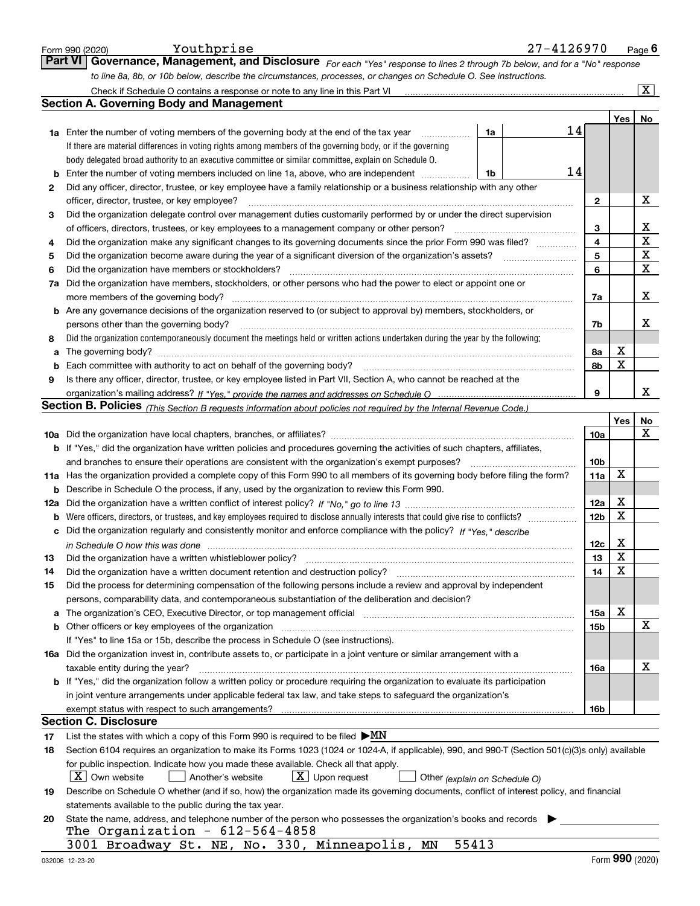Form 990 (2020) Youthprise 27-4126970 Page **6**

## Part VI Governance, Management, and Disclosure

*For each "Yes" response to lines 2 through 7b below, and for a "No" response to line 8a, 8b, or 10b below, describe the circumstances, processes, or changes on Schedule O. See instructions.*

Check if Schedule O contains a response or note to any line in this Part VI ... [X]

### Section A. Governing Body and Management

| | | | | | Yes | No |
|---|---|---|---|---|---|---|
| **1a** | Enter the number of voting members of the governing body at the end of the tax year | 1a | 14 | | | |
| | If there are material differences in voting rights among members of the governing body, or if the governing body delegated broad authority to an executive committee or similar committee, explain on Schedule O. | | | | | |
| **b** | Enter the number of voting members included on line 1a, above, who are independent | 1b | 14 | | | |
| **2** | Did any officer, director, trustee, or key employee have a family relationship or a business relationship with any other officer, director, trustee, or key employee? | | | 2 | | X |
| **3** | Did the organization delegate control over management duties customarily performed by or under the direct supervision of officers, directors, trustees, or key employees to a management company or other person? | | | 3 | | X |
| **4** | Did the organization make any significant changes to its governing documents since the prior Form 990 was filed? | | | 4 | | X |
| **5** | Did the organization become aware during the year of a significant diversion of the organization's assets? | | | 5 | | X |
| **6** | Did the organization have members or stockholders? | | | 6 | | X |
| **7a** | Did the organization have members, stockholders, or other persons who had the power to elect or appoint one or more members of the governing body? | | | 7a | | X |
| **b** | Are any governance decisions of the organization reserved to (or subject to approval by) members, stockholders, or persons other than the governing body? | | | 7b | | X |
| **8** | Did the organization contemporaneously document the meetings held or written actions undertaken during the year by the following: | | | | | |
| **a** | The governing body? | | | 8a | X | |
| **b** | Each committee with authority to act on behalf of the governing body? | | | 8b | X | |
| **9** | Is there any officer, director, trustee, or key employee listed in Part VII, Section A, who cannot be reached at the organization's mailing address? *If "Yes," provide the names and addresses on Schedule O* | | | 9 | | X |

### Section B. Policies *(This Section B requests information about policies not required by the Internal Revenue Code.)*

| | | | Yes | No |
|---|---|---|---|---|
| **10a** | Did the organization have local chapters, branches, or affiliates? | 10a | | X |
| **b** | If "Yes," did the organization have written policies and procedures governing the activities of such chapters, affiliates, and branches to ensure their operations are consistent with the organization's exempt purposes? | 10b | | |
| **11a** | Has the organization provided a complete copy of this Form 990 to all members of its governing body before filing the form? | 11a | X | |
| **b** | Describe in Schedule O the process, if any, used by the organization to review this Form 990. | | | |
| **12a** | Did the organization have a written conflict of interest policy? *If "No," go to line 13* | 12a | X | |
| **b** | Were officers, directors, or trustees, and key employees required to disclose annually interests that could give rise to conflicts? | 12b | X | |
| **c** | Did the organization regularly and consistently monitor and enforce compliance with the policy? *If "Yes," describe in Schedule O how this was done* | 12c | X | |
| **13** | Did the organization have a written whistleblower policy? | 13 | X | |
| **14** | Did the organization have a written document retention and destruction policy? | 14 | X | |
| **15** | Did the process for determining compensation of the following persons include a review and approval by independent persons, comparability data, and contemporaneous substantiation of the deliberation and decision? | | | |
| **a** | The organization's CEO, Executive Director, or top management official | 15a | X | |
| **b** | Other officers or key employees of the organization | 15b | | X |
| | If "Yes" to line 15a or 15b, describe the process in Schedule O (see instructions). | | | |
| **16a** | Did the organization invest in, contribute assets to, or participate in a joint venture or similar arrangement with a taxable entity during the year? | 16a | | X |
| **b** | If "Yes," did the organization follow a written policy or procedure requiring the organization to evaluate its participation in joint venture arrangements under applicable federal tax law, and take steps to safeguard the organization's exempt status with respect to such arrangements? | 16b | | |

### Section C. Disclosure

**17** List the states with which a copy of this Form 990 is required to be filed ▶MN

**18** Section 6104 requires an organization to make its Forms 1023 (1024 or 1024-A, if applicable), 990, and 990-T (Section 501(c)(3)s only) available for public inspection. Indicate how you made these available. Check all that apply.

[X] Own website  [ ] Another's website  [X] Upon request  [ ] Other *(explain on Schedule O)*

**19** Describe on Schedule O whether (and if so, how) the organization made its governing documents, conflict of interest policy, and financial statements available to the public during the tax year.

**20** State the name, address, and telephone number of the person who possesses the organization's books and records ▶

The Organization - 612-564-4858
3001 Broadway St. NE, No. 330, Minneapolis, MN 55413

032006 12-23-20 Form **990** (2020)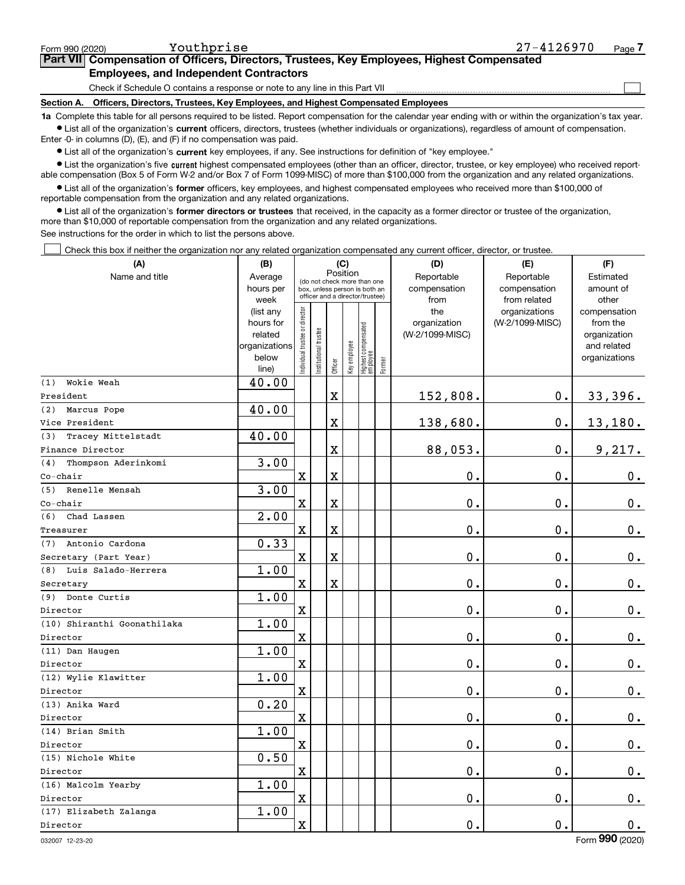Form 990 (2020) Youthprise 27-4126970 Page 7

## Part VII Compensation of Officers, Directors, Trustees, Key Employees, Highest Compensated Employees, and Independent Contractors

Check if Schedule O contains a response or note to any line in this Part VII ☐

### Section A. Officers, Directors, Trustees, Key Employees, and Highest Compensated Employees

**1a** Complete this table for all persons required to be listed. Report compensation for the calendar year ending with or within the organization's tax year.

- List all of the organization's **current** officers, directors, trustees (whether individuals or organizations), regardless of amount of compensation. Enter -0- in columns (D), (E), and (F) if no compensation was paid.
- List all of the organization's **current** key employees, if any. See instructions for definition of "key employee."
- List the organization's five **current** highest compensated employees (other than an officer, director, trustee, or key employee) who received reportable compensation (Box 5 of Form W-2 and/or Box 7 of Form 1099-MISC) of more than $100,000 from the organization and any related organizations.
- List all of the organization's **former** officers, key employees, and highest compensated employees who received more than $100,000 of reportable compensation from the organization and any related organizations.
- List all of the organization's **former directors or trustees** that received, in the capacity as a former director or trustee of the organization, more than $10,000 of reportable compensation from the organization and any related organizations.

See instructions for the order in which to list the persons above.

☐ Check this box if neither the organization nor any related organization compensated any current officer, director, or trustee.

| (A) Name and title | (B) Average hours per week (list any hours for related organizations below line) | (C) Position: Individual trustee or director | Institutional trustee | Officer | Key employee | Highest compensated employee | Former | (D) Reportable compensation from the organization (W-2/1099-MISC) | (E) Reportable compensation from related organizations (W-2/1099-MISC) | (F) Estimated amount of other compensation from the organization and related organizations |
|---|---|---|---|---|---|---|---|---|---|---|
| (1) Wokie Weah<br>President | 40.00 | | | X | | | | 152,808. | 0. | 33,396. |
| (2) Marcus Pope<br>Vice President | 40.00 | | | X | | | | 138,680. | 0. | 13,180. |
| (3) Tracey Mittelstadt<br>Finance Director | 40.00 | | | X | | | | 88,053. | 0. | 9,217. |
| (4) Thompson Aderinkomi<br>Co-chair | 3.00 | X | | X | | | | 0. | 0. | 0. |
| (5) Renelle Mensah<br>Co-chair | 3.00 | X | | X | | | | 0. | 0. | 0. |
| (6) Chad Lassen<br>Treasurer | 2.00 | X | | X | | | | 0. | 0. | 0. |
| (7) Antonio Cardona<br>Secretary (Part Year) | 0.33 | X | | X | | | | 0. | 0. | 0. |
| (8) Luis Salado-Herrera<br>Secretary | 1.00 | X | | X | | | | 0. | 0. | 0. |
| (9) Donte Curtis<br>Director | 1.00 | X | | | | | | 0. | 0. | 0. |
| (10) Shiranthi Goonathilaka<br>Director | 1.00 | X | | | | | | 0. | 0. | 0. |
| (11) Dan Haugen<br>Director | 1.00 | X | | | | | | 0. | 0. | 0. |
| (12) Wylie Klawitter<br>Director | 1.00 | X | | | | | | 0. | 0. | 0. |
| (13) Anika Ward<br>Director | 0.20 | X | | | | | | 0. | 0. | 0. |
| (14) Brian Smith<br>Director | 1.00 | X | | | | | | 0. | 0. | 0. |
| (15) Nichole White<br>Director | 0.50 | X | | | | | | 0. | 0. | 0. |
| (16) Malcolm Yearby<br>Director | 1.00 | X | | | | | | 0. | 0. | 0. |
| (17) Elizabeth Zalanga<br>Director | 1.00 | X | | | | | | 0. | 0. | 0. |

032007 12-23-20 Form 990 (2020)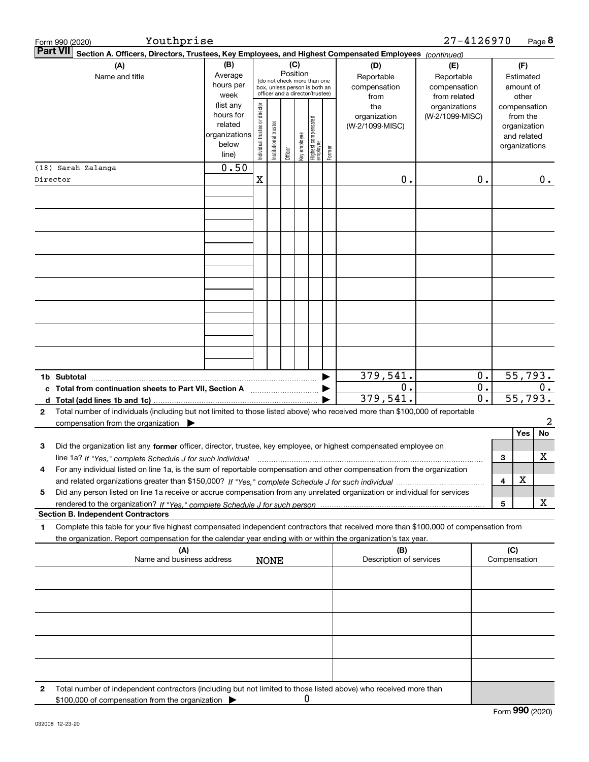Form 990 (2020) Youthprise 27-4126970 Page **8**

**Part VII** Section A. Officers, Directors, Trustees, Key Employees, and Highest Compensated Employees *(continued)*

| (A) Name and title | (B) Average hours per week (list any hours for related organizations below line) | (C) Position: Individual trustee or director | Institutional trustee | Officer | Key employee | Highest compensated employee | Former | (D) Reportable compensation from the organization (W-2/1099-MISC) | (E) Reportable compensation from related organizations (W-2/1099-MISC) | (F) Estimated amount of other compensation from the organization and related organizations |
|---|---|---|---|---|---|---|---|---|---|---|
| (18) Sarah Zalanga<br>Director | 0.50 | X | | | | | | 0. | 0. | 0. |
| **1b Subtotal** | | | | | | | | 379,541. | 0. | 55,793. |
| **c Total from continuation sheets to Part VII, Section A** | | | | | | | | 0. | 0. | 0. |
| **d Total (add lines 1b and 1c)** | | | | | | | | 379,541. | 0. | 55,793. |

**2** Total number of individuals (including but not limited to those listed above) who received more than $100,000 of reportable compensation from the organization ▶ 2

| | | Yes | No |
|---|---|---|---|
| **3** Did the organization list any **former** officer, director, trustee, key employee, or highest compensated employee on line 1a? *If "Yes," complete Schedule J for such individual* | 3 | | X |
| **4** For any individual listed on line 1a, is the sum of reportable compensation and other compensation from the organization and related organizations greater than $150,000? *If "Yes," complete Schedule J for such individual* | 4 | X | |
| **5** Did any person listed on line 1a receive or accrue compensation from any unrelated organization or individual for services rendered to the organization? *If "Yes," complete Schedule J for such person* | 5 | | X |

**Section B. Independent Contractors**

**1** Complete this table for your five highest compensated independent contractors that received more than $100,000 of compensation from the organization. Report compensation for the calendar year ending with or within the organization's tax year.

| (A) Name and business address | (B) Description of services | (C) Compensation |
|---|---|---|
| NONE | | |

**2** Total number of independent contractors (including but not limited to those listed above) who received more than $100,000 of compensation from the organization ▶ 0

Form **990** (2020)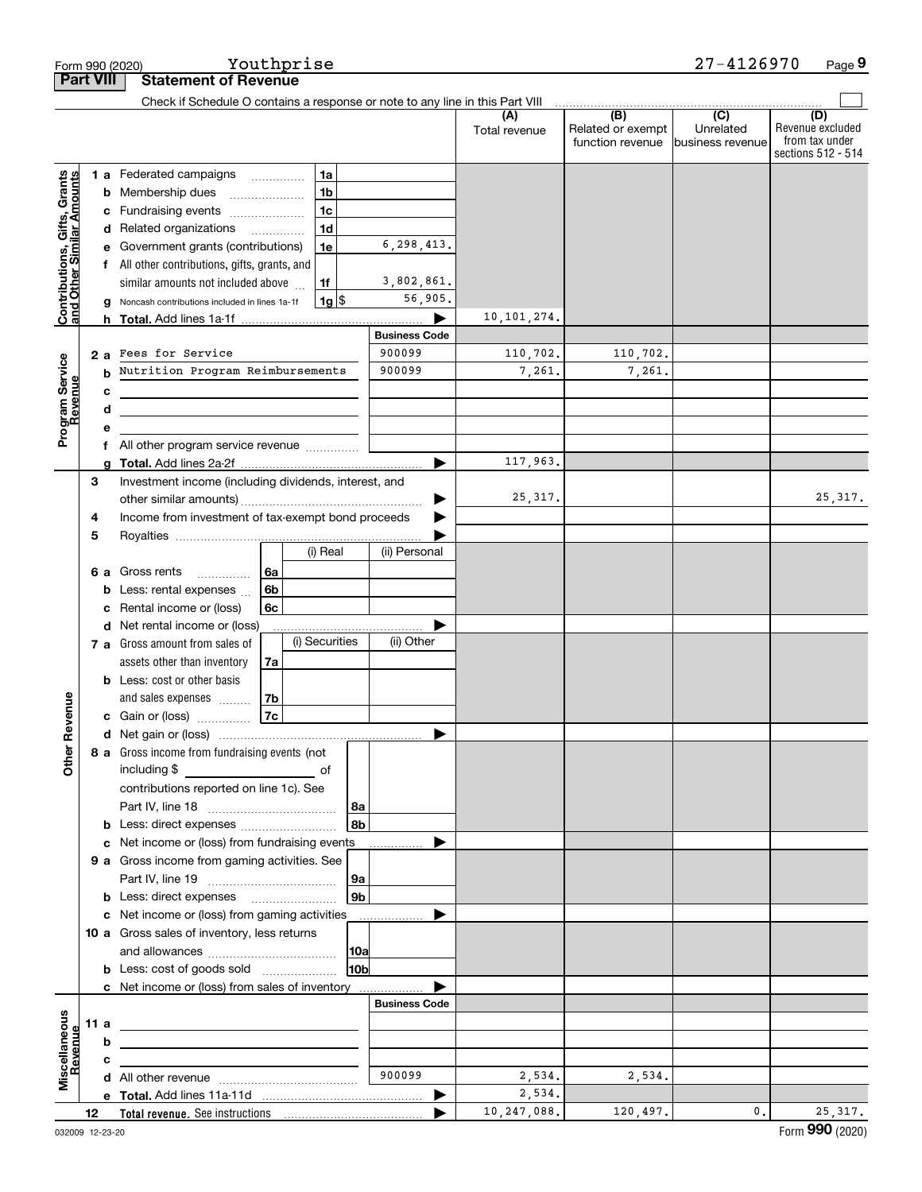Form 990 (2020) Youthprise 27-4126970 Page **9**

## Part VIII Statement of Revenue

Check if Schedule O contains a response or note to any line in this Part VIII ☐

| | | | | (A) Total revenue | (B) Related or exempt function revenue | (C) Unrelated business revenue | (D) Revenue excluded from tax under sections 512 - 514 |
|---|---|---|---|---|---|---|---|
| **Contributions, Gifts, Grants and Other Similar Amounts** | 1 a | Federated campaigns | 1a | | | | |
| | b | Membership dues | 1b | | | | |
| | c | Fundraising events | 1c | | | | |
| | d | Related organizations | 1d | | | | |
| | e | Government grants (contributions) | 1e 6,298,413. | | | | |
| | f | All other contributions, gifts, grants, and similar amounts not included above | 1f 3,802,861. | | | | |
| | g | Noncash contributions included in lines 1a-1f | 1g $ 56,905. | | | | |
| | h | **Total.** Add lines 1a-1f | ▶ | 10,101,274. | | | |
| | | | **Business Code** | | | | |
| **Program Service Revenue** | 2 a | Fees for Service | 900099 | 110,702. | 110,702. | | |
| | b | Nutrition Program Reimbursements | 900099 | 7,261. | 7,261. | | |
| | c | | | | | | |
| | d | | | | | | |
| | e | | | | | | |
| | f | All other program service revenue | | | | | |
| | g | **Total.** Add lines 2a-2f | ▶ | 117,963. | | | |
| **Other Revenue** | 3 | Investment income (including dividends, interest, and other similar amounts) | ▶ | 25,317. | | | 25,317. |
| | 4 | Income from investment of tax-exempt bond proceeds | ▶ | | | | |
| | 5 | Royalties | ▶ | | | | |
| | | | (i) Real / (ii) Personal | | | | |
| | 6 a | Gross rents | 6a | | | | |
| | b | Less: rental expenses | 6b | | | | |
| | c | Rental income or (loss) | 6c | | | | |
| | d | Net rental income or (loss) | ▶ | | | | |
| | | | (i) Securities / (ii) Other | | | | |
| | 7 a | Gross amount from sales of assets other than inventory | 7a | | | | |
| | b | Less: cost or other basis and sales expenses | 7b | | | | |
| | c | Gain or (loss) | 7c | | | | |
| | d | Net gain or (loss) | ▶ | | | | |
| | 8 a | Gross income from fundraising events (not including $ ______ of contributions reported on line 1c). See Part IV, line 18 | 8a | | | | |
| | b | Less: direct expenses | 8b | | | | |
| | c | Net income or (loss) from fundraising events | ▶ | | | | |
| | 9 a | Gross income from gaming activities. See Part IV, line 19 | 9a | | | | |
| | b | Less: direct expenses | 9b | | | | |
| | c | Net income or (loss) from gaming activities | ▶ | | | | |
| | 10 a | Gross sales of inventory, less returns and allowances | 10a | | | | |
| | b | Less: cost of goods sold | 10b | | | | |
| | c | Net income or (loss) from sales of inventory | ▶ | | | | |
| | | | **Business Code** | | | | |
| **Miscellaneous Revenue** | 11 a | | | | | | |
| | b | | | | | | |
| | c | | | | | | |
| | d | All other revenue | 900099 | 2,534. | 2,534. | | |
| | e | **Total.** Add lines 11a-11d | ▶ | 2,534. | | | |
| | 12 | **Total revenue.** See instructions | ▶ | 10,247,088. | 120,497. | 0. | 25,317. |

032009 12-23-20 Form **990** (2020)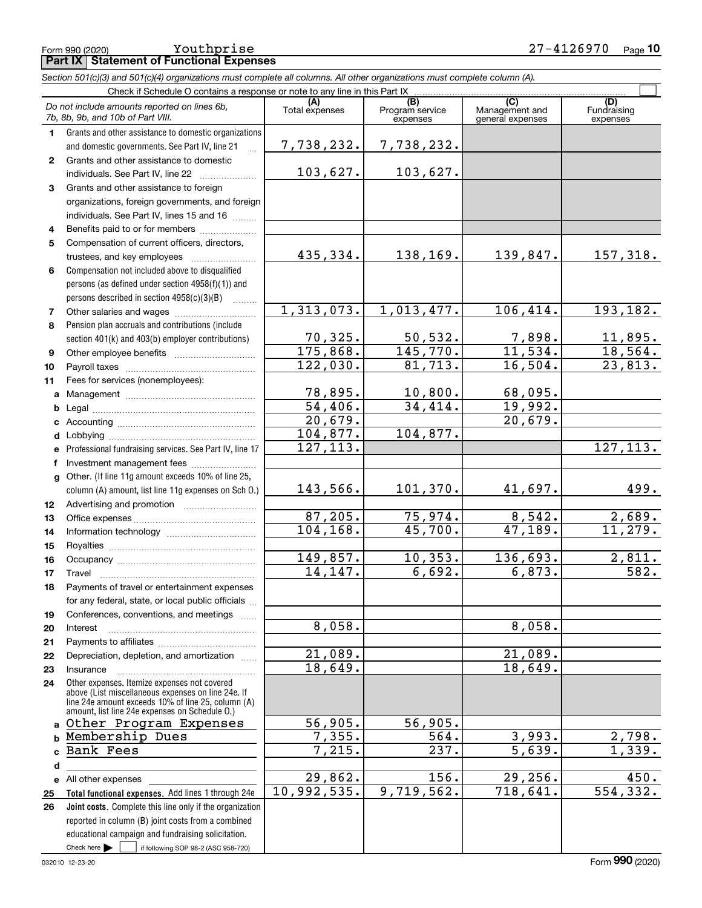Form 990 (2020) Youthprise 27-4126970

## Part IX Statement of Functional Expenses

*Section 501(c)(3) and 501(c)(4) organizations must complete all columns. All other organizations must complete column (A).*

Check if Schedule O contains a response or note to any line in this Part IX ☐

| | *Do not include amounts reported on lines 6b, 7b, 8b, 9b, and 10b of Part VIII.* | (A) Total expenses | (B) Program service expenses | (C) Management and general expenses | (D) Fundraising expenses |
|---|---|---|---|---|---|
| 1 | Grants and other assistance to domestic organizations and domestic governments. See Part IV, line 21 | 7,738,232. | 7,738,232. | | |
| 2 | Grants and other assistance to domestic individuals. See Part IV, line 22 | 103,627. | 103,627. | | |
| 3 | Grants and other assistance to foreign organizations, foreign governments, and foreign individuals. See Part IV, lines 15 and 16 | | | | |
| 4 | Benefits paid to or for members | | | | |
| 5 | Compensation of current officers, directors, trustees, and key employees | 435,334. | 138,169. | 139,847. | 157,318. |
| 6 | Compensation not included above to disqualified persons (as defined under section 4958(f)(1)) and persons described in section 4958(c)(3)(B) | | | | |
| 7 | Other salaries and wages | 1,313,073. | 1,013,477. | 106,414. | 193,182. |
| 8 | Pension plan accruals and contributions (include section 401(k) and 403(b) employer contributions) | 70,325. | 50,532. | 7,898. | 11,895. |
| 9 | Other employee benefits | 175,868. | 145,770. | 11,534. | 18,564. |
| 10 | Payroll taxes | 122,030. | 81,713. | 16,504. | 23,813. |
| 11 | Fees for services (nonemployees): | | | | |
| a | Management | 78,895. | 10,800. | 68,095. | |
| b | Legal | 54,406. | 34,414. | 19,992. | |
| c | Accounting | 20,679. | | 20,679. | |
| d | Lobbying | 104,877. | 104,877. | | |
| e | Professional fundraising services. See Part IV, line 17 | 127,113. | | | 127,113. |
| f | Investment management fees | | | | |
| g | Other. (If line 11g amount exceeds 10% of line 25, column (A) amount, list line 11g expenses on Sch O.) | 143,566. | 101,370. | 41,697. | 499. |
| 12 | Advertising and promotion | | | | |
| 13 | Office expenses | 87,205. | 75,974. | 8,542. | 2,689. |
| 14 | Information technology | 104,168. | 45,700. | 47,189. | 11,279. |
| 15 | Royalties | | | | |
| 16 | Occupancy | 149,857. | 10,353. | 136,693. | 2,811. |
| 17 | Travel | 14,147. | 6,692. | 6,873. | 582. |
| 18 | Payments of travel or entertainment expenses for any federal, state, or local public officials | | | | |
| 19 | Conferences, conventions, and meetings | | | | |
| 20 | Interest | 8,058. | | 8,058. | |
| 21 | Payments to affiliates | | | | |
| 22 | Depreciation, depletion, and amortization | 21,089. | | 21,089. | |
| 23 | Insurance | 18,649. | | 18,649. | |
| 24 | Other expenses. Itemize expenses not covered above (List miscellaneous expenses on line 24e. If line 24e amount exceeds 10% of line 25, column (A) amount, list line 24e expenses on Schedule O.) | | | | |
| a | Other Program Expenses | 56,905. | 56,905. | | |
| b | Membership Dues | 7,355. | 564. | 3,993. | 2,798. |
| c | Bank Fees | 7,215. | 237. | 5,639. | 1,339. |
| d | | | | | |
| e | All other expenses | 29,862. | 156. | 29,256. | 450. |
| 25 | **Total functional expenses.** Add lines 1 through 24e | 10,992,535. | 9,719,562. | 718,641. | 554,332. |
| 26 | **Joint costs.** Complete this line only if the organization reported in column (B) joint costs from a combined educational campaign and fundraising solicitation. Check here ☐ if following SOP 98-2 (ASC 958-720) | | | | |

032010 12-23-20 Form **990** (2020)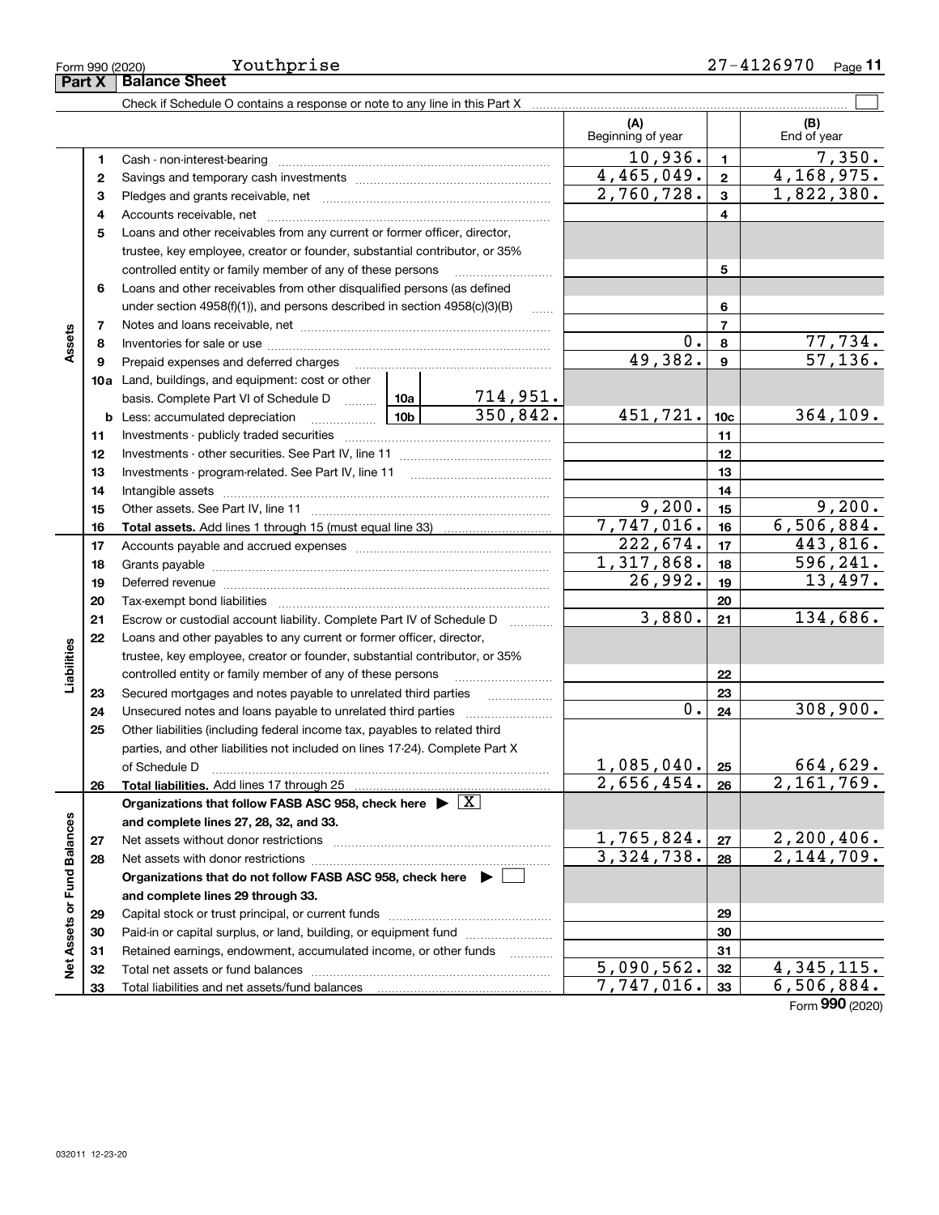Form 990 (2020) Youthprise 27-4126970

**Part X | Balance Sheet**

Check if Schedule O contains a response or note to any line in this Part X ☐

| | | | | (A) Beginning of year | | (B) End of year |
|---|---|---|---|---|---|---|
| **Assets** | 1 | Cash - non-interest-bearing | | 10,936. | 1 | 7,350. |
| | 2 | Savings and temporary cash investments | | 4,465,049. | 2 | 4,168,975. |
| | 3 | Pledges and grants receivable, net | | 2,760,728. | 3 | 1,822,380. |
| | 4 | Accounts receivable, net | | | 4 | |
| | 5 | Loans and other receivables from any current or former officer, director, trustee, key employee, creator or founder, substantial contributor, or 35% controlled entity or family member of any of these persons | | | 5 | |
| | 6 | Loans and other receivables from other disqualified persons (as defined under section 4958(f)(1)), and persons described in section 4958(c)(3)(B) | | | 6 | |
| | 7 | Notes and loans receivable, net | | | 7 | |
| | 8 | Inventories for sale or use | | 0. | 8 | 77,734. |
| | 9 | Prepaid expenses and deferred charges | | 49,382. | 9 | 57,136. |
| | 10a | Land, buildings, and equipment: cost or other basis. Complete Part VI of Schedule D | 10a 714,951. | | | |
| | b | Less: accumulated depreciation | 10b 350,842. | 451,721. | 10c | 364,109. |
| | 11 | Investments - publicly traded securities | | | 11 | |
| | 12 | Investments - other securities. See Part IV, line 11 | | | 12 | |
| | 13 | Investments - program-related. See Part IV, line 11 | | | 13 | |
| | 14 | Intangible assets | | | 14 | |
| | 15 | Other assets. See Part IV, line 11 | | 9,200. | 15 | 9,200. |
| | 16 | **Total assets.** Add lines 1 through 15 (must equal line 33) | | 7,747,016. | 16 | 6,506,884. |
| **Liabilities** | 17 | Accounts payable and accrued expenses | | 222,674. | 17 | 443,816. |
| | 18 | Grants payable | | 1,317,868. | 18 | 596,241. |
| | 19 | Deferred revenue | | 26,992. | 19 | 13,497. |
| | 20 | Tax-exempt bond liabilities | | | 20 | |
| | 21 | Escrow or custodial account liability. Complete Part IV of Schedule D | | 3,880. | 21 | 134,686. |
| | 22 | Loans and other payables to any current or former officer, director, trustee, key employee, creator or founder, substantial contributor, or 35% controlled entity or family member of any of these persons | | | 22 | |
| | 23 | Secured mortgages and notes payable to unrelated third parties | | | 23 | |
| | 24 | Unsecured notes and loans payable to unrelated third parties | | 0. | 24 | 308,900. |
| | 25 | Other liabilities (including federal income tax, payables to related third parties, and other liabilities not included on lines 17-24). Complete Part X of Schedule D | | 1,085,040. | 25 | 664,629. |
| | 26 | **Total liabilities.** Add lines 17 through 25 | | 2,656,454. | 26 | 2,161,769. |
| **Net Assets or Fund Balances** | | **Organizations that follow FASB ASC 958, check here ▶ ☒ and complete lines 27, 28, 32, and 33.** | | | | |
| | 27 | Net assets without donor restrictions | | 1,765,824. | 27 | 2,200,406. |
| | 28 | Net assets with donor restrictions | | 3,324,738. | 28 | 2,144,709. |
| | | **Organizations that do not follow FASB ASC 958, check here ▶ ☐ and complete lines 29 through 33.** | | | | |
| | 29 | Capital stock or trust principal, or current funds | | | 29 | |
| | 30 | Paid-in or capital surplus, or land, building, or equipment fund | | | 30 | |
| | 31 | Retained earnings, endowment, accumulated income, or other funds | | | 31 | |
| | 32 | Total net assets or fund balances | | 5,090,562. | 32 | 4,345,115. |
| | 33 | Total liabilities and net assets/fund balances | | 7,747,016. | 33 | 6,506,884. |

Form **990** (2020)

032011 12-23-20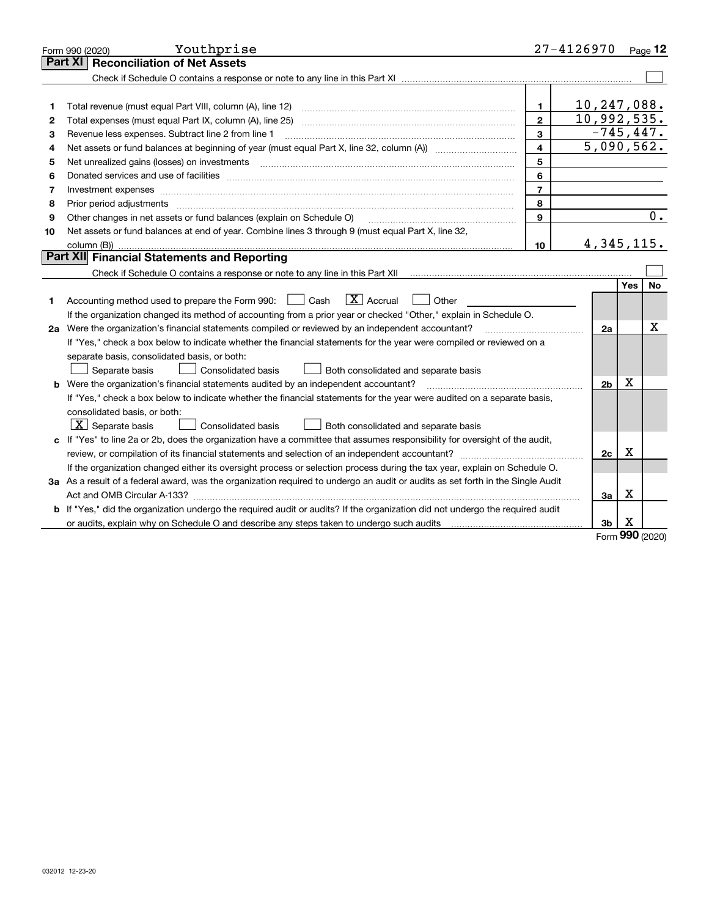Form 990 (2020) Youthprise 27-4126970 Page 12

## Part XI Reconciliation of Net Assets

Check if Schedule O contains a response or note to any line in this Part XI ☐

| | | | |
|---|---|---|---|
| 1 | Total revenue (must equal Part VIII, column (A), line 12) | 1 | 10,247,088. |
| 2 | Total expenses (must equal Part IX, column (A), line 25) | 2 | 10,992,535. |
| 3 | Revenue less expenses. Subtract line 2 from line 1 | 3 | -745,447. |
| 4 | Net assets or fund balances at beginning of year (must equal Part X, line 32, column (A)) | 4 | 5,090,562. |
| 5 | Net unrealized gains (losses) on investments | 5 | |
| 6 | Donated services and use of facilities | 6 | |
| 7 | Investment expenses | 7 | |
| 8 | Prior period adjustments | 8 | |
| 9 | Other changes in net assets or fund balances (explain on Schedule O) | 9 | 0. |
| 10 | Net assets or fund balances at end of year. Combine lines 3 through 9 (must equal Part X, line 32, column (B)) | 10 | 4,345,115. |

## Part XII Financial Statements and Reporting

Check if Schedule O contains a response or note to any line in this Part XII ☐

| | | | Yes | No |
|---|---|---|---|---|
| 1 | Accounting method used to prepare the Form 990: ☐ Cash ☒ Accrual ☐ Other<br>If the organization changed its method of accounting from a prior year or checked "Other," explain in Schedule O. | | | |
| 2a | Were the organization's financial statements compiled or reviewed by an independent accountant?<br>If "Yes," check a box below to indicate whether the financial statements for the year were compiled or reviewed on a separate basis, consolidated basis, or both:<br>☐ Separate basis ☐ Consolidated basis ☐ Both consolidated and separate basis | 2a | | X |
| b | Were the organization's financial statements audited by an independent accountant?<br>If "Yes," check a box below to indicate whether the financial statements for the year were audited on a separate basis, consolidated basis, or both:<br>☒ Separate basis ☐ Consolidated basis ☐ Both consolidated and separate basis | 2b | X | |
| c | If "Yes" to line 2a or 2b, does the organization have a committee that assumes responsibility for oversight of the audit, review, or compilation of its financial statements and selection of an independent accountant?<br>If the organization changed either its oversight process or selection process during the tax year, explain on Schedule O. | 2c | X | |
| 3a | As a result of a federal award, was the organization required to undergo an audit or audits as set forth in the Single Audit Act and OMB Circular A-133? | 3a | X | |
| b | If "Yes," did the organization undergo the required audit or audits? If the organization did not undergo the required audit or audits, explain why on Schedule O and describe any steps taken to undergo such audits | 3b | X | |

Form 990 (2020)

032012 12-23-20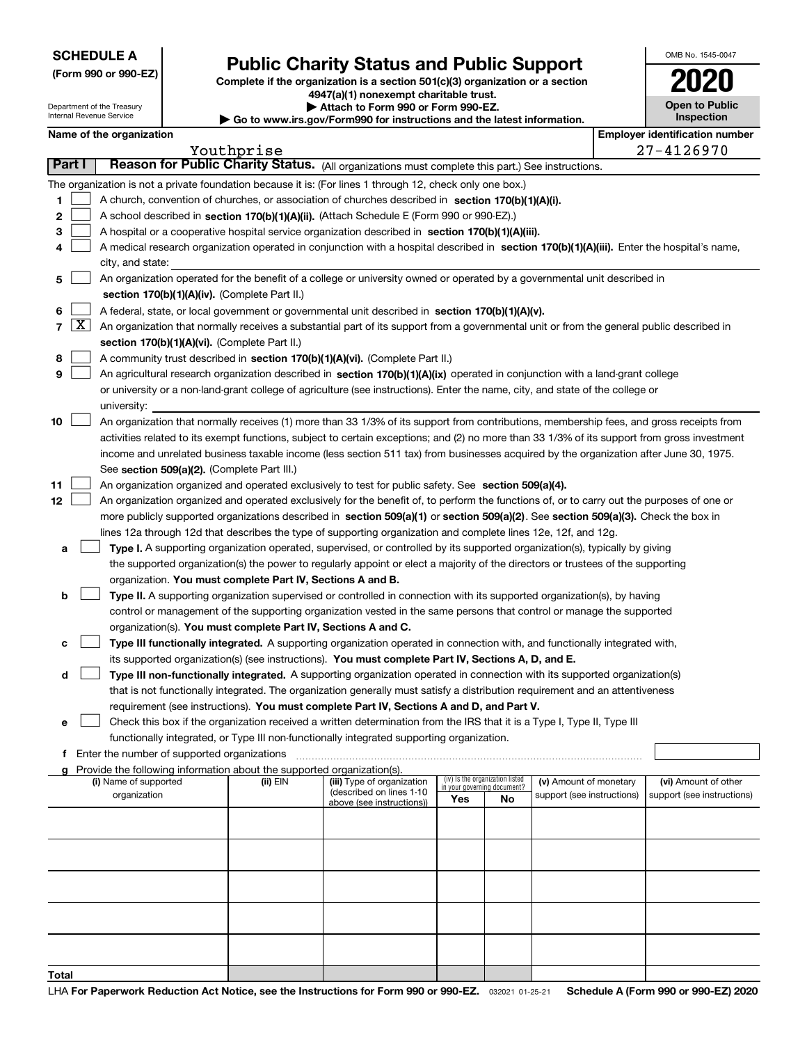**SCHEDULE A**
**(Form 990 or 990-EZ)**

Department of the Treasury
Internal Revenue Service

# Public Charity Status and Public Support

**Complete if the organization is a section 501(c)(3) organization or a section 4947(a)(1) nonexempt charitable trust.**
**▶ Attach to Form 990 or Form 990-EZ.**
**▶ Go to www.irs.gov/Form990 for instructions and the latest information.**

OMB No. 1545-0047

**2020**

**Open to Public Inspection**

**Name of the organization**
Youthprise

**Employer identification number**
27-4126970

## Part I Reason for Public Charity Status. (All organizations must complete this part.) See instructions.

The organization is not a private foundation because it is: (For lines 1 through 12, check only one box.)

1 ☐ A church, convention of churches, or association of churches described in **section 170(b)(1)(A)(i).**

2 ☐ A school described in **section 170(b)(1)(A)(ii).** (Attach Schedule E (Form 990 or 990-EZ).)

3 ☐ A hospital or a cooperative hospital service organization described in **section 170(b)(1)(A)(iii).**

4 ☐ A medical research organization operated in conjunction with a hospital described in **section 170(b)(1)(A)(iii).** Enter the hospital's name, city, and state:

5 ☐ An organization operated for the benefit of a college or university owned or operated by a governmental unit described in **section 170(b)(1)(A)(iv).** (Complete Part II.)

6 ☐ A federal, state, or local government or governmental unit described in **section 170(b)(1)(A)(v).**

7 ☒ An organization that normally receives a substantial part of its support from a governmental unit or from the general public described in **section 170(b)(1)(A)(vi).** (Complete Part II.)

8 ☐ A community trust described in **section 170(b)(1)(A)(vi).** (Complete Part II.)

9 ☐ An agricultural research organization described in **section 170(b)(1)(A)(ix)** operated in conjunction with a land-grant college or university or a non-land-grant college of agriculture (see instructions). Enter the name, city, and state of the college or university:

10 ☐ An organization that normally receives (1) more than 33 1/3% of its support from contributions, membership fees, and gross receipts from activities related to its exempt functions, subject to certain exceptions; and (2) no more than 33 1/3% of its support from gross investment income and unrelated business taxable income (less section 511 tax) from businesses acquired by the organization after June 30, 1975. See **section 509(a)(2).** (Complete Part III.)

11 ☐ An organization organized and operated exclusively to test for public safety. See **section 509(a)(4).**

12 ☐ An organization organized and operated exclusively for the benefit of, to perform the functions of, or to carry out the purposes of one or more publicly supported organizations described in **section 509(a)(1)** or **section 509(a)(2)**. See **section 509(a)(3).** Check the box in lines 12a through 12d that describes the type of supporting organization and complete lines 12e, 12f, and 12g.

a ☐ **Type I.** A supporting organization operated, supervised, or controlled by its supported organization(s), typically by giving the supported organization(s) the power to regularly appoint or elect a majority of the directors or trustees of the supporting organization. **You must complete Part IV, Sections A and B.**

b ☐ **Type II.** A supporting organization supervised or controlled in connection with its supported organization(s), by having control or management of the supporting organization vested in the same persons that control or manage the supported organization(s). **You must complete Part IV, Sections A and C.**

c ☐ **Type III functionally integrated.** A supporting organization operated in connection with, and functionally integrated with, its supported organization(s) (see instructions). **You must complete Part IV, Sections A, D, and E.**

d ☐ **Type III non-functionally integrated.** A supporting organization operated in connection with its supported organization(s) that is not functionally integrated. The organization generally must satisfy a distribution requirement and an attentiveness requirement (see instructions). **You must complete Part IV, Sections A and D, and Part V.**

e ☐ Check this box if the organization received a written determination from the IRS that it is a Type I, Type II, Type III functionally integrated, or Type III non-functionally integrated supporting organization.

f Enter the number of supported organizations

g Provide the following information about the supported organization(s).

| (i) Name of supported organization | (ii) EIN | (iii) Type of organization (described on lines 1-10 above (see instructions)) | (iv) Is the organization listed in your governing document? Yes | No | (v) Amount of monetary support (see instructions) | (vi) Amount of other support (see instructions) |
|---|---|---|---|---|---|---|
| | | | | | | |
| | | | | | | |
| | | | | | | |
| | | | | | | |
| | | | | | | |
| **Total** | | | | | | |

LHA **For Paperwork Reduction Act Notice, see the Instructions for Form 990 or 990-EZ.** 032021 01-25-21 **Schedule A (Form 990 or 990-EZ) 2020**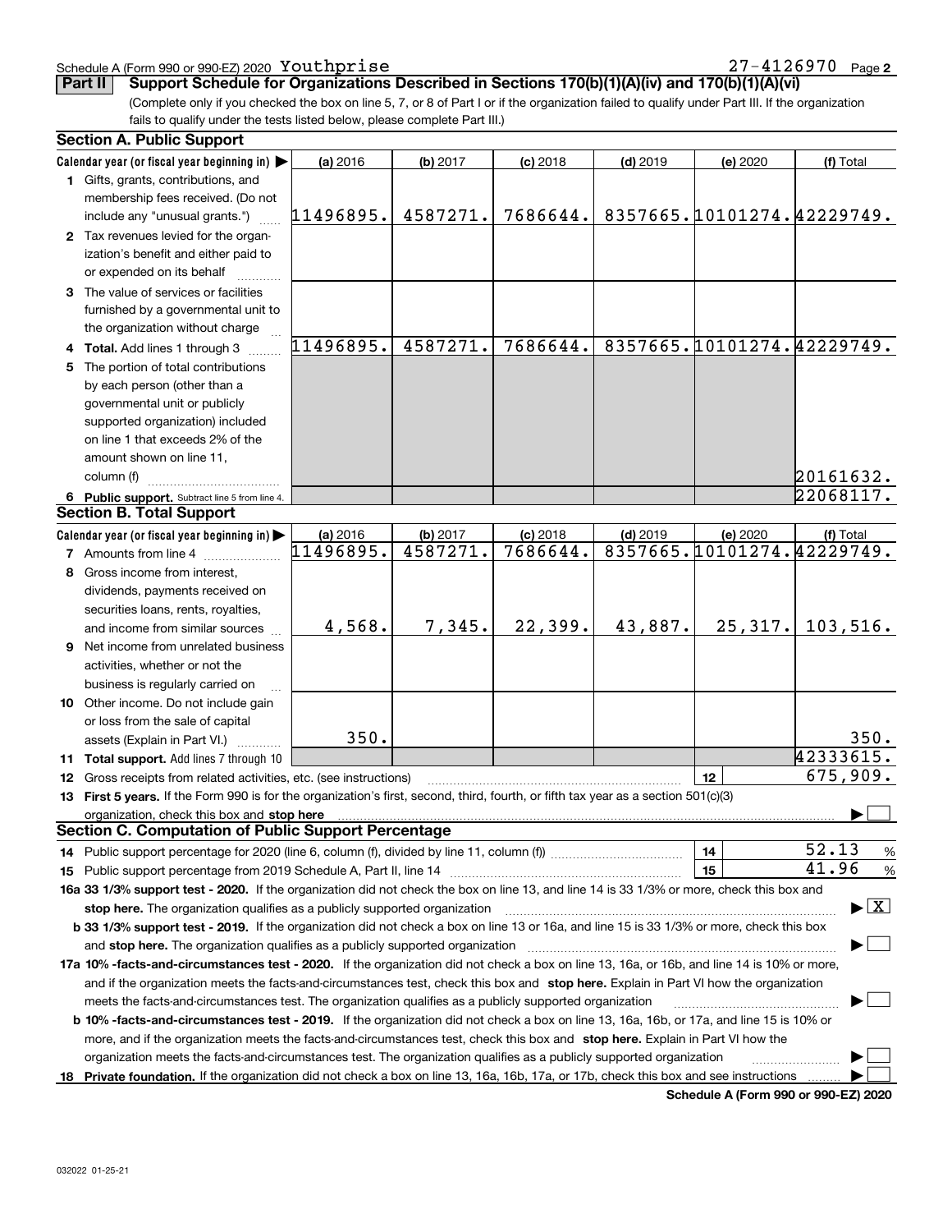Schedule A (Form 990 or 990-EZ) 2020 Youthprise 27-4126970 Page 2

**Part II Support Schedule for Organizations Described in Sections 170(b)(1)(A)(iv) and 170(b)(1)(A)(vi)**

(Complete only if you checked the box on line 5, 7, or 8 of Part I or if the organization failed to qualify under Part III. If the organization fails to qualify under the tests listed below, please complete Part III.)

### Section A. Public Support

| Calendar year (or fiscal year beginning in) ▶ | (a) 2016 | (b) 2017 | (c) 2018 | (d) 2019 | (e) 2020 | (f) Total |
|---|---|---|---|---|---|---|
| 1 Gifts, grants, contributions, and membership fees received. (Do not include any "unusual grants.") | 11496895. | 4587271. | 7686644. | 8357665. | 10101274. | 42229749. |
| 2 Tax revenues levied for the organization's benefit and either paid to or expended on its behalf | | | | | | |
| 3 The value of services or facilities furnished by a governmental unit to the organization without charge | | | | | | |
| 4 **Total.** Add lines 1 through 3 | 11496895. | 4587271. | 7686644. | 8357665. | 10101274. | 42229749. |
| 5 The portion of total contributions by each person (other than a governmental unit or publicly supported organization) included on line 1 that exceeds 2% of the amount shown on line 11, column (f) | | | | | | 20161632. |
| 6 **Public support.** Subtract line 5 from line 4. | | | | | | 22068117. |

### Section B. Total Support

| Calendar year (or fiscal year beginning in) ▶ | (a) 2016 | (b) 2017 | (c) 2018 | (d) 2019 | (e) 2020 | (f) Total |
|---|---|---|---|---|---|---|
| 7 Amounts from line 4 | 11496895. | 4587271. | 7686644. | 8357665. | 10101274. | 42229749. |
| 8 Gross income from interest, dividends, payments received on securities loans, rents, royalties, and income from similar sources | 4,568. | 7,345. | 22,399. | 43,887. | 25,317. | 103,516. |
| 9 Net income from unrelated business activities, whether or not the business is regularly carried on | | | | | | |
| 10 Other income. Do not include gain or loss from the sale of capital assets (Explain in Part VI.) | 350. | | | | | 350. |
| 11 **Total support.** Add lines 7 through 10 | | | | | | 42333615. |

| | | |
|---|---|---|
| 12 Gross receipts from related activities, etc. (see instructions) | 12 | 675,909. |

13 **First 5 years.** If the Form 990 is for the organization's first, second, third, fourth, or fifth tax year as a section 501(c)(3) organization, check this box and **stop here** ▶ ☐

### Section C. Computation of Public Support Percentage

| | | |
|---|---|---|
| 14 Public support percentage for 2020 (line 6, column (f), divided by line 11, column (f)) | 14 | 52.13 % |
| 15 Public support percentage from 2019 Schedule A, Part II, line 14 | 15 | 41.96 % |

**16a 33 1/3% support test - 2020.** If the organization did not check the box on line 13, and line 14 is 33 1/3% or more, check this box and **stop here.** The organization qualifies as a publicly supported organization ▶ ☒

**b 33 1/3% support test - 2019.** If the organization did not check a box on line 13 or 16a, and line 15 is 33 1/3% or more, check this box and **stop here.** The organization qualifies as a publicly supported organization ▶ ☐

**17a 10% -facts-and-circumstances test - 2020.** If the organization did not check a box on line 13, 16a, or 16b, and line 14 is 10% or more, and if the organization meets the facts-and-circumstances test, check this box and **stop here.** Explain in Part VI how the organization meets the facts-and-circumstances test. The organization qualifies as a publicly supported organization ▶ ☐

**b 10% -facts-and-circumstances test - 2019.** If the organization did not check a box on line 13, 16a, 16b, or 17a, and line 15 is 10% or more, and if the organization meets the facts-and-circumstances test, check this box and **stop here.** Explain in Part VI how the organization meets the facts-and-circumstances test. The organization qualifies as a publicly supported organization ▶ ☐

**18 Private foundation.** If the organization did not check a box on line 13, 16a, 16b, 17a, or 17b, check this box and see instructions ▶ ☐

**Schedule A (Form 990 or 990-EZ) 2020**

032022 01-25-21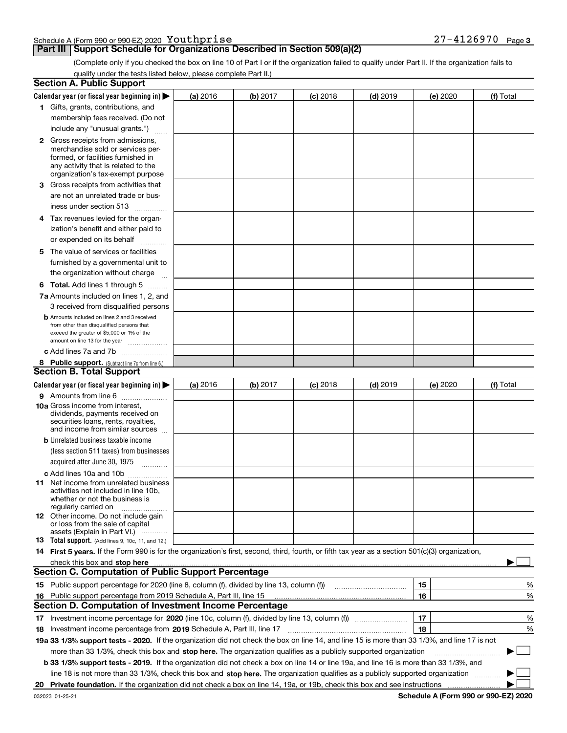Schedule A (Form 990 or 990-EZ) 2020 Youthprise 27-4126970 Page 3

## Part III Support Schedule for Organizations Described in Section 509(a)(2)

(Complete only if you checked the box on line 10 of Part I or if the organization failed to qualify under Part II. If the organization fails to qualify under the tests listed below, please complete Part II.)

### Section A. Public Support

| Calendar year (or fiscal year beginning in) ▶ | (a) 2016 | (b) 2017 | (c) 2018 | (d) 2019 | (e) 2020 | (f) Total |
|---|---|---|---|---|---|---|
| **1** Gifts, grants, contributions, and membership fees received. (Do not include any "unusual grants.") | | | | | | |
| **2** Gross receipts from admissions, merchandise sold or services performed, or facilities furnished in any activity that is related to the organization's tax-exempt purpose | | | | | | |
| **3** Gross receipts from activities that are not an unrelated trade or business under section 513 | | | | | | |
| **4** Tax revenues levied for the organization's benefit and either paid to or expended on its behalf | | | | | | |
| **5** The value of services or facilities furnished by a governmental unit to the organization without charge | | | | | | |
| **6 Total.** Add lines 1 through 5 | | | | | | |
| **7a** Amounts included on lines 1, 2, and 3 received from disqualified persons | | | | | | |
| **b** Amounts included on lines 2 and 3 received from other than disqualified persons that exceed the greater of $5,000 or 1% of the amount on line 13 for the year | | | | | | |
| **c** Add lines 7a and 7b | | | | | | |
| **8 Public support.** (Subtract line 7c from line 6.) | | | | | | |

### Section B. Total Support

| Calendar year (or fiscal year beginning in) ▶ | (a) 2016 | (b) 2017 | (c) 2018 | (d) 2019 | (e) 2020 | (f) Total |
|---|---|---|---|---|---|---|
| **9** Amounts from line 6 | | | | | | |
| **10a** Gross income from interest, dividends, payments received on securities loans, rents, royalties, and income from similar sources | | | | | | |
| **b** Unrelated business taxable income (less section 511 taxes) from businesses acquired after June 30, 1975 | | | | | | |
| **c** Add lines 10a and 10b | | | | | | |
| **11** Net income from unrelated business activities not included in line 10b, whether or not the business is regularly carried on | | | | | | |
| **12** Other income. Do not include gain or loss from the sale of capital assets (Explain in Part VI.) | | | | | | |
| **13 Total support.** (Add lines 9, 10c, 11, and 12.) | | | | | | |

**14 First 5 years.** If the Form 990 is for the organization's first, second, third, fourth, or fifth tax year as a section 501(c)(3) organization, check this box and **stop here** ▶ ☐

### Section C. Computation of Public Support Percentage

| | | | |
|---|---|---|---|
| **15** | Public support percentage for 2020 (line 8, column (f), divided by line 13, column (f)) | 15 | % |
| **16** | Public support percentage from 2019 Schedule A, Part III, line 15 | 16 | % |

### Section D. Computation of Investment Income Percentage

| | | | |
|---|---|---|---|
| **17** | Investment income percentage for **2020** (line 10c, column (f), divided by line 13, column (f)) | 17 | % |
| **18** | Investment income percentage from **2019** Schedule A, Part III, line 17 | 18 | % |

**19a 33 1/3% support tests - 2020.** If the organization did not check the box on line 14, and line 15 is more than 33 1/3%, and line 17 is not more than 33 1/3%, check this box and **stop here.** The organization qualifies as a publicly supported organization ▶ ☐

**b 33 1/3% support tests - 2019.** If the organization did not check a box on line 14 or line 19a, and line 16 is more than 33 1/3%, and line 18 is not more than 33 1/3%, check this box and **stop here.** The organization qualifies as a publicly supported organization ▶ ☐

**20 Private foundation.** If the organization did not check a box on line 14, 19a, or 19b, check this box and see instructions ▶ ☐

032023 01-25-21 **Schedule A (Form 990 or 990-EZ) 2020**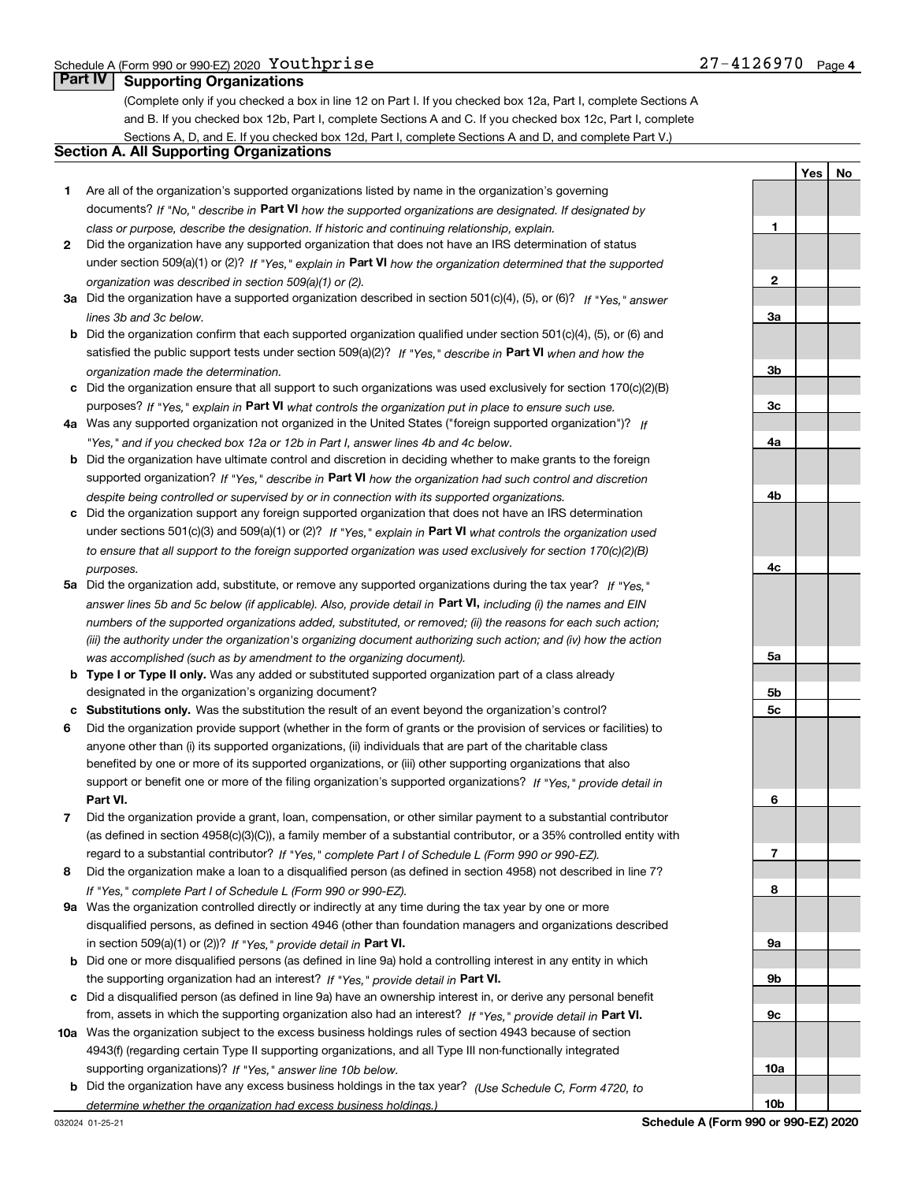## Part IV Supporting Organizations

(Complete only if you checked a box in line 12 on Part I. If you checked box 12a, Part I, complete Sections A and B. If you checked box 12b, Part I, complete Sections A and C. If you checked box 12c, Part I, complete Sections A, D, and E. If you checked box 12d, Part I, complete Sections A and D, and complete Part V.)

### Section A. All Supporting Organizations

| | | | Yes | No |
|---|---|---|---|---|
| **1** | Are all of the organization's supported organizations listed by name in the organization's governing documents? *If "No," describe in* **Part VI** *how the supported organizations are designated. If designated by class or purpose, describe the designation. If historic and continuing relationship, explain.* | **1** | | |
| **2** | Did the organization have any supported organization that does not have an IRS determination of status under section 509(a)(1) or (2)? *If "Yes," explain in* **Part VI** *how the organization determined that the supported organization was described in section 509(a)(1) or (2).* | **2** | | |
| **3a** | Did the organization have a supported organization described in section 501(c)(4), (5), or (6)? *If "Yes," answer lines 3b and 3c below.* | **3a** | | |
| **b** | Did the organization confirm that each supported organization qualified under section 501(c)(4), (5), or (6) and satisfied the public support tests under section 509(a)(2)? *If "Yes," describe in* **Part VI** *when and how the organization made the determination.* | **3b** | | |
| **c** | Did the organization ensure that all support to such organizations was used exclusively for section 170(c)(2)(B) purposes? *If "Yes," explain in* **Part VI** *what controls the organization put in place to ensure such use.* | **3c** | | |
| **4a** | Was any supported organization not organized in the United States ("foreign supported organization")? *If "Yes," and if you checked box 12a or 12b in Part I, answer lines 4b and 4c below.* | **4a** | | |
| **b** | Did the organization have ultimate control and discretion in deciding whether to make grants to the foreign supported organization? *If "Yes," describe in* **Part VI** *how the organization had such control and discretion despite being controlled or supervised by or in connection with its supported organizations.* | **4b** | | |
| **c** | Did the organization support any foreign supported organization that does not have an IRS determination under sections 501(c)(3) and 509(a)(1) or (2)? *If "Yes," explain in* **Part VI** *what controls the organization used to ensure that all support to the foreign supported organization was used exclusively for section 170(c)(2)(B) purposes.* | **4c** | | |
| **5a** | Did the organization add, substitute, or remove any supported organizations during the tax year? *If "Yes," answer lines 5b and 5c below (if applicable). Also, provide detail in* **Part VI,** *including (i) the names and EIN numbers of the supported organizations added, substituted, or removed; (ii) the reasons for each such action; (iii) the authority under the organization's organizing document authorizing such action; and (iv) how the action was accomplished (such as by amendment to the organizing document).* | **5a** | | |
| **b** | **Type I or Type II only.** Was any added or substituted supported organization part of a class already designated in the organization's organizing document? | **5b** | | |
| **c** | **Substitutions only.** Was the substitution the result of an event beyond the organization's control? | **5c** | | |
| **6** | Did the organization provide support (whether in the form of grants or the provision of services or facilities) to anyone other than (i) its supported organizations, (ii) individuals that are part of the charitable class benefited by one or more of its supported organizations, or (iii) other supporting organizations that also support or benefit one or more of the filing organization's supported organizations? *If "Yes," provide detail in* **Part VI.** | **6** | | |
| **7** | Did the organization provide a grant, loan, compensation, or other similar payment to a substantial contributor (as defined in section 4958(c)(3)(C)), a family member of a substantial contributor, or a 35% controlled entity with regard to a substantial contributor? *If "Yes," complete Part I of Schedule L (Form 990 or 990-EZ).* | **7** | | |
| **8** | Did the organization make a loan to a disqualified person (as defined in section 4958) not described in line 7? *If "Yes," complete Part I of Schedule L (Form 990 or 990-EZ).* | **8** | | |
| **9a** | Was the organization controlled directly or indirectly at any time during the tax year by one or more disqualified persons, as defined in section 4946 (other than foundation managers and organizations described in section 509(a)(1) or (2))? *If "Yes," provide detail in* **Part VI.** | **9a** | | |
| **b** | Did one or more disqualified persons (as defined in line 9a) hold a controlling interest in any entity in which the supporting organization had an interest? *If "Yes," provide detail in* **Part VI.** | **9b** | | |
| **c** | Did a disqualified person (as defined in line 9a) have an ownership interest in, or derive any personal benefit from, assets in which the supporting organization also had an interest? *If "Yes," provide detail in* **Part VI.** | **9c** | | |
| **10a** | Was the organization subject to the excess business holdings rules of section 4943 because of section 4943(f) (regarding certain Type II supporting organizations, and all Type III non-functionally integrated supporting organizations)? *If "Yes," answer line 10b below.* | **10a** | | |
| **b** | Did the organization have any excess business holdings in the tax year? *(Use Schedule C, Form 4720, to determine whether the organization had excess business holdings.)* | **10b** | | |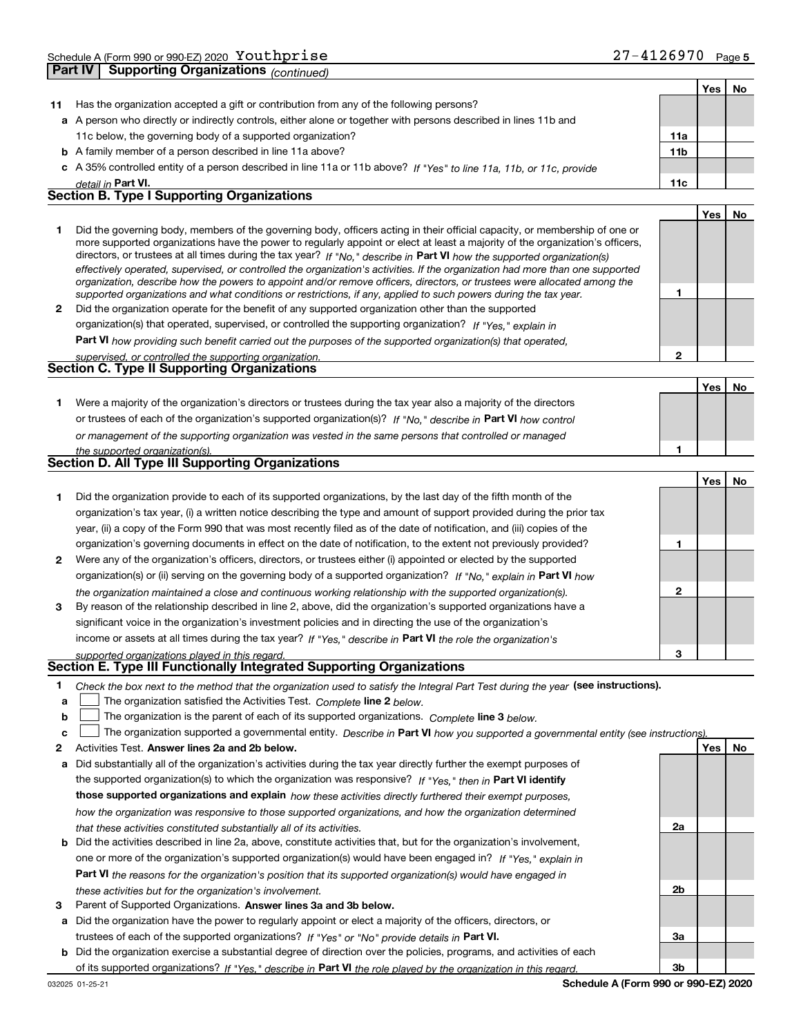Schedule A (Form 990 or 990-EZ) 2020 Youthprise 27-4126970 Page 5

**Part IV | Supporting Organizations** *(continued)*

| | | | Yes | No |
|---|---|---|---|---|
| **11** | Has the organization accepted a gift or contribution from any of the following persons? | | | |
| **a** | A person who directly or indirectly controls, either alone or together with persons described in lines 11b and 11c below, the governing body of a supported organization? | **11a** | | |
| **b** | A family member of a person described in line 11a above? | **11b** | | |
| **c** | A 35% controlled entity of a person described in line 11a or 11b above? *If "Yes" to line 11a, 11b, or 11c, provide detail in* **Part VI.** | **11c** | | |

## Section B. Type I Supporting Organizations

| | | | Yes | No |
|---|---|---|---|---|
| **1** | Did the governing body, members of the governing body, officers acting in their official capacity, or membership of one or more supported organizations have the power to regularly appoint or elect at least a majority of the organization's officers, directors, or trustees at all times during the tax year? *If "No," describe in* **Part VI** *how the supported organization(s) effectively operated, supervised, or controlled the organization's activities. If the organization had more than one supported organization, describe how the powers to appoint and/or remove officers, directors, or trustees were allocated among the supported organizations and what conditions or restrictions, if any, applied to such powers during the tax year.* | **1** | | |
| **2** | Did the organization operate for the benefit of any supported organization other than the supported organization(s) that operated, supervised, or controlled the supporting organization? *If "Yes," explain in* **Part VI** *how providing such benefit carried out the purposes of the supported organization(s) that operated, supervised, or controlled the supporting organization.* | **2** | | |

## Section C. Type II Supporting Organizations

| | | | Yes | No |
|---|---|---|---|---|
| **1** | Were a majority of the organization's directors or trustees during the tax year also a majority of the directors or trustees of each of the organization's supported organization(s)? *If "No," describe in* **Part VI** *how control or management of the supporting organization was vested in the same persons that controlled or managed the supported organization(s).* | **1** | | |

## Section D. All Type III Supporting Organizations

| | | | Yes | No |
|---|---|---|---|---|
| **1** | Did the organization provide to each of its supported organizations, by the last day of the fifth month of the organization's tax year, (i) a written notice describing the type and amount of support provided during the prior tax year, (ii) a copy of the Form 990 that was most recently filed as of the date of notification, and (iii) copies of the organization's governing documents in effect on the date of notification, to the extent not previously provided? | **1** | | |
| **2** | Were any of the organization's officers, directors, or trustees either (i) appointed or elected by the supported organization(s) or (ii) serving on the governing body of a supported organization? *If "No," explain in* **Part VI** *how the organization maintained a close and continuous working relationship with the supported organization(s).* | **2** | | |
| **3** | By reason of the relationship described in line 2, above, did the organization's supported organizations have a significant voice in the organization's investment policies and in directing the use of the organization's income or assets at all times during the tax year? *If "Yes," describe in* **Part VI** *the role the organization's supported organizations played in this regard.* | **3** | | |

## Section E. Type III Functionally Integrated Supporting Organizations

**1** *Check the box next to the method that the organization used to satisfy the Integral Part Test during the year* **(see instructions).**

- **a** ☐ The organization satisfied the Activities Test. *Complete* **line 2** *below.*
- **b** ☐ The organization is the parent of each of its supported organizations. *Complete* **line 3** *below.*
- **c** ☐ The organization supported a governmental entity. *Describe in* **Part VI** *how you supported a governmental entity (see instructions).*

| | | | Yes | No |
|---|---|---|---|---|
| **2** | Activities Test. **Answer lines 2a and 2b below.** | | | |
| **a** | Did substantially all of the organization's activities during the tax year directly further the exempt purposes of the supported organization(s) to which the organization was responsive? *If "Yes," then in* **Part VI identify those supported organizations and explain** *how these activities directly furthered their exempt purposes, how the organization was responsive to those supported organizations, and how the organization determined that these activities constituted substantially all of its activities.* | **2a** | | |
| **b** | Did the activities described in line 2a, above, constitute activities that, but for the organization's involvement, one or more of the organization's supported organization(s) would have been engaged in? *If "Yes," explain in* **Part VI** *the reasons for the organization's position that its supported organization(s) would have engaged in these activities but for the organization's involvement.* | **2b** | | |
| **3** | Parent of Supported Organizations. **Answer lines 3a and 3b below.** | | | |
| **a** | Did the organization have the power to regularly appoint or elect a majority of the officers, directors, or trustees of each of the supported organizations? *If "Yes" or "No" provide details in* **Part VI.** | **3a** | | |
| **b** | Did the organization exercise a substantial degree of direction over the policies, programs, and activities of each of its supported organizations? *If "Yes," describe in* **Part VI** *the role played by the organization in this regard.* | **3b** | | |

032025 01-25-21 **Schedule A (Form 990 or 990-EZ) 2020**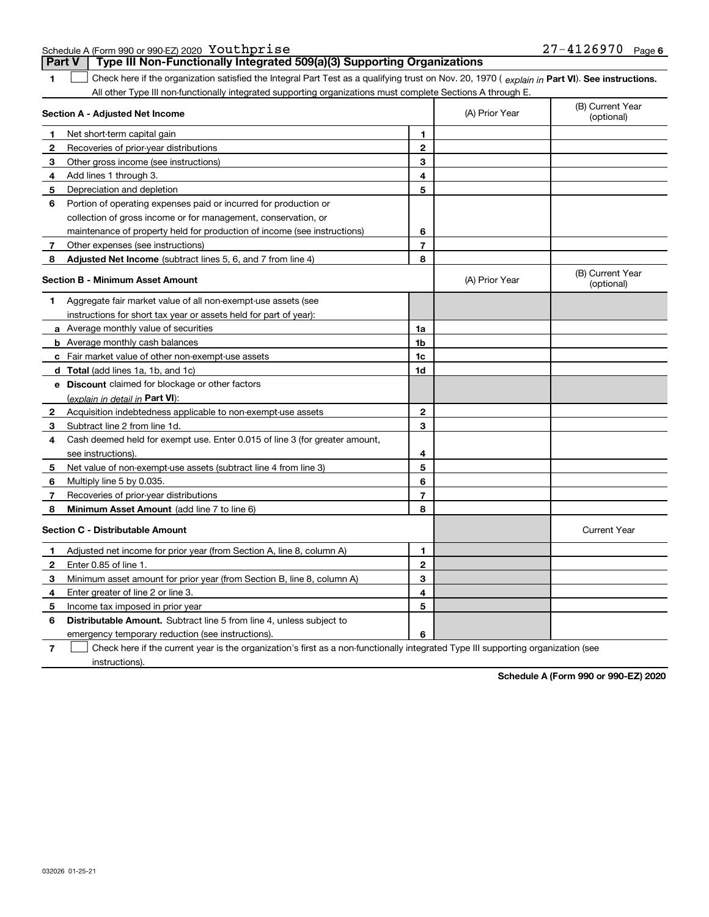Schedule A (Form 990 or 990-EZ) 2020 Youthprise 27-4126970 Page 6

## Part V Type III Non-Functionally Integrated 509(a)(3) Supporting Organizations

**1** ☐ Check here if the organization satisfied the Integral Part Test as a qualifying trust on Nov. 20, 1970 ( *explain in* **Part VI**). **See instructions.** All other Type III non-functionally integrated supporting organizations must complete Sections A through E.

| **Section A - Adjusted Net Income** | | | (A) Prior Year | (B) Current Year (optional) |
|---|---|---|---|---|
| 1 | Net short-term capital gain | 1 | | |
| 2 | Recoveries of prior-year distributions | 2 | | |
| 3 | Other gross income (see instructions) | 3 | | |
| 4 | Add lines 1 through 3. | 4 | | |
| 5 | Depreciation and depletion | 5 | | |
| 6 | Portion of operating expenses paid or incurred for production or collection of gross income or for management, conservation, or maintenance of property held for production of income (see instructions) | 6 | | |
| 7 | Other expenses (see instructions) | 7 | | |
| 8 | **Adjusted Net Income** (subtract lines 5, 6, and 7 from line 4) | 8 | | |

| **Section B - Minimum Asset Amount** | | | (A) Prior Year | (B) Current Year (optional) |
|---|---|---|---|---|
| 1 | Aggregate fair market value of all non-exempt-use assets (see instructions for short tax year or assets held for part of year): | | | |
| a | Average monthly value of securities | 1a | | |
| b | Average monthly cash balances | 1b | | |
| c | Fair market value of other non-exempt-use assets | 1c | | |
| d | **Total** (add lines 1a, 1b, and 1c) | 1d | | |
| e | **Discount** claimed for blockage or other factors (*explain in detail in* **Part VI**): | | | |
| 2 | Acquisition indebtedness applicable to non-exempt-use assets | 2 | | |
| 3 | Subtract line 2 from line 1d. | 3 | | |
| 4 | Cash deemed held for exempt use. Enter 0.015 of line 3 (for greater amount, see instructions). | 4 | | |
| 5 | Net value of non-exempt-use assets (subtract line 4 from line 3) | 5 | | |
| 6 | Multiply line 5 by 0.035. | 6 | | |
| 7 | Recoveries of prior-year distributions | 7 | | |
| 8 | **Minimum Asset Amount** (add line 7 to line 6) | 8 | | |

| **Section C - Distributable Amount** | | | | Current Year |
|---|---|---|---|---|
| 1 | Adjusted net income for prior year (from Section A, line 8, column A) | 1 | | |
| 2 | Enter 0.85 of line 1. | 2 | | |
| 3 | Minimum asset amount for prior year (from Section B, line 8, column A) | 3 | | |
| 4 | Enter greater of line 2 or line 3. | 4 | | |
| 5 | Income tax imposed in prior year | 5 | | |
| 6 | **Distributable Amount.** Subtract line 5 from line 4, unless subject to emergency temporary reduction (see instructions). | 6 | | |

**7** ☐ Check here if the current year is the organization's first as a non-functionally integrated Type III supporting organization (see instructions).

**Schedule A (Form 990 or 990-EZ) 2020**

032026 01-25-21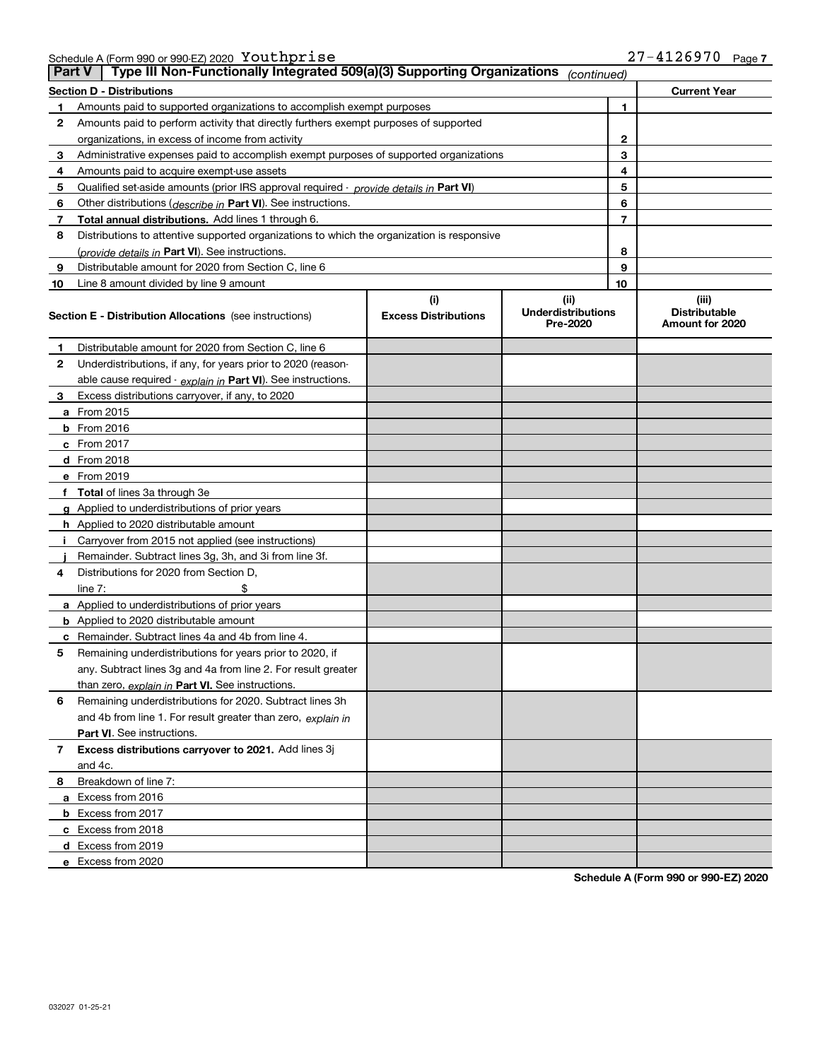Schedule A (Form 990 or 990-EZ) 2020 Youthprise 27-4126970

## Part V Type III Non-Functionally Integrated 509(a)(3) Supporting Organizations *(continued)*

| Section D - Distributions | | | Current Year |
|---|---|---|---|
| 1 | Amounts paid to supported organizations to accomplish exempt purposes | 1 | |
| 2 | Amounts paid to perform activity that directly furthers exempt purposes of supported organizations, in excess of income from activity | 2 | |
| 3 | Administrative expenses paid to accomplish exempt purposes of supported organizations | 3 | |
| 4 | Amounts paid to acquire exempt-use assets | 4 | |
| 5 | Qualified set-aside amounts (prior IRS approval required - *provide details in* **Part VI**) | 5 | |
| 6 | Other distributions (*describe in* **Part VI**). See instructions. | 6 | |
| 7 | **Total annual distributions.** Add lines 1 through 6. | 7 | |
| 8 | Distributions to attentive supported organizations to which the organization is responsive (*provide details in* **Part VI**). See instructions. | 8 | |
| 9 | Distributable amount for 2020 from Section C, line 6 | 9 | |
| 10 | Line 8 amount divided by line 9 amount | 10 | |

| | Section E - Distribution Allocations (see instructions) | (i) Excess Distributions | (ii) Underdistributions Pre-2020 | (iii) Distributable Amount for 2020 |
|---|---|---|---|---|
| 1 | Distributable amount for 2020 from Section C, line 6 | | | |
| 2 | Underdistributions, if any, for years prior to 2020 (reasonable cause required - *explain in* **Part VI**). See instructions. | | | |
| 3 | Excess distributions carryover, if any, to 2020 | | | |
| a | From 2015 | | | |
| b | From 2016 | | | |
| c | From 2017 | | | |
| d | From 2018 | | | |
| e | From 2019 | | | |
| f | **Total** of lines 3a through 3e | | | |
| g | Applied to underdistributions of prior years | | | |
| h | Applied to 2020 distributable amount | | | |
| i | Carryover from 2015 not applied (see instructions) | | | |
| j | Remainder. Subtract lines 3g, 3h, and 3i from line 3f. | | | |
| 4 | Distributions for 2020 from Section D, line 7: $ | | | |
| a | Applied to underdistributions of prior years | | | |
| b | Applied to 2020 distributable amount | | | |
| c | Remainder. Subtract lines 4a and 4b from line 4. | | | |
| 5 | Remaining underdistributions for years prior to 2020, if any. Subtract lines 3g and 4a from line 2. For result greater than zero, *explain in* **Part VI.** See instructions. | | | |
| 6 | Remaining underdistributions for 2020. Subtract lines 3h and 4b from line 1. For result greater than zero, *explain in* **Part VI**. See instructions. | | | |
| 7 | **Excess distributions carryover to 2021.** Add lines 3j and 4c. | | | |
| 8 | Breakdown of line 7: | | | |
| a | Excess from 2016 | | | |
| b | Excess from 2017 | | | |
| c | Excess from 2018 | | | |
| d | Excess from 2019 | | | |
| e | Excess from 2020 | | | |

**Schedule A (Form 990 or 990-EZ) 2020**

032027 01-25-21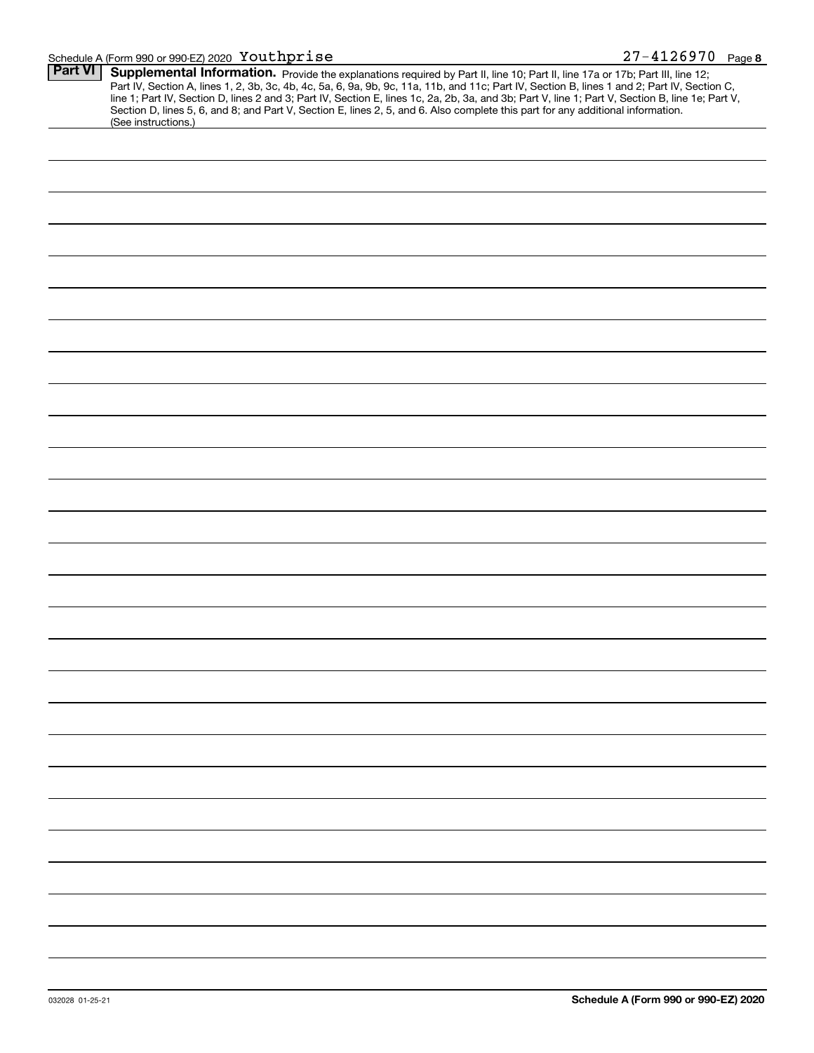Schedule A (Form 990 or 990-EZ) 2020 Youthprise 27-4126970 Page 8

**Part VI** **Supplemental Information.** Provide the explanations required by Part II, line 10; Part II, line 17a or 17b; Part III, line 12; Part IV, Section A, lines 1, 2, 3b, 3c, 4b, 4c, 5a, 6, 9a, 9b, 9c, 11a, 11b, and 11c; Part IV, Section B, lines 1 and 2; Part IV, Section C, line 1; Part IV, Section D, lines 2 and 3; Part IV, Section E, lines 1c, 2a, 2b, 3a, and 3b; Part V, line 1; Part V, Section B, line 1e; Part V, Section D, lines 5, 6, and 8; and Part V, Section E, lines 2, 5, and 6. Also complete this part for any additional information. (See instructions.)

032028 01-25-21 **Schedule A (Form 990 or 990-EZ) 2020**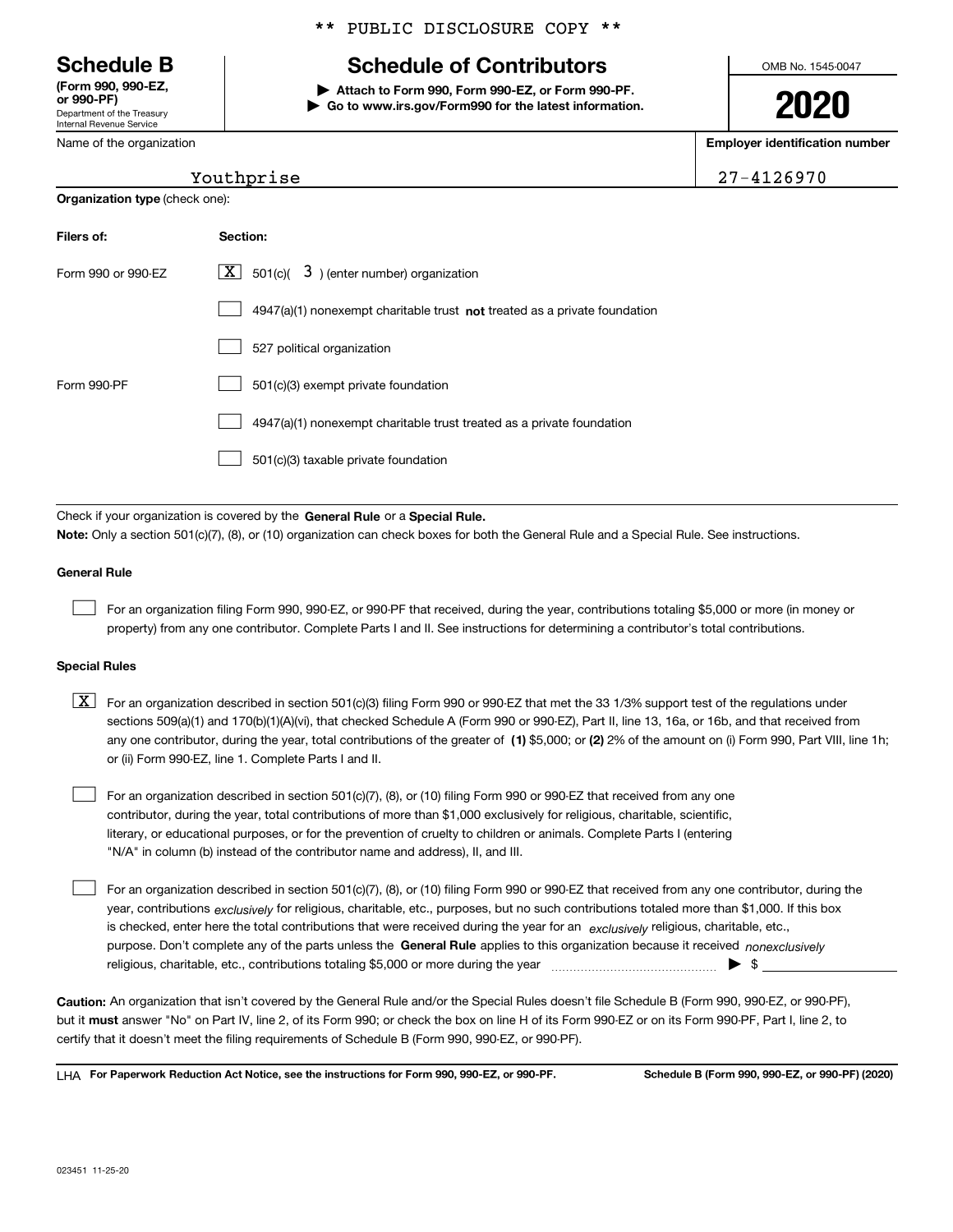** PUBLIC DISCLOSURE COPY **

# Schedule B

**(Form 990, 990-EZ, or 990-PF)**
Department of the Treasury
Internal Revenue Service

## Schedule of Contributors

▶ **Attach to Form 990, Form 990-EZ, or Form 990-PF.**
▶ **Go to www.irs.gov/Form990 for the latest information.**

OMB No. 1545-0047

**2020**

| Name of the organization | Employer identification number |
|---|---|
| Youthprise | 27-4126970 |

**Organization type** (check one):

| Filers of: | Section: |
|---|---|
| Form 990 or 990-EZ | [X] 501(c)( 3 ) (enter number) organization |
| | [ ] 4947(a)(1) nonexempt charitable trust **not** treated as a private foundation |
| | [ ] 527 political organization |
| Form 990-PF | [ ] 501(c)(3) exempt private foundation |
| | [ ] 4947(a)(1) nonexempt charitable trust treated as a private foundation |
| | [ ] 501(c)(3) taxable private foundation |

Check if your organization is covered by the **General Rule** or a **Special Rule.**

**Note:** Only a section 501(c)(7), (8), or (10) organization can check boxes for both the General Rule and a Special Rule. See instructions.

**General Rule**

[ ] For an organization filing Form 990, 990-EZ, or 990-PF that received, during the year, contributions totaling $5,000 or more (in money or property) from any one contributor. Complete Parts I and II. See instructions for determining a contributor's total contributions.

**Special Rules**

[X] For an organization described in section 501(c)(3) filing Form 990 or 990-EZ that met the 33 1/3% support test of the regulations under sections 509(a)(1) and 170(b)(1)(A)(vi), that checked Schedule A (Form 990 or 990-EZ), Part II, line 13, 16a, or 16b, and that received from any one contributor, during the year, total contributions of the greater of **(1)** $5,000; or **(2)** 2% of the amount on (i) Form 990, Part VIII, line 1h; or (ii) Form 990-EZ, line 1. Complete Parts I and II.

[ ] For an organization described in section 501(c)(7), (8), or (10) filing Form 990 or 990-EZ that received from any one contributor, during the year, total contributions of more than $1,000 exclusively for religious, charitable, scientific, literary, or educational purposes, or for the prevention of cruelty to children or animals. Complete Parts I (entering "N/A" in column (b) instead of the contributor name and address), II, and III.

[ ] For an organization described in section 501(c)(7), (8), or (10) filing Form 990 or 990-EZ that received from any one contributor, during the year, contributions *exclusively* for religious, charitable, etc., purposes, but no such contributions totaled more than $1,000. If this box is checked, enter here the total contributions that were received during the year for an *exclusively* religious, charitable, etc., purpose. Don't complete any of the parts unless the **General Rule** applies to this organization because it received *nonexclusively* religious, charitable, etc., contributions totaling $5,000 or more during the year ▶ $

**Caution:** An organization that isn't covered by the General Rule and/or the Special Rules doesn't file Schedule B (Form 990, 990-EZ, or 990-PF), but it **must** answer "No" on Part IV, line 2, of its Form 990; or check the box on line H of its Form 990-EZ or on its Form 990-PF, Part I, line 2, to certify that it doesn't meet the filing requirements of Schedule B (Form 990, 990-EZ, or 990-PF).

LHA **For Paperwork Reduction Act Notice, see the instructions for Form 990, 990-EZ, or 990-PF.** **Schedule B (Form 990, 990-EZ, or 990-PF) (2020)**

023451 11-25-20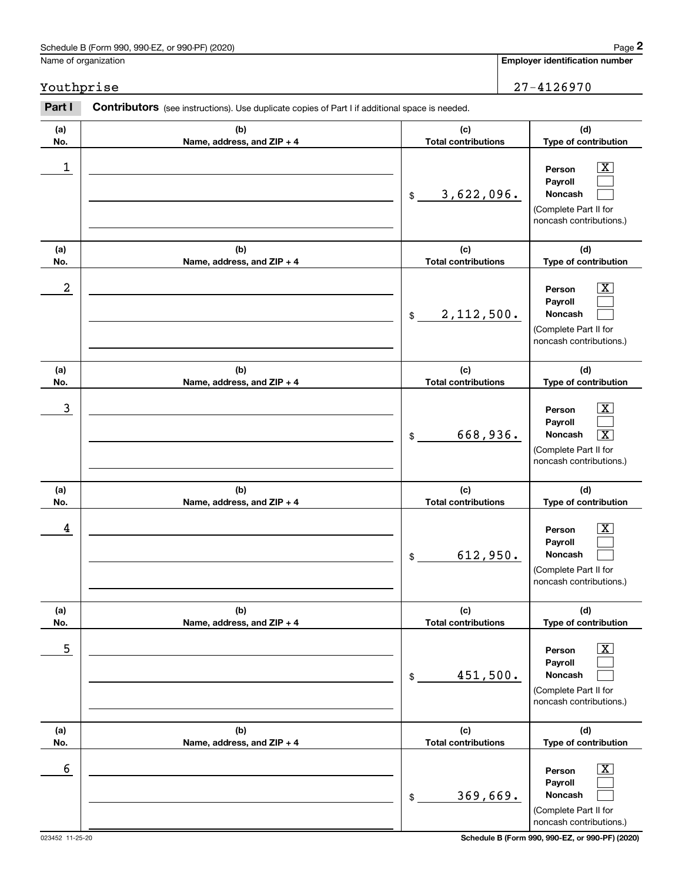Schedule B (Form 990, 990-EZ, or 990-PF) (2020)

Name of organization: Youthprise

**Employer identification number:** 27-4126970

**Part I** **Contributors** (see instructions). Use duplicate copies of Part I if additional space is needed.

| (a) No. | (b) Name, address, and ZIP + 4 | (c) Total contributions | (d) Type of contribution |
|---|---|---|---|
| 1 | | $ 3,622,096. | Person [X] Payroll [ ] Noncash [ ] (Complete Part II for noncash contributions.) |
| 2 | | $ 2,112,500. | Person [X] Payroll [ ] Noncash [ ] (Complete Part II for noncash contributions.) |
| 3 | | $ 668,936. | Person [X] Payroll [ ] Noncash [X] (Complete Part II for noncash contributions.) |
| 4 | | $ 612,950. | Person [X] Payroll [ ] Noncash [ ] (Complete Part II for noncash contributions.) |
| 5 | | $ 451,500. | Person [X] Payroll [ ] Noncash [ ] (Complete Part II for noncash contributions.) |
| 6 | | $ 369,669. | Person [X] Payroll [ ] Noncash [ ] (Complete Part II for noncash contributions.) |

023452 11-25-20

Schedule B (Form 990, 990-EZ, or 990-PF) (2020)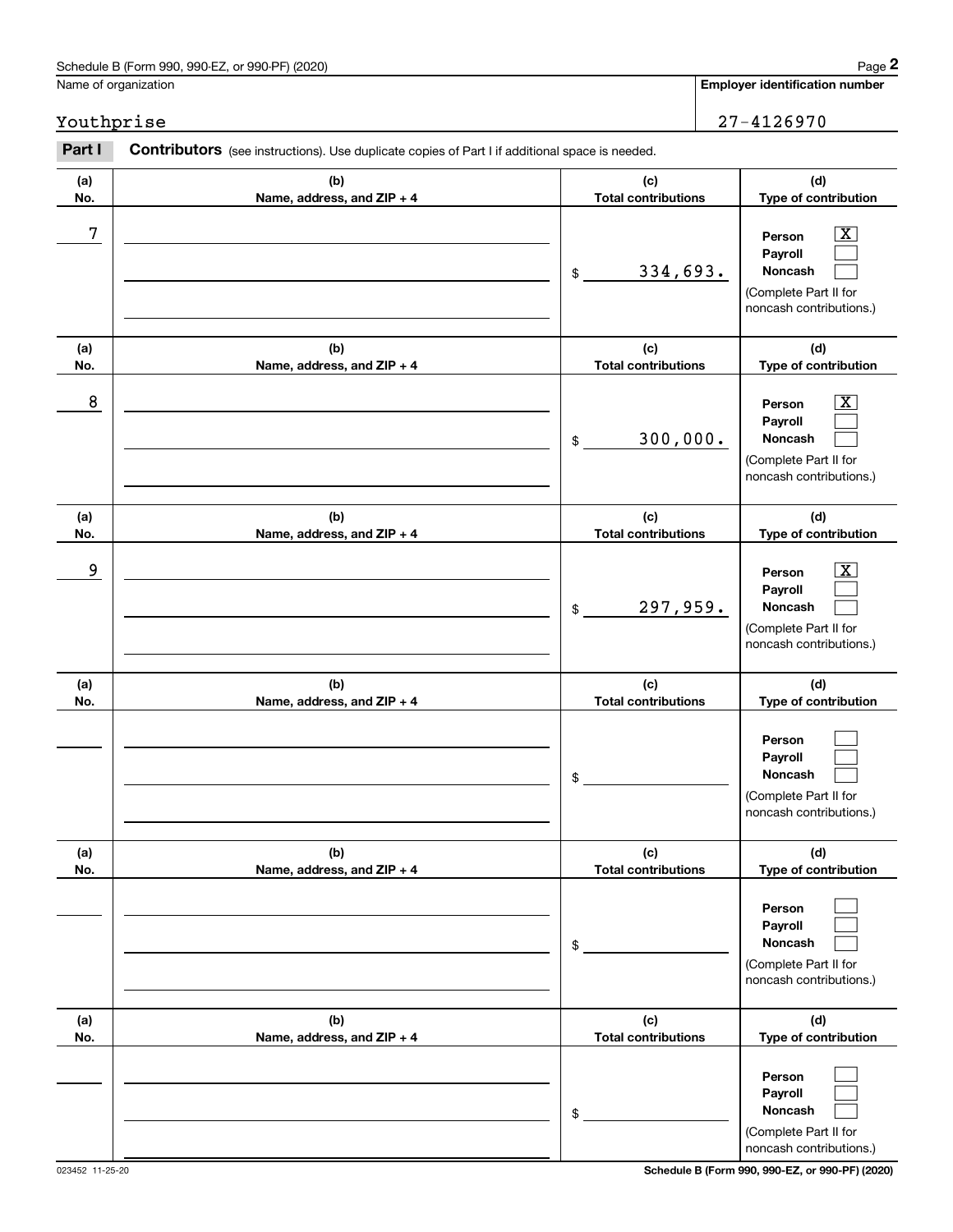Schedule B (Form 990, 990-EZ, or 990-PF) (2020)

Name of organization: Youthprise

**Employer identification number:** 27-4126970

**Part I** **Contributors** (see instructions). Use duplicate copies of Part I if additional space is needed.

| (a) No. | (b) Name, address, and ZIP + 4 | (c) Total contributions | (d) Type of contribution |
|---|---|---|---|
| 7 | | $ 334,693. | Person [X] Payroll [ ] Noncash [ ] (Complete Part II for noncash contributions.) |
| 8 | | $ 300,000. | Person [X] Payroll [ ] Noncash [ ] (Complete Part II for noncash contributions.) |
| 9 | | $ 297,959. | Person [X] Payroll [ ] Noncash [ ] (Complete Part II for noncash contributions.) |
| | | $ | Person [ ] Payroll [ ] Noncash [ ] (Complete Part II for noncash contributions.) |
| | | $ | Person [ ] Payroll [ ] Noncash [ ] (Complete Part II for noncash contributions.) |
| | | $ | Person [ ] Payroll [ ] Noncash [ ] (Complete Part II for noncash contributions.) |

023452 11-25-20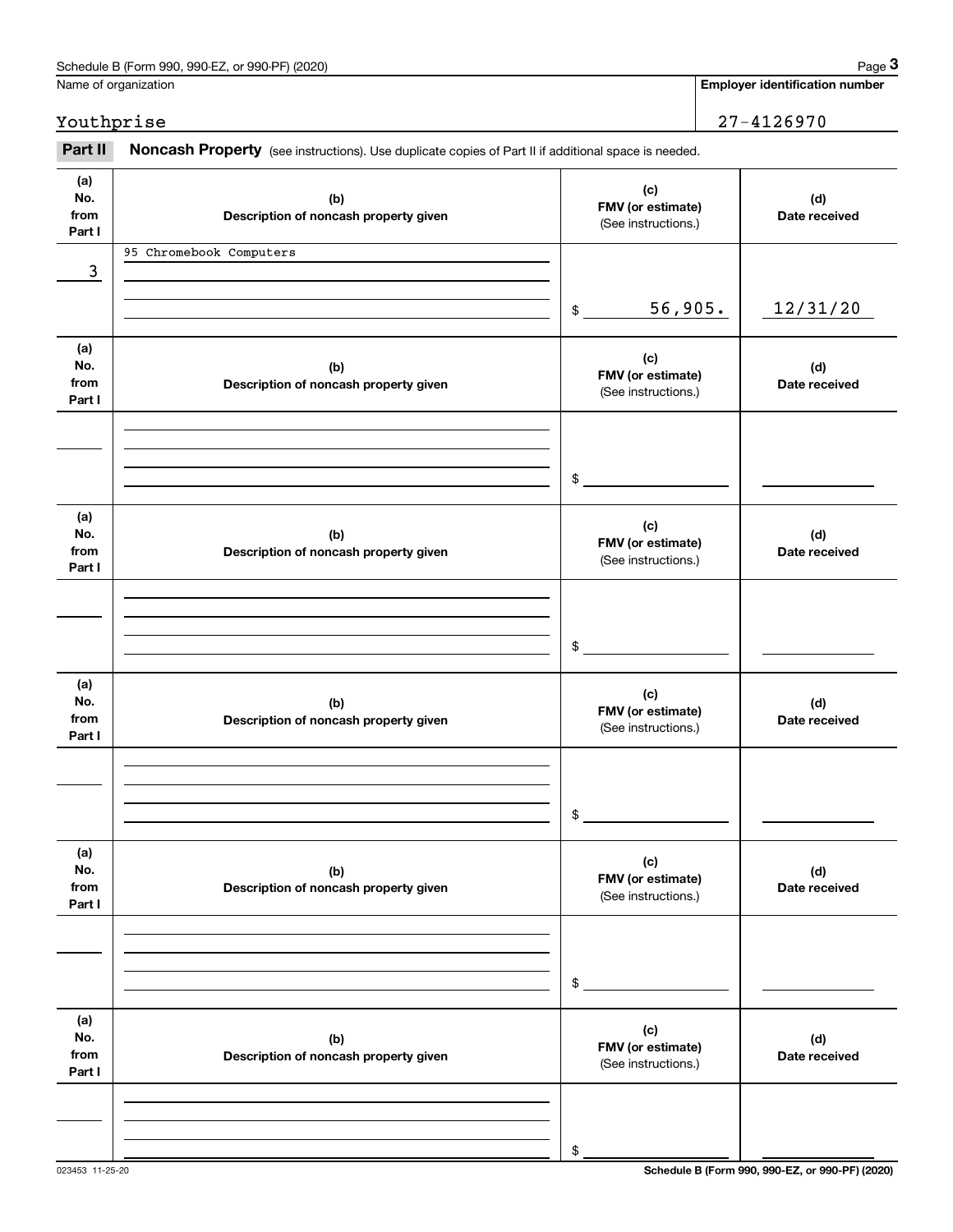Name of organization: Youthprise

**Employer identification number:** 27-4126970

## Part II Noncash Property

(see instructions). Use duplicate copies of Part II if additional space is needed.

| (a) No. from Part I | (b) Description of noncash property given | (c) FMV (or estimate) (See instructions.) | (d) Date received |
|---|---|---|---|
| 3 | 95 Chromebook Computers | $ 56,905. | 12/31/20 |
| | | $ | |
| | | $ | |
| | | $ | |
| | | $ | |
| | | $ | |

023453 11-25-20

Schedule B (Form 990, 990-EZ, or 990-PF) (2020)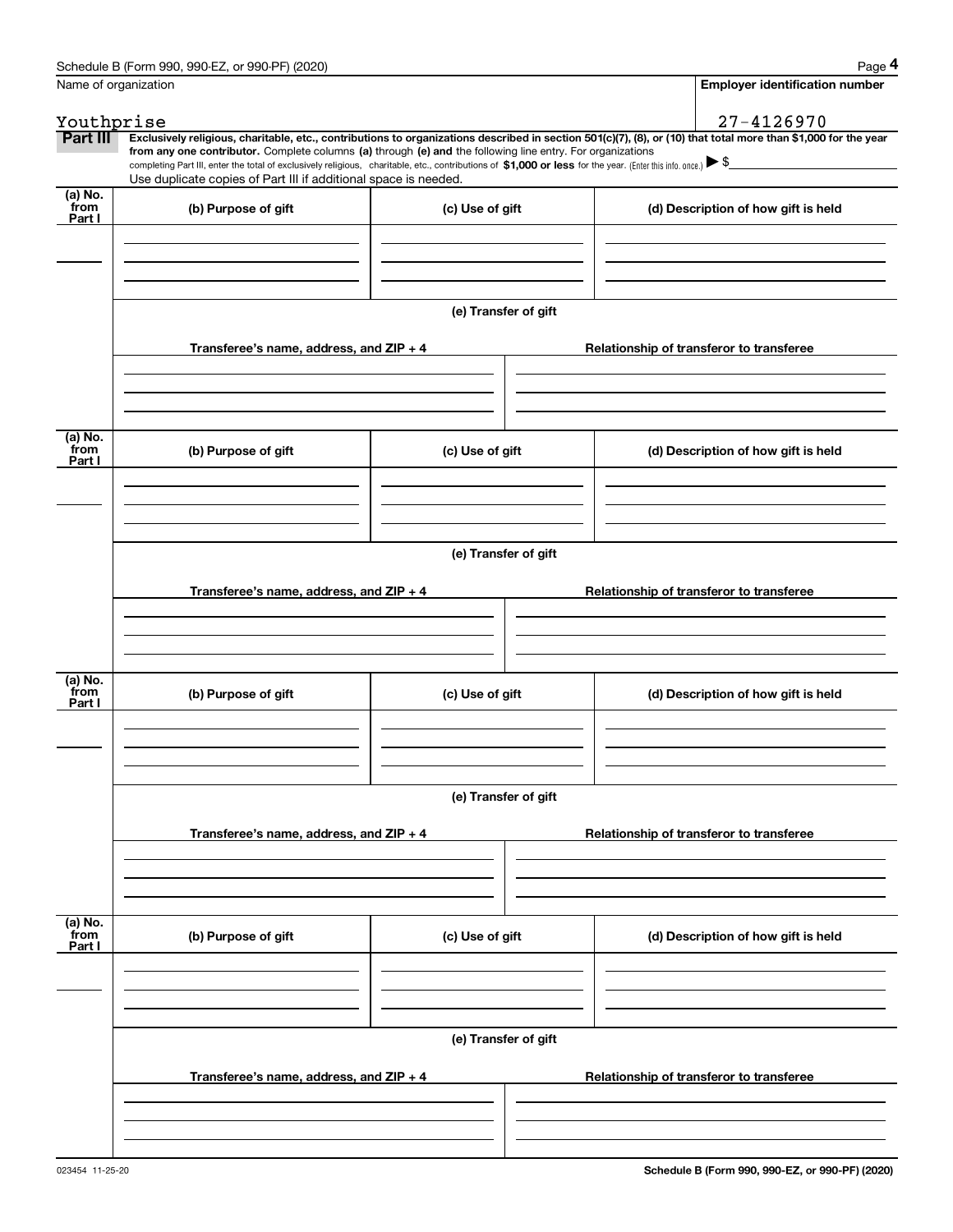Schedule B (Form 990, 990-EZ, or 990-PF) (2020)

Name of organization: Youthprise

Employer identification number: 27-4126970

**Part III** **Exclusively religious, charitable, etc., contributions to organizations described in section 501(c)(7), (8), or (10) that total more than $1,000 for the year from any one contributor.** Complete columns **(a)** through **(e) and** the following line entry. For organizations completing Part III, enter the total of exclusively religious, charitable, etc., contributions of **$1,000 or less** for the year. (Enter this info. once.) ▶ $

Use duplicate copies of Part III if additional space is needed.

| (a) No. from Part I | (b) Purpose of gift | (c) Use of gift | (d) Description of how gift is held |
|---|---|---|---|
| | | | |

(e) Transfer of gift

| Transferee's name, address, and ZIP + 4 | Relationship of transferor to transferee |
|---|---|
| | |

| (a) No. from Part I | (b) Purpose of gift | (c) Use of gift | (d) Description of how gift is held |
|---|---|---|---|
| | | | |

(e) Transfer of gift

| Transferee's name, address, and ZIP + 4 | Relationship of transferor to transferee |
|---|---|
| | |

| (a) No. from Part I | (b) Purpose of gift | (c) Use of gift | (d) Description of how gift is held |
|---|---|---|---|
| | | | |

(e) Transfer of gift

| Transferee's name, address, and ZIP + 4 | Relationship of transferor to transferee |
|---|---|
| | |

| (a) No. from Part I | (b) Purpose of gift | (c) Use of gift | (d) Description of how gift is held |
|---|---|---|---|
| | | | |

(e) Transfer of gift

| Transferee's name, address, and ZIP + 4 | Relationship of transferor to transferee |
|---|---|
| | |

023454 11-25-20

**Schedule B (Form 990, 990-EZ, or 990-PF) (2020)**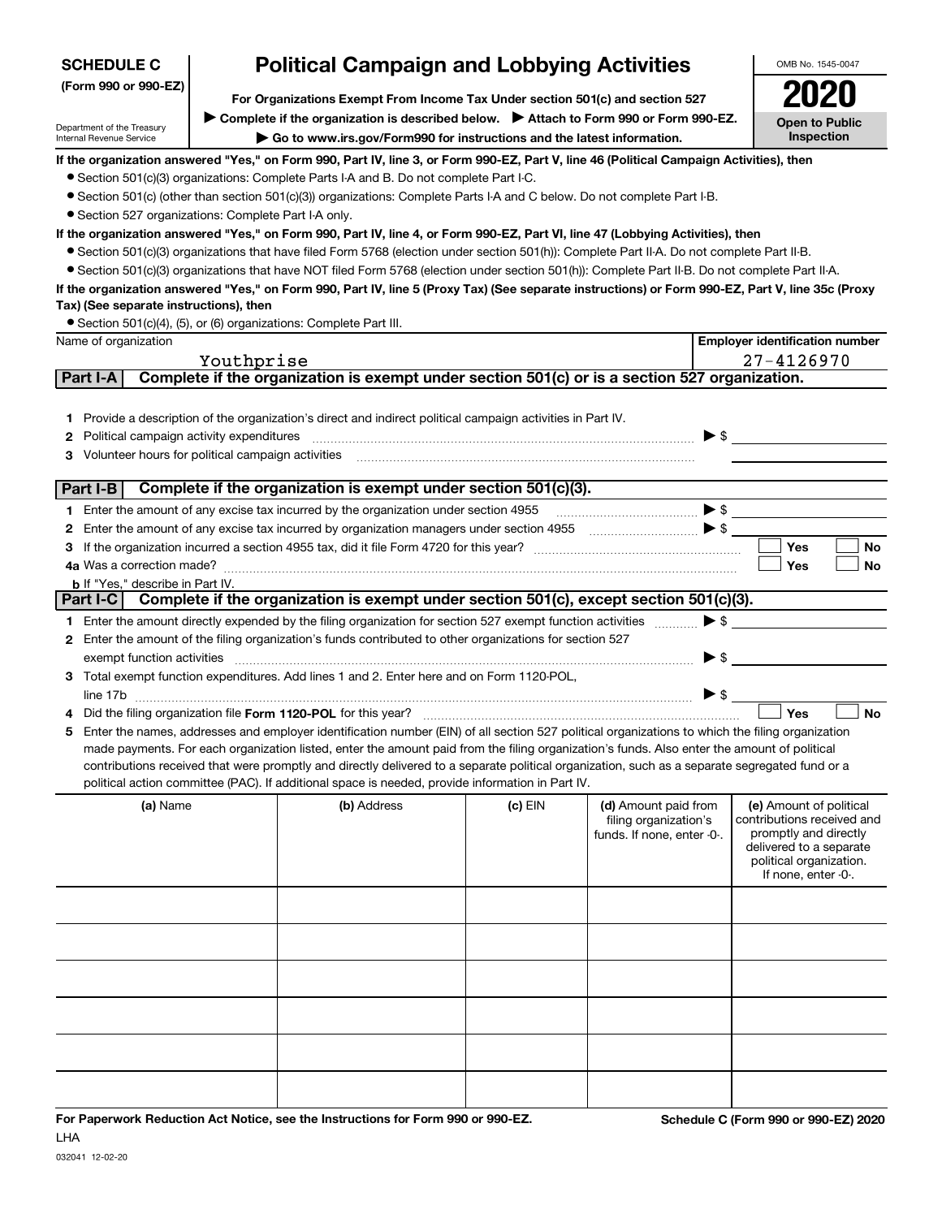**SCHEDULE C (Form 990 or 990-EZ)**

Department of the Treasury
Internal Revenue Service

# Political Campaign and Lobbying Activities

**For Organizations Exempt From Income Tax Under section 501(c) and section 527**

▶ **Complete if the organization is described below.** ▶ **Attach to Form 990 or Form 990-EZ.**

▶ **Go to www.irs.gov/Form990 for instructions and the latest information.**

OMB No. 1545-0047

**2020**

**Open to Public Inspection**

**If the organization answered "Yes," on Form 990, Part IV, line 3, or Form 990-EZ, Part V, line 46 (Political Campaign Activities), then**

- Section 501(c)(3) organizations: Complete Parts I-A and B. Do not complete Part I-C.
- Section 501(c) (other than section 501(c)(3)) organizations: Complete Parts I-A and C below. Do not complete Part I-B.
- Section 527 organizations: Complete Part I-A only.

**If the organization answered "Yes," on Form 990, Part IV, line 4, or Form 990-EZ, Part VI, line 47 (Lobbying Activities), then**

- Section 501(c)(3) organizations that have filed Form 5768 (election under section 501(h)): Complete Part II-A. Do not complete Part II-B.
- Section 501(c)(3) organizations that have NOT filed Form 5768 (election under section 501(h)): Complete Part II-B. Do not complete Part II-A.

**If the organization answered "Yes," on Form 990, Part IV, line 5 (Proxy Tax) (See separate instructions) or Form 990-EZ, Part V, line 35c (Proxy Tax) (See separate instructions), then**

- Section 501(c)(4), (5), or (6) organizations: Complete Part III.

| Name of organization | Employer identification number |
|---|---|
| Youthprise | 27-4126970 |

## Part I-A Complete if the organization is exempt under section 501(c) or is a section 527 organization.

1 Provide a description of the organization's direct and indirect political campaign activities in Part IV.

2 Political campaign activity expenditures ▶ $

3 Volunteer hours for political campaign activities

## Part I-B Complete if the organization is exempt under section 501(c)(3).

1 Enter the amount of any excise tax incurred by the organization under section 4955 ▶ $

2 Enter the amount of any excise tax incurred by organization managers under section 4955 ▶ $

3 If the organization incurred a section 4955 tax, did it file Form 4720 for this year? ☐ Yes ☐ No

4a Was a correction made? ☐ Yes ☐ No

b If "Yes," describe in Part IV.

## Part I-C Complete if the organization is exempt under section 501(c), except section 501(c)(3).

1 Enter the amount directly expended by the filing organization for section 527 exempt function activities ▶ $

2 Enter the amount of the filing organization's funds contributed to other organizations for section 527 exempt function activities ▶ $

3 Total exempt function expenditures. Add lines 1 and 2. Enter here and on Form 1120-POL, line 17b ▶ $

4 Did the filing organization file **Form 1120-POL** for this year? ☐ Yes ☐ No

5 Enter the names, addresses and employer identification number (EIN) of all section 527 political organizations to which the filing organization made payments. For each organization listed, enter the amount paid from the filing organization's funds. Also enter the amount of political contributions received that were promptly and directly delivered to a separate political organization, such as a separate segregated fund or a political action committee (PAC). If additional space is needed, provide information in Part IV.

| (a) Name | (b) Address | (c) EIN | (d) Amount paid from filing organization's funds. If none, enter -0-. | (e) Amount of political contributions received and promptly and directly delivered to a separate political organization. If none, enter -0-. |
|---|---|---|---|---|
| | | | | |
| | | | | |
| | | | | |
| | | | | |
| | | | | |
| | | | | |

**For Paperwork Reduction Act Notice, see the Instructions for Form 990 or 990-EZ.** **Schedule C (Form 990 or 990-EZ) 2020**

LHA

032041 12-02-20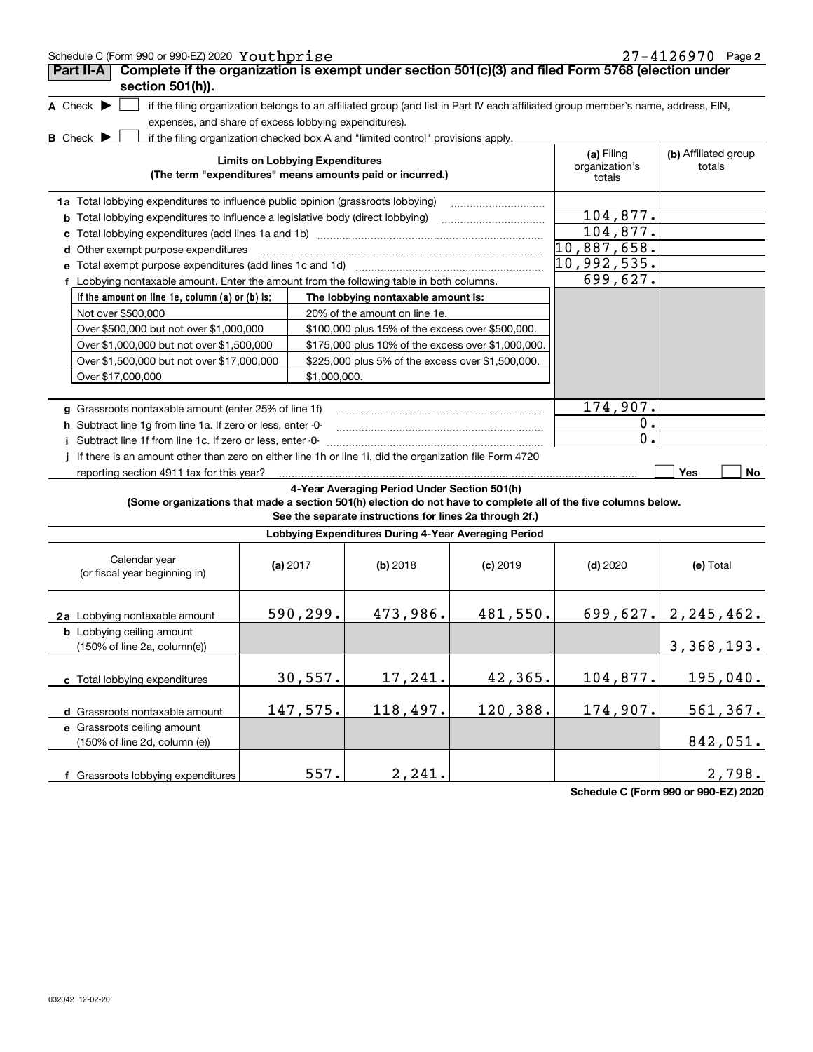Schedule C (Form 990 or 990-EZ) 2020 Youthprise 27-4126970 Page **2**

## Part II-A Complete if the organization is exempt under section 501(c)(3) and filed Form 5768 (election under section 501(h)).

**A** Check ▶ ☐ if the filing organization belongs to an affiliated group (and list in Part IV each affiliated group member's name, address, EIN, expenses, and share of excess lobbying expenditures).

**B** Check ▶ ☐ if the filing organization checked box A and "limited control" provisions apply.

| **Limits on Lobbying Expenditures** (The term "expenditures" means amounts paid or incurred.) | **(a)** Filing organization's totals | **(b)** Affiliated group totals |
|---|---|---|
| **1a** Total lobbying expenditures to influence public opinion (grassroots lobbying) | | |
| **b** Total lobbying expenditures to influence a legislative body (direct lobbying) | 104,877. | |
| **c** Total lobbying expenditures (add lines 1a and 1b) | 104,877. | |
| **d** Other exempt purpose expenditures | 10,887,658. | |
| **e** Total exempt purpose expenditures (add lines 1c and 1d) | 10,992,535. | |
| **f** Lobbying nontaxable amount. Enter the amount from the following table in both columns. | 699,627. | |

| If the amount on line 1e, column (a) or (b) is: | The lobbying nontaxable amount is: |
|---|---|
| Not over $500,000 | 20% of the amount on line 1e. |
| Over $500,000 but not over $1,000,000 | $100,000 plus 15% of the excess over $500,000. |
| Over $1,000,000 but not over $1,500,000 | $175,000 plus 10% of the excess over $1,000,000. |
| Over $1,500,000 but not over $17,000,000 | $225,000 plus 5% of the excess over $1,500,000. |
| Over $17,000,000 | $1,000,000. |

| | (a) | (b) |
|---|---|---|
| **g** Grassroots nontaxable amount (enter 25% of line 1f) | 174,907. | |
| **h** Subtract line 1g from line 1a. If zero or less, enter -0- | 0. | |
| **i** Subtract line 1f from line 1c. If zero or less, enter -0- | 0. | |
| **j** If there is an amount other than zero on either line 1h or line 1i, did the organization file Form 4720 reporting section 4911 tax for this year? | ☐ Yes | ☐ No |

### 4-Year Averaging Period Under Section 501(h)

**(Some organizations that made a section 501(h) election do not have to complete all of the five columns below. See the separate instructions for lines 2a through 2f.)**

**Lobbying Expenditures During 4-Year Averaging Period**

| Calendar year (or fiscal year beginning in) | **(a)** 2017 | **(b)** 2018 | **(c)** 2019 | **(d)** 2020 | **(e)** Total |
|---|---|---|---|---|---|
| **2a** Lobbying nontaxable amount | 590,299. | 473,986. | 481,550. | 699,627. | 2,245,462. |
| **b** Lobbying ceiling amount (150% of line 2a, column(e)) | | | | | 3,368,193. |
| **c** Total lobbying expenditures | 30,557. | 17,241. | 42,365. | 104,877. | 195,040. |
| **d** Grassroots nontaxable amount | 147,575. | 118,497. | 120,388. | 174,907. | 561,367. |
| **e** Grassroots ceiling amount (150% of line 2d, column (e)) | | | | | 842,051. |
| **f** Grassroots lobbying expenditures | 557. | 2,241. | | | 2,798. |

**Schedule C (Form 990 or 990-EZ) 2020**

032042 12-02-20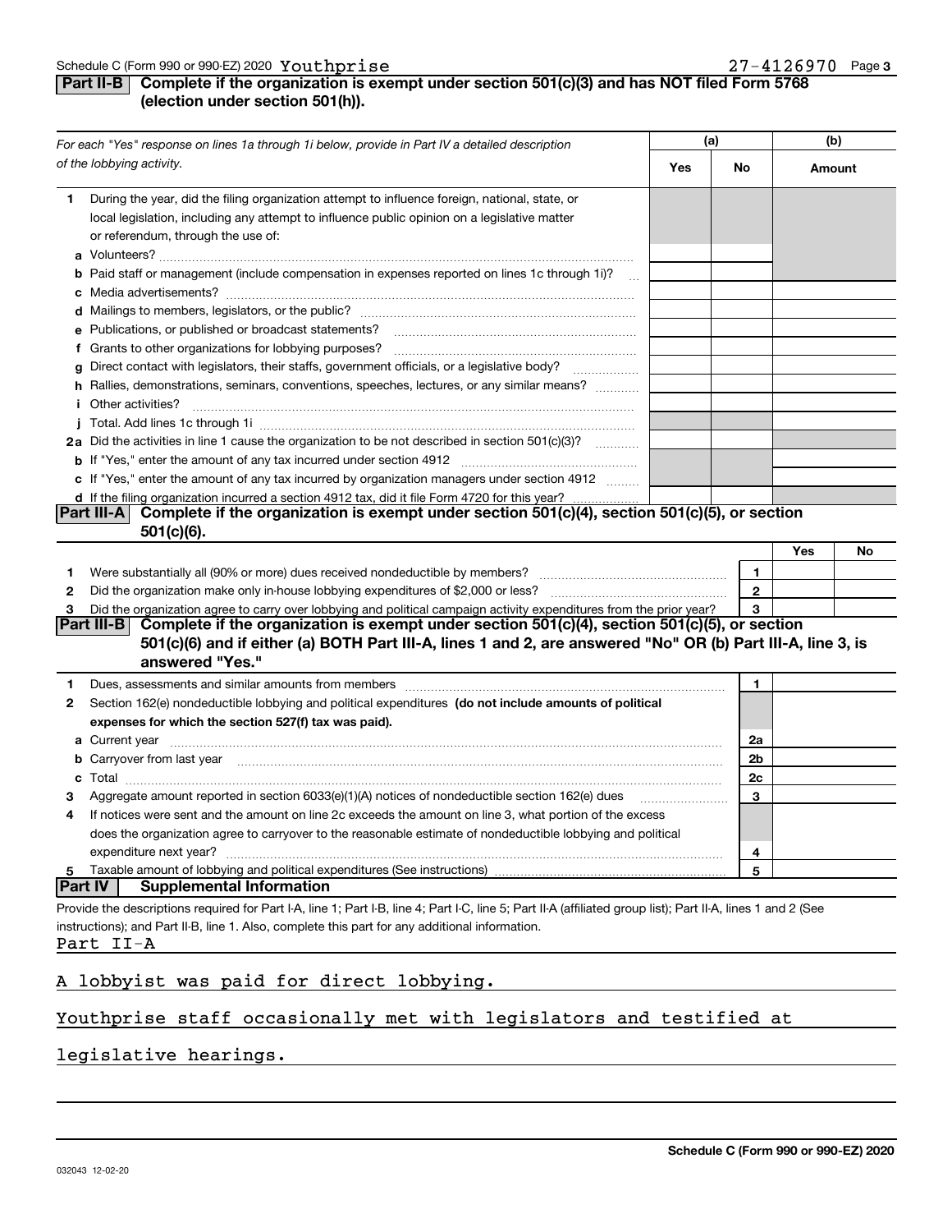Schedule C (Form 990 or 990-EZ) 2020 Youthprise 27-4126970 Page 3

## Part II-B Complete if the organization is exempt under section 501(c)(3) and has NOT filed Form 5768 (election under section 501(h)).

| *For each "Yes" response on lines 1a through 1i below, provide in Part IV a detailed description of the lobbying activity.* | (a) Yes | (a) No | (b) Amount |
|---|---|---|---|
| **1** During the year, did the filing organization attempt to influence foreign, national, state, or local legislation, including any attempt to influence public opinion on a legislative matter or referendum, through the use of: | | | |
| **a** Volunteers? | | | |
| **b** Paid staff or management (include compensation in expenses reported on lines 1c through 1i)? | | | |
| **c** Media advertisements? | | | |
| **d** Mailings to members, legislators, or the public? | | | |
| **e** Publications, or published or broadcast statements? | | | |
| **f** Grants to other organizations for lobbying purposes? | | | |
| **g** Direct contact with legislators, their staffs, government officials, or a legislative body? | | | |
| **h** Rallies, demonstrations, seminars, conventions, speeches, lectures, or any similar means? | | | |
| **i** Other activities? | | | |
| **j** Total. Add lines 1c through 1i | | | |
| **2a** Did the activities in line 1 cause the organization to be not described in section 501(c)(3)? | | | |
| **b** If "Yes," enter the amount of any tax incurred under section 4912 | | | |
| **c** If "Yes," enter the amount of any tax incurred by organization managers under section 4912 | | | |
| **d** If the filing organization incurred a section 4912 tax, did it file Form 4720 for this year? | | | |

## Part III-A Complete if the organization is exempt under section 501(c)(4), section 501(c)(5), or section 501(c)(6).

| | | | Yes | No |
|---|---|---|---|---|
| **1** | Were substantially all (90% or more) dues received nondeductible by members? | 1 | | |
| **2** | Did the organization make only in-house lobbying expenditures of $2,000 or less? | 2 | | |
| **3** | Did the organization agree to carry over lobbying and political campaign activity expenditures from the prior year? | 3 | | |

## Part III-B Complete if the organization is exempt under section 501(c)(4), section 501(c)(5), or section 501(c)(6) and if either (a) BOTH Part III-A, lines 1 and 2, are answered "No" OR (b) Part III-A, line 3, is answered "Yes."

| | | | |
|---|---|---|---|
| **1** | Dues, assessments and similar amounts from members | 1 | |
| **2** | Section 162(e) nondeductible lobbying and political expenditures **(do not include amounts of political expenses for which the section 527(f) tax was paid).** | | |
| **a** | Current year | 2a | |
| **b** | Carryover from last year | 2b | |
| **c** | Total | 2c | |
| **3** | Aggregate amount reported in section 6033(e)(1)(A) notices of nondeductible section 162(e) dues | 3 | |
| **4** | If notices were sent and the amount on line 2c exceeds the amount on line 3, what portion of the excess does the organization agree to carryover to the reasonable estimate of nondeductible lobbying and political expenditure next year? | 4 | |
| **5** | Taxable amount of lobbying and political expenditures (See instructions) | 5 | |

## Part IV Supplemental Information

Provide the descriptions required for Part I-A, line 1; Part I-B, line 4; Part I-C, line 5; Part II-A (affiliated group list); Part II-A, lines 1 and 2 (See instructions); and Part II-B, line 1. Also, complete this part for any additional information.

Part II-A

A lobbyist was paid for direct lobbying.

Youthprise staff occasionally met with legislators and testified at legislative hearings.

032043 12-02-20

**Schedule C (Form 990 or 990-EZ) 2020**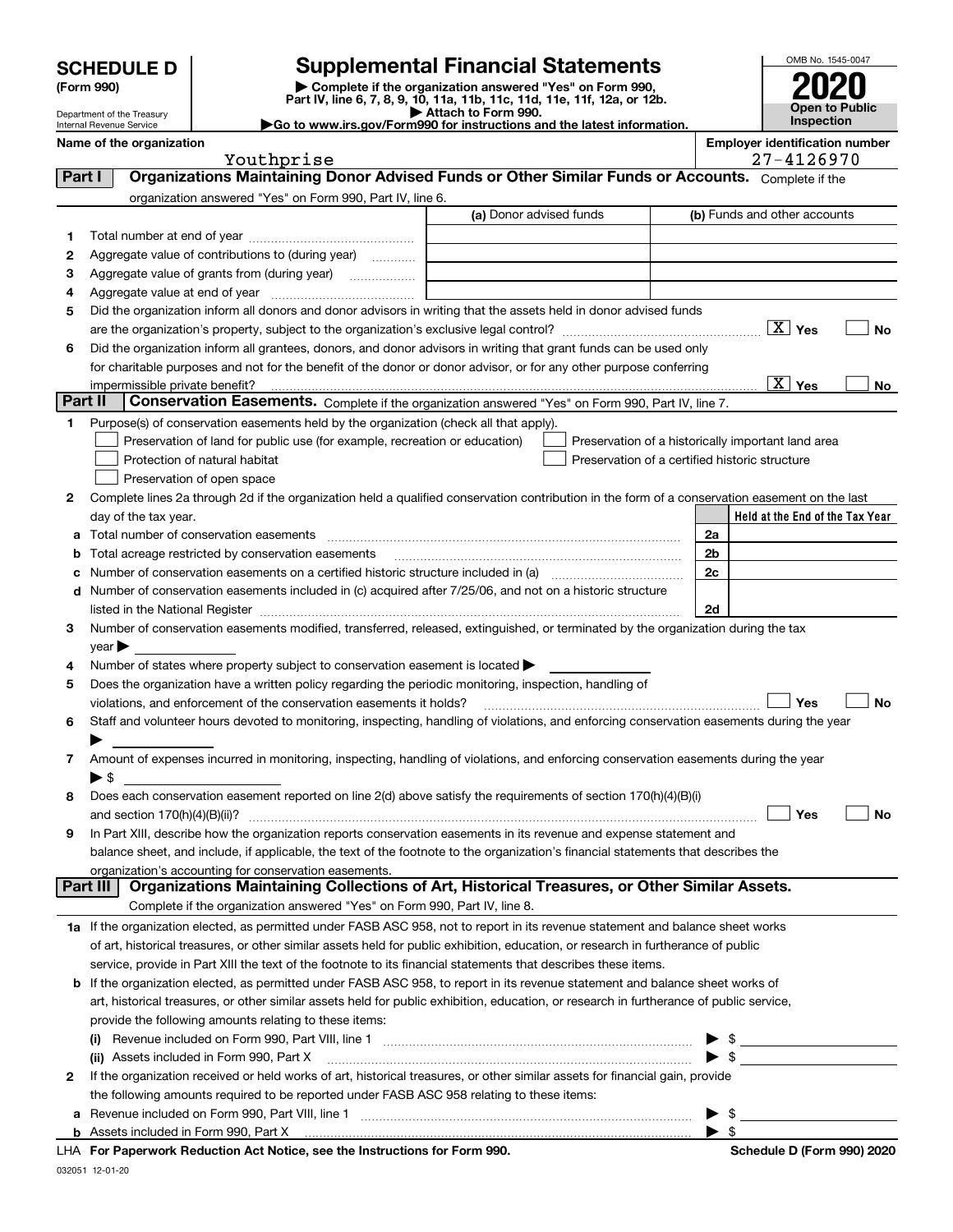# SCHEDULE D (Form 990)

Department of the Treasury
Internal Revenue Service

# Supplemental Financial Statements

▶ Complete if the organization answered "Yes" on Form 990, Part IV, line 6, 7, 8, 9, 10, 11a, 11b, 11c, 11d, 11e, 11f, 12a, or 12b.
▶ Attach to Form 990.
▶Go to www.irs.gov/Form990 for instructions and the latest information.

OMB No. 1545-0047

**2020**

**Open to Public Inspection**

**Name of the organization:** Youthprise

**Employer identification number:** 27-4126970

## Part I — Organizations Maintaining Donor Advised Funds or Other Similar Funds or Accounts.
Complete if the organization answered "Yes" on Form 990, Part IV, line 6.

| | | (a) Donor advised funds | (b) Funds and other accounts |
|---|---|---|---|
| 1 | Total number at end of year | | |
| 2 | Aggregate value of contributions to (during year) | | |
| 3 | Aggregate value of grants from (during year) | | |
| 4 | Aggregate value at end of year | | |

5 Did the organization inform all donors and donor advisors in writing that the assets held in donor advised funds are the organization's property, subject to the organization's exclusive legal control? [X] Yes [ ] No

6 Did the organization inform all grantees, donors, and donor advisors in writing that grant funds can be used only for charitable purposes and not for the benefit of the donor or donor advisor, or for any other purpose conferring impermissible private benefit? [X] Yes [ ] No

## Part II — Conservation Easements.
Complete if the organization answered "Yes" on Form 990, Part IV, line 7.

1 Purpose(s) of conservation easements held by the organization (check all that apply).

- [ ] Preservation of land for public use (for example, recreation or education)
- [ ] Protection of natural habitat
- [ ] Preservation of open space
- [ ] Preservation of a historically important land area
- [ ] Preservation of a certified historic structure

2 Complete lines 2a through 2d if the organization held a qualified conservation contribution in the form of a conservation easement on the last day of the tax year.

| | | | Held at the End of the Tax Year |
|---|---|---|---|
| a | Total number of conservation easements | 2a | |
| b | Total acreage restricted by conservation easements | 2b | |
| c | Number of conservation easements on a certified historic structure included in (a) | 2c | |
| d | Number of conservation easements included in (c) acquired after 7/25/06, and not on a historic structure listed in the National Register | 2d | |

3 Number of conservation easements modified, transferred, released, extinguished, or terminated by the organization during the tax year ▶

4 Number of states where property subject to conservation easement is located ▶

5 Does the organization have a written policy regarding the periodic monitoring, inspection, handling of violations, and enforcement of the conservation easements it holds? [ ] Yes [ ] No

6 Staff and volunteer hours devoted to monitoring, inspecting, handling of violations, and enforcing conservation easements during the year ▶

7 Amount of expenses incurred in monitoring, inspecting, handling of violations, and enforcing conservation easements during the year ▶ $

8 Does each conservation easement reported on line 2(d) above satisfy the requirements of section 170(h)(4)(B)(i) and section 170(h)(4)(B)(ii)? [ ] Yes [ ] No

9 In Part XIII, describe how the organization reports conservation easements in its revenue and expense statement and balance sheet, and include, if applicable, the text of the footnote to the organization's financial statements that describes the organization's accounting for conservation easements.

## Part III — Organizations Maintaining Collections of Art, Historical Treasures, or Other Similar Assets.
Complete if the organization answered "Yes" on Form 990, Part IV, line 8.

1a If the organization elected, as permitted under FASB ASC 958, not to report in its revenue statement and balance sheet works of art, historical treasures, or other similar assets held for public exhibition, education, or research in furtherance of public service, provide in Part XIII the text of the footnote to its financial statements that describes these items.

b If the organization elected, as permitted under FASB ASC 958, to report in its revenue statement and balance sheet works of art, historical treasures, or other similar assets held for public exhibition, education, or research in furtherance of public service, provide the following amounts relating to these items:

(i) Revenue included on Form 990, Part VIII, line 1 ▶ $

(ii) Assets included in Form 990, Part X ▶ $

2 If the organization received or held works of art, historical treasures, or other similar assets for financial gain, provide the following amounts required to be reported under FASB ASC 958 relating to these items:

a Revenue included on Form 990, Part VIII, line 1 ▶ $

b Assets included in Form 990, Part X ▶ $

LHA For Paperwork Reduction Act Notice, see the Instructions for Form 990. Schedule D (Form 990) 2020

032051 12-01-20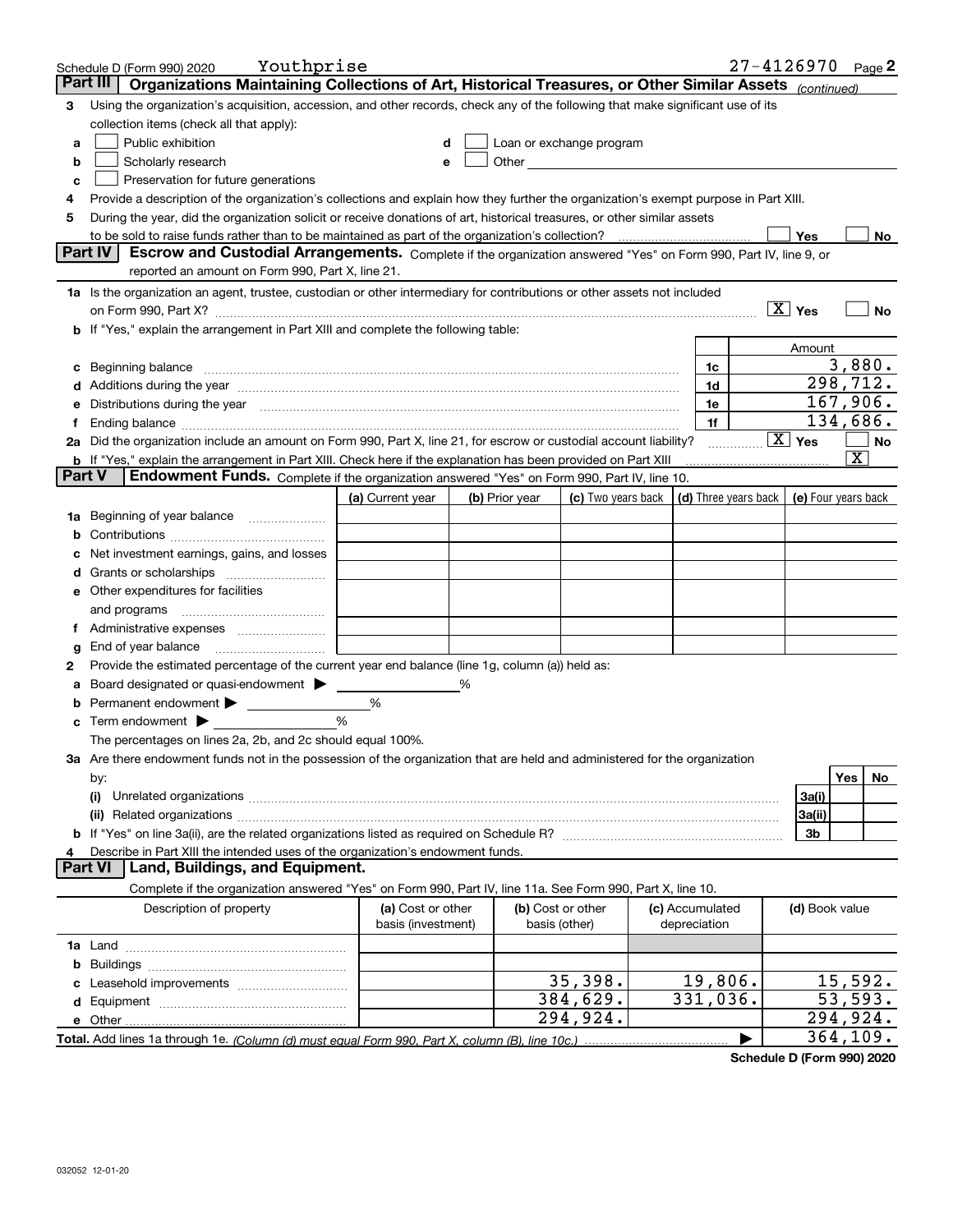Schedule D (Form 990) 2020 Youthprise 27-4126970 Page 2

## Part III Organizations Maintaining Collections of Art, Historical Treasures, or Other Similar Assets *(continued)*

**3** Using the organization's acquisition, accession, and other records, check any of the following that make significant use of its collection items (check all that apply):

- **a** ☐ Public exhibition
- **b** ☐ Scholarly research
- **c** ☐ Preservation for future generations
- **d** ☐ Loan or exchange program
- **e** ☐ Other

**4** Provide a description of the organization's collections and explain how they further the organization's exempt purpose in Part XIII.

**5** During the year, did the organization solicit or receive donations of art, historical treasures, or other similar assets to be sold to raise funds rather than to be maintained as part of the organization's collection? ☐ Yes ☐ No

## Part IV Escrow and Custodial Arrangements.

Complete if the organization answered "Yes" on Form 990, Part IV, line 9, or reported an amount on Form 990, Part X, line 21.

**1a** Is the organization an agent, trustee, custodian or other intermediary for contributions or other assets not included on Form 990, Part X? ☒ Yes ☐ No

**b** If "Yes," explain the arrangement in Part XIII and complete the following table:

| | | | Amount |
|---|---|---|---|
| **c** | Beginning balance | 1c | 3,880. |
| **d** | Additions during the year | 1d | 298,712. |
| **e** | Distributions during the year | 1e | 167,906. |
| **f** | Ending balance | 1f | 134,686. |

**2a** Did the organization include an amount on Form 990, Part X, line 21, for escrow or custodial account liability? ☒ Yes ☐ No

**b** If "Yes," explain the arrangement in Part XIII. Check here if the explanation has been provided on Part XIII ☒

## Part V Endowment Funds.

Complete if the organization answered "Yes" on Form 990, Part IV, line 10.

| | (a) Current year | (b) Prior year | (c) Two years back | (d) Three years back | (e) Four years back |
|---|---|---|---|---|---|
| **1a** Beginning of year balance | | | | | |
| **b** Contributions | | | | | |
| **c** Net investment earnings, gains, and losses | | | | | |
| **d** Grants or scholarships | | | | | |
| **e** Other expenditures for facilities and programs | | | | | |
| **f** Administrative expenses | | | | | |
| **g** End of year balance | | | | | |

**2** Provide the estimated percentage of the current year end balance (line 1g, column (a)) held as:

- **a** Board designated or quasi-endowment ▶ ______ %
- **b** Permanent endowment ▶ ______ %
- **c** Term endowment ▶ ______ %

The percentages on lines 2a, 2b, and 2c should equal 100%.

**3a** Are there endowment funds not in the possession of the organization that are held and administered for the organization by:

| | | Yes | No |
|---|---|---|---|
| (i) Unrelated organizations | 3a(i) | | |
| (ii) Related organizations | 3a(ii) | | |
| **b** If "Yes" on line 3a(ii), are the related organizations listed as required on Schedule R? | 3b | | |

**4** Describe in Part XIII the intended uses of the organization's endowment funds.

## Part VI Land, Buildings, and Equipment.

Complete if the organization answered "Yes" on Form 990, Part IV, line 11a. See Form 990, Part X, line 10.

| Description of property | (a) Cost or other basis (investment) | (b) Cost or other basis (other) | (c) Accumulated depreciation | (d) Book value |
|---|---|---|---|---|
| **1a** Land | | | | |
| **b** Buildings | | | | |
| **c** Leasehold improvements | | 35,398. | 19,806. | 15,592. |
| **d** Equipment | | 384,629. | 331,036. | 53,593. |
| **e** Other | | 294,924. | | 294,924. |
| **Total.** Add lines 1a through 1e. *(Column (d) must equal Form 990, Part X, column (B), line 10c.)* | | | ▶ | 364,109. |

**Schedule D (Form 990) 2020**

032052 12-01-20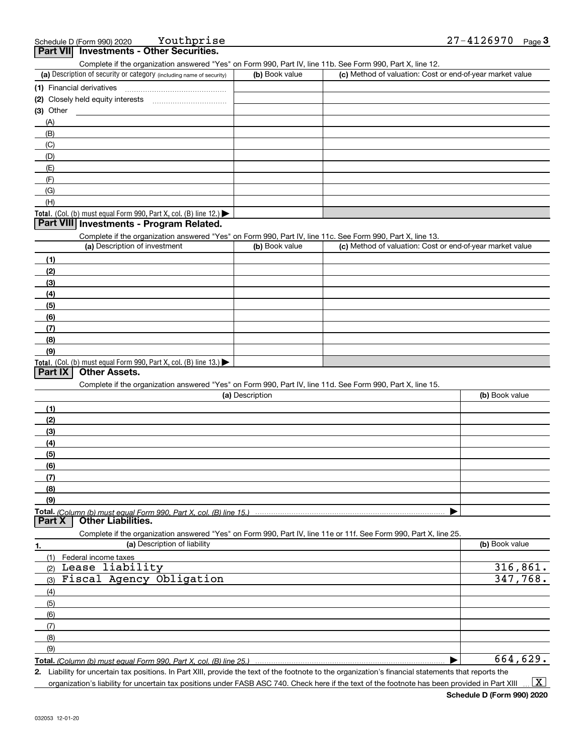Schedule D (Form 990) 2020 Youthprise 27-4126970

## Part VII Investments - Other Securities.

Complete if the organization answered "Yes" on Form 990, Part IV, line 11b. See Form 990, Part X, line 12.

| (a) Description of security or category (including name of security) | (b) Book value | (c) Method of valuation: Cost or end-of-year market value |
|---|---|---|
| (1) Financial derivatives | | |
| (2) Closely held equity interests | | |
| (3) Other | | |
| (A) | | |
| (B) | | |
| (C) | | |
| (D) | | |
| (E) | | |
| (F) | | |
| (G) | | |
| (H) | | |
| **Total.** (Col. (b) must equal Form 990, Part X, col. (B) line 12.) ▶ | | |

## Part VIII Investments - Program Related.

Complete if the organization answered "Yes" on Form 990, Part IV, line 11c. See Form 990, Part X, line 13.

| (a) Description of investment | (b) Book value | (c) Method of valuation: Cost or end-of-year market value |
|---|---|---|
| (1) | | |
| (2) | | |
| (3) | | |
| (4) | | |
| (5) | | |
| (6) | | |
| (7) | | |
| (8) | | |
| (9) | | |
| **Total.** (Col. (b) must equal Form 990, Part X, col. (B) line 13.) ▶ | | |

## Part IX Other Assets.

Complete if the organization answered "Yes" on Form 990, Part IV, line 11d. See Form 990, Part X, line 15.

| (a) Description | (b) Book value |
|---|---|
| (1) | |
| (2) | |
| (3) | |
| (4) | |
| (5) | |
| (6) | |
| (7) | |
| (8) | |
| (9) | |
| **Total.** *(Column (b) must equal Form 990, Part X, col. (B) line 15.)* ▶ | |

## Part X Other Liabilities.

Complete if the organization answered "Yes" on Form 990, Part IV, line 11e or 11f. See Form 990, Part X, line 25.

| 1. (a) Description of liability | (b) Book value |
|---|---|
| (1) Federal income taxes | |
| (2) Lease liability | 316,861. |
| (3) Fiscal Agency Obligation | 347,768. |
| (4) | |
| (5) | |
| (6) | |
| (7) | |
| (8) | |
| (9) | |
| **Total.** *(Column (b) must equal Form 990, Part X, col. (B) line 25.)* ▶ | 664,629. |

2. Liability for uncertain tax positions. In Part XIII, provide the text of the footnote to the organization's financial statements that reports the organization's liability for uncertain tax positions under FASB ASC 740. Check here if the text of the footnote has been provided in Part XIII ... [X]

Schedule D (Form 990) 2020

032053 12-01-20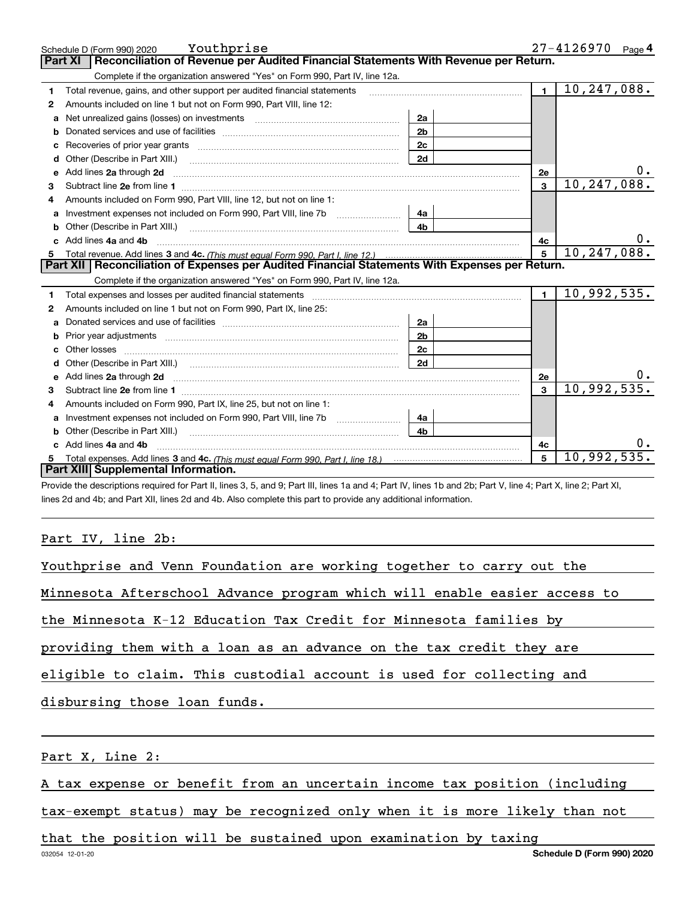Schedule D (Form 990) 2020 Youthprise 27-4126970 Page 4

## Part XI Reconciliation of Revenue per Audited Financial Statements With Revenue per Return.

Complete if the organization answered "Yes" on Form 990, Part IV, line 12a.

| | | | | | |
|---|---|---|---|---|---|
| 1 | Total revenue, gains, and other support per audited financial statements | | | 1 | 10,247,088. |
| 2 | Amounts included on line 1 but not on Form 990, Part VIII, line 12: | | | | |
| a | Net unrealized gains (losses) on investments | 2a | | | |
| b | Donated services and use of facilities | 2b | | | |
| c | Recoveries of prior year grants | 2c | | | |
| d | Other (Describe in Part XIII.) | 2d | | | |
| e | Add lines 2a through 2d | | | 2e | 0. |
| 3 | Subtract line 2e from line 1 | | | 3 | 10,247,088. |
| 4 | Amounts included on Form 990, Part VIII, line 12, but not on line 1: | | | | |
| a | Investment expenses not included on Form 990, Part VIII, line 7b | 4a | | | |
| b | Other (Describe in Part XIII.) | 4b | | | |
| c | Add lines 4a and 4b | | | 4c | 0. |
| 5 | Total revenue. Add lines 3 and 4c. *(This must equal Form 990, Part I, line 12.)* | | | 5 | 10,247,088. |

## Part XII Reconciliation of Expenses per Audited Financial Statements With Expenses per Return.

Complete if the organization answered "Yes" on Form 990, Part IV, line 12a.

| | | | | | |
|---|---|---|---|---|---|
| 1 | Total expenses and losses per audited financial statements | | | 1 | 10,992,535. |
| 2 | Amounts included on line 1 but not on Form 990, Part IX, line 25: | | | | |
| a | Donated services and use of facilities | 2a | | | |
| b | Prior year adjustments | 2b | | | |
| c | Other losses | 2c | | | |
| d | Other (Describe in Part XIII.) | 2d | | | |
| e | Add lines 2a through 2d | | | 2e | 0. |
| 3 | Subtract line 2e from line 1 | | | 3 | 10,992,535. |
| 4 | Amounts included on Form 990, Part IX, line 25, but not on line 1: | | | | |
| a | Investment expenses not included on Form 990, Part VIII, line 7b | 4a | | | |
| b | Other (Describe in Part XIII.) | 4b | | | |
| c | Add lines 4a and 4b | | | 4c | 0. |
| 5 | Total expenses. Add lines 3 and 4c. *(This must equal Form 990, Part I, line 18.)* | | | 5 | 10,992,535. |

## Part XIII Supplemental Information.

Provide the descriptions required for Part II, lines 3, 5, and 9; Part III, lines 1a and 4; Part IV, lines 1b and 2b; Part V, line 4; Part X, line 2; Part XI, lines 2d and 4b; and Part XII, lines 2d and 4b. Also complete this part to provide any additional information.

Part IV, line 2b:

Youthprise and Venn Foundation are working together to carry out the Minnesota Afterschool Advance program which will enable easier access to the Minnesota K-12 Education Tax Credit for Minnesota families by providing them with a loan as an advance on the tax credit they are eligible to claim. This custodial account is used for collecting and disbursing those loan funds.

Part X, Line 2:

A tax expense or benefit from an uncertain income tax position (including tax-exempt status) may be recognized only when it is more likely than not that the position will be sustained upon examination by taxing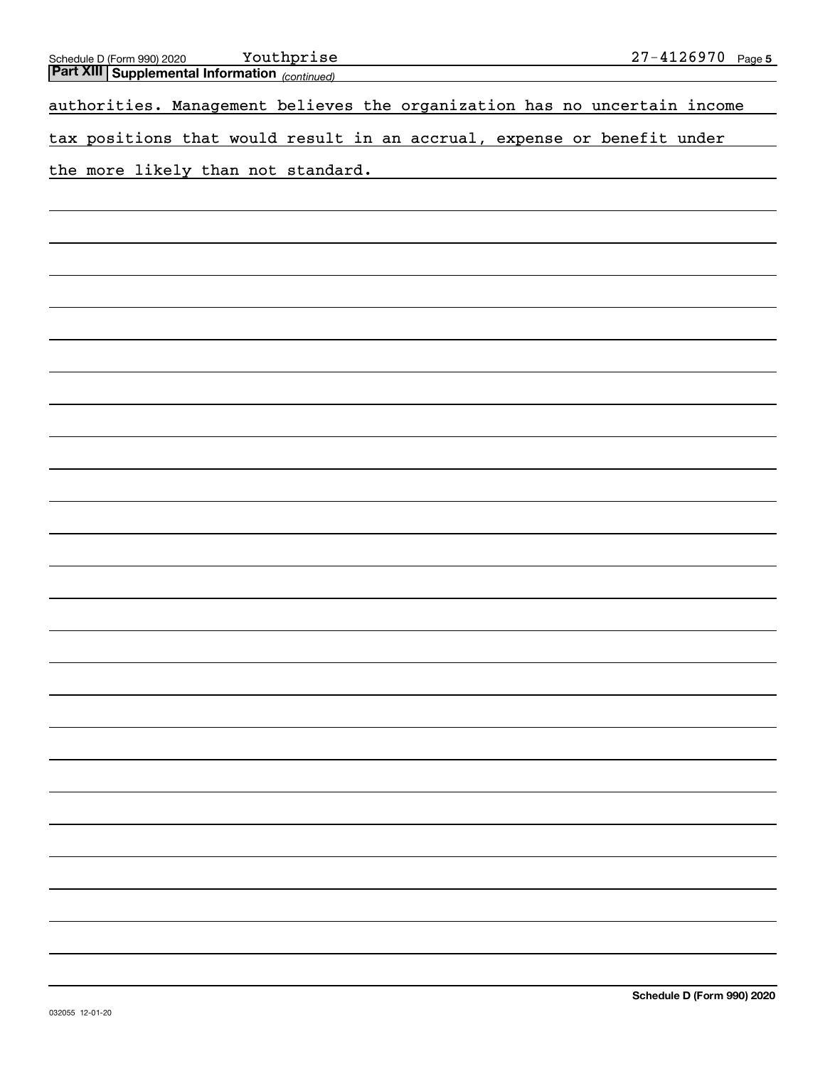**Part XIII** **Supplemental Information** *(continued)*

authorities. Management believes the organization has no uncertain income tax positions that would result in an accrual, expense or benefit under the more likely than not standard.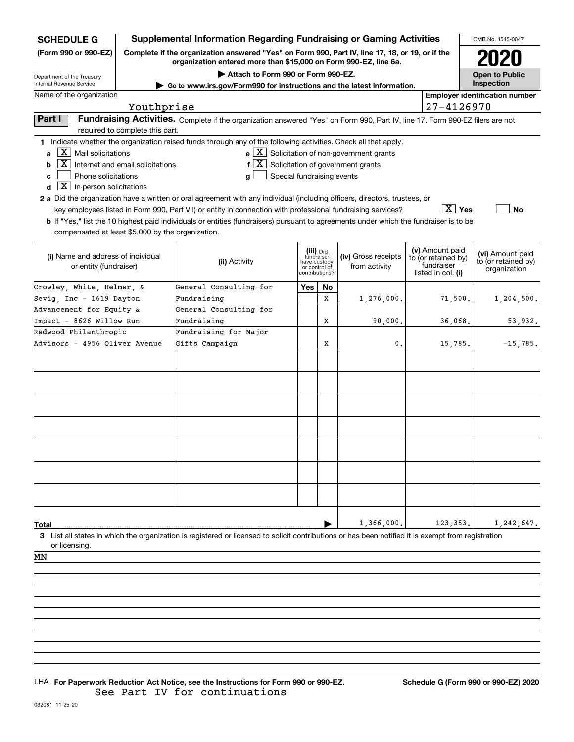**SCHEDULE G (Form 990 or 990-EZ)**

Department of the Treasury
Internal Revenue Service

# Supplemental Information Regarding Fundraising or Gaming Activities

**Complete if the organization answered "Yes" on Form 990, Part IV, line 17, 18, or 19, or if the organization entered more than $15,000 on Form 990-EZ, line 6a.**

**▶ Attach to Form 990 or Form 990-EZ.**

**▶ Go to www.irs.gov/Form990 for instructions and the latest information.**

OMB No. 1545-0047

**2020**

**Open to Public Inspection**

Name of the organization: Youthprise

Employer identification number: 27-4126970

**Part I** **Fundraising Activities.** Complete if the organization answered "Yes" on Form 990, Part IV, line 17. Form 990-EZ filers are not required to complete this part.

**1** Indicate whether the organization raised funds through any of the following activities. Check all that apply.

- **a** [X] Mail solicitations
- **b** [X] Internet and email solicitations
- **c** [ ] Phone solicitations
- **d** [X] In-person solicitations
- **e** [X] Solicitation of non-government grants
- **f** [X] Solicitation of government grants
- **g** [ ] Special fundraising events

**2 a** Did the organization have a written or oral agreement with any individual (including officers, directors, trustees, or key employees listed in Form 990, Part VII) or entity in connection with professional fundraising services? [X] Yes [ ] No

**b** If "Yes," list the 10 highest paid individuals or entities (fundraisers) pursuant to agreements under which the fundraiser is to be compensated at least $5,000 by the organization.

| (i) Name and address of individual or entity (fundraiser) | (ii) Activity | (iii) Did fundraiser have custody or control of contributions? Yes | No | (iv) Gross receipts from activity | (v) Amount paid to (or retained by) fundraiser listed in col. (i) | (vi) Amount paid to (or retained by) organization |
|---|---|---|---|---|---|---|
| Crowley, White, Helmer, & Sevig, Inc - 1619 Dayton | General Consulting for Fundraising | | X | 1,276,000. | 71,500. | 1,204,500. |
| Advancement for Equity & Impact - 8626 Willow Run | General Consulting for Fundraising | | X | 90,000. | 36,068. | 53,932. |
| Redwood Philanthropic Advisors - 4956 Oliver Avenue | Fundraising for Major Gifts Campaign | | X | 0. | 15,785. | -15,785. |
| | | | | | | |
| | | | | | | |
| | | | | | | |
| | | | | | | |
| | | | | | | |
| | | | | | | |
| | | | | | | |
| **Total** | | | | 1,366,000. | 123,353. | 1,242,647. |

**3** List all states in which the organization is registered or licensed to solicit contributions or has been notified it is exempt from registration or licensing.

MN

LHA **For Paperwork Reduction Act Notice, see the Instructions for Form 990 or 990-EZ.** **Schedule G (Form 990 or 990-EZ) 2020**

See Part IV for continuations

032081 11-25-20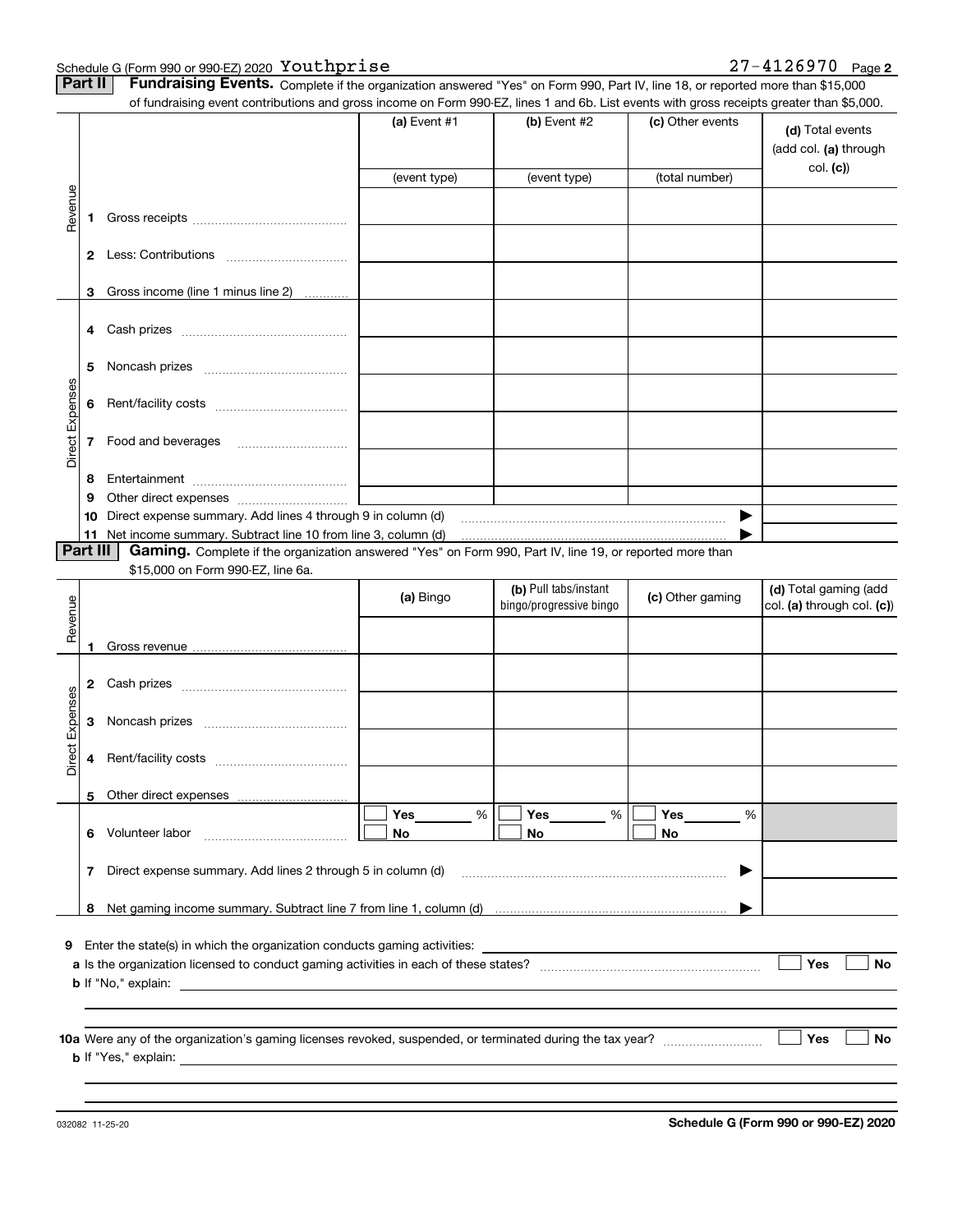Schedule G (Form 990 or 990-EZ) 2020 Youthprise 27-4126970 Page 2

**Part II Fundraising Events.** Complete if the organization answered "Yes" on Form 990, Part IV, line 18, or reported more than $15,000 of fundraising event contributions and gross income on Form 990-EZ, lines 1 and 6b. List events with gross receipts greater than $5,000.

| | | | (a) Event #1 | (b) Event #2 | (c) Other events | (d) Total events (add col. (a) through col. (c)) |
|---|---|---|---|---|---|---|
| | | | (event type) | (event type) | (total number) | |
| Revenue | 1 | Gross receipts | | | | |
| | 2 | Less: Contributions | | | | |
| | 3 | Gross income (line 1 minus line 2) | | | | |
| Direct Expenses | 4 | Cash prizes | | | | |
| | 5 | Noncash prizes | | | | |
| | 6 | Rent/facility costs | | | | |
| | 7 | Food and beverages | | | | |
| | 8 | Entertainment | | | | |
| | 9 | Other direct expenses | | | | |
| | 10 | Direct expense summary. Add lines 4 through 9 in column (d) | | | ▶ | |
| | 11 | Net income summary. Subtract line 10 from line 3, column (d) | | | ▶ | |

**Part III Gaming.** Complete if the organization answered "Yes" on Form 990, Part IV, line 19, or reported more than $15,000 on Form 990-EZ, line 6a.

| | | | (a) Bingo | (b) Pull tabs/instant bingo/progressive bingo | (c) Other gaming | (d) Total gaming (add col. (a) through col. (c)) |
|---|---|---|---|---|---|---|
| Revenue | 1 | Gross revenue | | | | |
| Direct Expenses | 2 | Cash prizes | | | | |
| | 3 | Noncash prizes | | | | |
| | 4 | Rent/facility costs | | | | |
| | 5 | Other direct expenses | | | | |
| | 6 | Volunteer labor | ☐ Yes ____ % ☐ No | ☐ Yes ____ % ☐ No | ☐ Yes ____ % ☐ No | |
| | 7 | Direct expense summary. Add lines 2 through 5 in column (d) | | | ▶ | |
| | 8 | Net gaming income summary. Subtract line 7 from line 1, column (d) | | | ▶ | |

**9** Enter the state(s) in which the organization conducts gaming activities: ____________________

**a** Is the organization licensed to conduct gaming activities in each of these states? ☐ Yes ☐ No

**b** If "No," explain: ____________________

**10a** Were any of the organization's gaming licenses revoked, suspended, or terminated during the tax year? ☐ Yes ☐ No

**b** If "Yes," explain: ____________________

032082 11-25-20 **Schedule G (Form 990 or 990-EZ) 2020**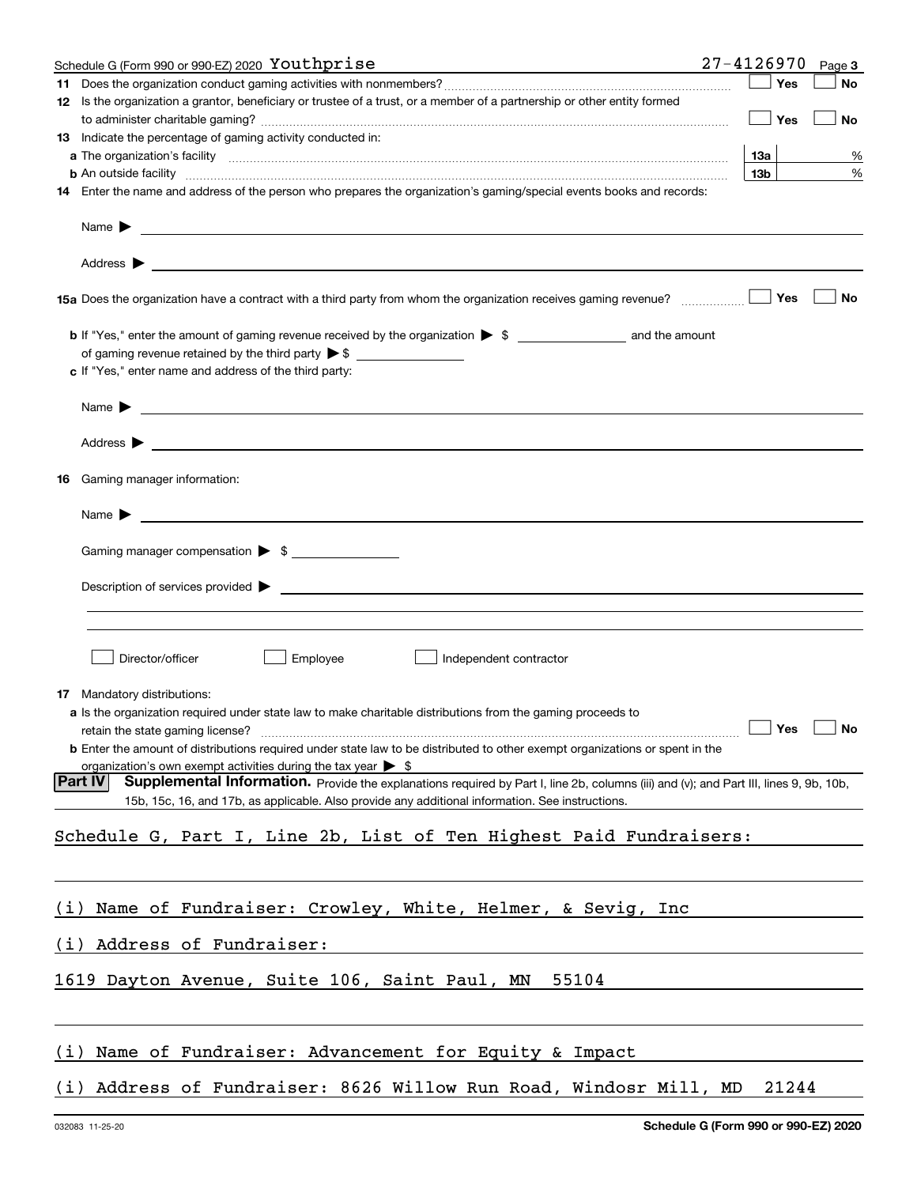Schedule G (Form 990 or 990-EZ) 2020 Youthprise 27-4126970 Page 3

**11** Does the organization conduct gaming activities with nonmembers? ☐ Yes ☐ No

**12** Is the organization a grantor, beneficiary or trustee of a trust, or a member of a partnership or other entity formed to administer charitable gaming? ☐ Yes ☐ No

**13** Indicate the percentage of gaming activity conducted in:

**a** The organization's facility **13a** %

**b** An outside facility **13b** %

**14** Enter the name and address of the person who prepares the organization's gaming/special events books and records:

Name ▶

Address ▶

**15a** Does the organization have a contract with a third party from whom the organization receives gaming revenue? ☐ Yes ☐ No

**b** If "Yes," enter the amount of gaming revenue received by the organization ▶ $ ________ and the amount of gaming revenue retained by the third party ▶ $ ________

**c** If "Yes," enter name and address of the third party:

Name ▶

Address ▶

**16** Gaming manager information:

Name ▶

Gaming manager compensation ▶ $

Description of services provided ▶

☐ Director/officer ☐ Employee ☐ Independent contractor

**17** Mandatory distributions:

**a** Is the organization required under state law to make charitable distributions from the gaming proceeds to retain the state gaming license? ☐ Yes ☐ No

**b** Enter the amount of distributions required under state law to be distributed to other exempt organizations or spent in the organization's own exempt activities during the tax year ▶ $

**Part IV** **Supplemental Information.** Provide the explanations required by Part I, line 2b, columns (iii) and (v); and Part III, lines 9, 9b, 10b, 15b, 15c, 16, and 17b, as applicable. Also provide any additional information. See instructions.

Schedule G, Part I, Line 2b, List of Ten Highest Paid Fundraisers:

(i) Name of Fundraiser: Crowley, White, Helmer, & Sevig, Inc

(i) Address of Fundraiser:

1619 Dayton Avenue, Suite 106, Saint Paul, MN 55104

(i) Name of Fundraiser: Advancement for Equity & Impact

(i) Address of Fundraiser: 8626 Willow Run Road, Windosr Mill, MD 21244

032083 11-25-20 **Schedule G (Form 990 or 990-EZ) 2020**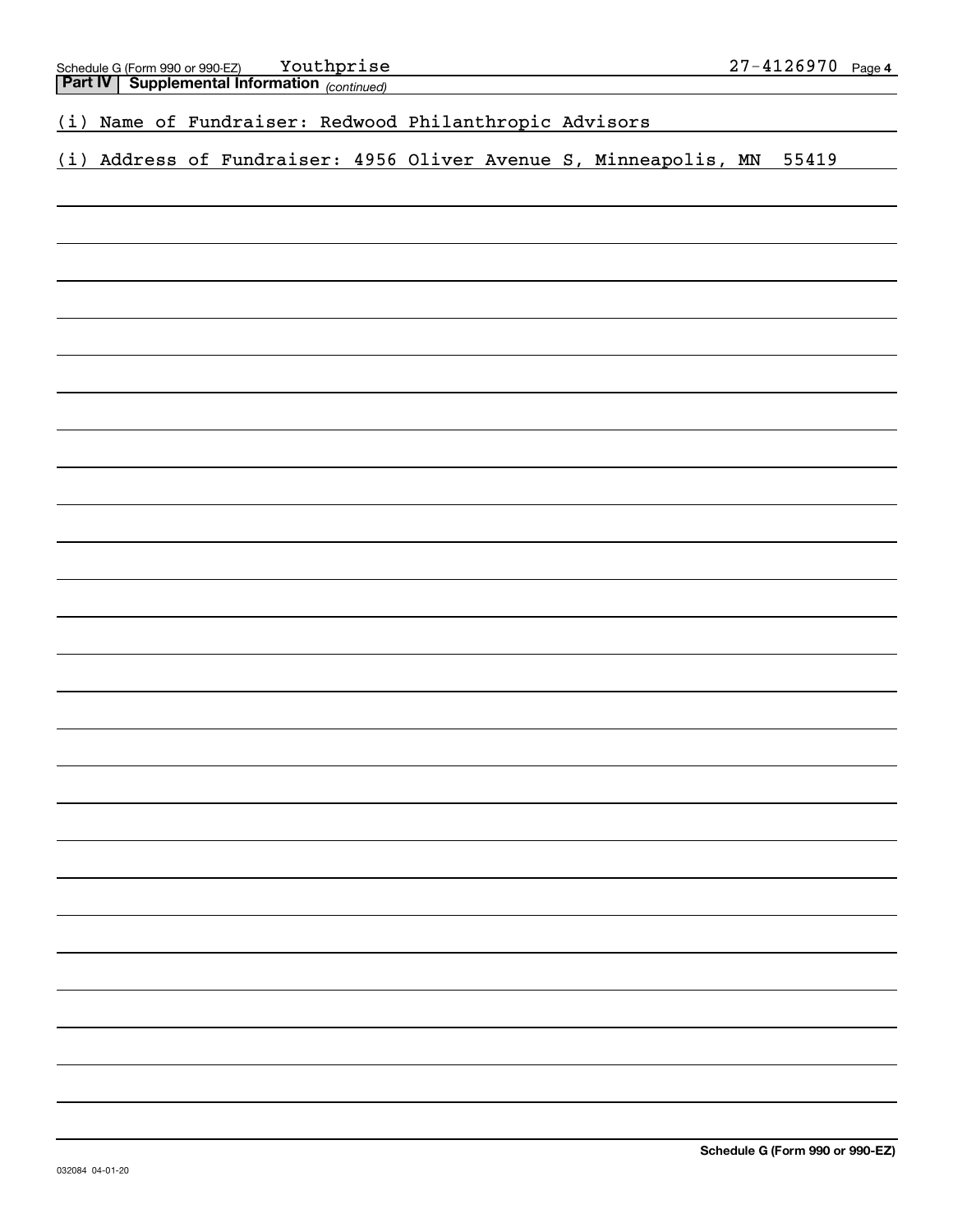## Part IV | Supplemental Information *(continued)*

(i) Name of Fundraiser: Redwood Philanthropic Advisors

(i) Address of Fundraiser: 4956 Oliver Avenue S, Minneapolis, MN 55419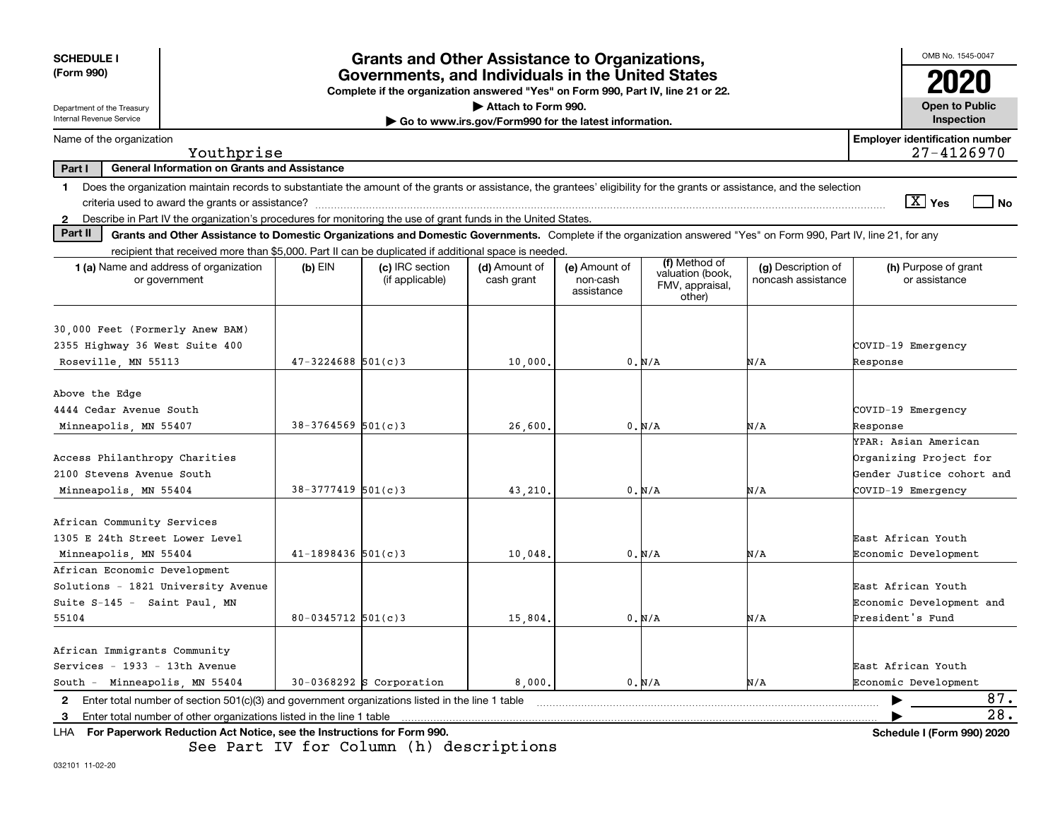**SCHEDULE I (Form 990)**

Department of the Treasury
Internal Revenue Service

# Grants and Other Assistance to Organizations, Governments, and Individuals in the United States

**Complete if the organization answered "Yes" on Form 990, Part IV, line 21 or 22.**

**▶ Attach to Form 990.**

**▶ Go to www.irs.gov/Form990 for the latest information.**

OMB No. 1545-0047

**2020**

**Open to Public Inspection**

Name of the organization: Youthprise

Employer identification number: 27-4126970

**Part I — General Information on Grants and Assistance**

1 Does the organization maintain records to substantiate the amount of the grants or assistance, the grantees' eligibility for the grants or assistance, and the selection criteria used to award the grants or assistance? [X] Yes [ ] No

2 Describe in Part IV the organization's procedures for monitoring the use of grant funds in the United States.

**Part II — Grants and Other Assistance to Domestic Organizations and Domestic Governments.** Complete if the organization answered "Yes" on Form 990, Part IV, line 21, for any recipient that received more than $5,000. Part II can be duplicated if additional space is needed.

| 1 (a) Name and address of organization or government | (b) EIN | (c) IRC section (if applicable) | (d) Amount of cash grant | (e) Amount of non-cash assistance | (f) Method of valuation (book, FMV, appraisal, other) | (g) Description of noncash assistance | (h) Purpose of grant or assistance |
|---|---|---|---|---|---|---|---|
| 30,000 Feet (Formerly Anew BAM) 2355 Highway 36 West Suite 400 Roseville, MN 55113 | 47-3224688 | 501(c)3 | 10,000. | 0. | N/A | N/A | COVID-19 Emergency Response |
| Above the Edge 4444 Cedar Avenue South Minneapolis, MN 55407 | 38-3764569 | 501(c)3 | 26,600. | 0. | N/A | N/A | COVID-19 Emergency Response |
| Access Philanthropy Charities 2100 Stevens Avenue South Minneapolis, MN 55404 | 38-3777419 | 501(c)3 | 43,210. | 0. | N/A | N/A | YPAR: Asian American Organizing Project for Gender Justice cohort and COVID-19 Emergency |
| African Community Services 1305 E 24th Street Lower Level Minneapolis, MN 55404 | 41-1898436 | 501(c)3 | 10,048. | 0. | N/A | N/A | East African Youth Economic Development |
| African Economic Development Solutions - 1821 University Avenue Suite S-145 - Saint Paul, MN 55104 | 80-0345712 | 501(c)3 | 15,804. | 0. | N/A | N/A | East African Youth Economic Development and President's Fund |
| African Immigrants Community Services - 1933 - 13th Avenue South - Minneapolis, MN 55404 | 30-0368292 | S Corporation | 8,000. | 0. | N/A | N/A | East African Youth Economic Development |

2 Enter total number of section 501(c)(3) and government organizations listed in the line 1 table ▶ 87.

3 Enter total number of other organizations listed in the line 1 table ▶ 28.

LHA **For Paperwork Reduction Act Notice, see the Instructions for Form 990.** **Schedule I (Form 990) 2020**

See Part IV for Column (h) descriptions

032101 11-02-20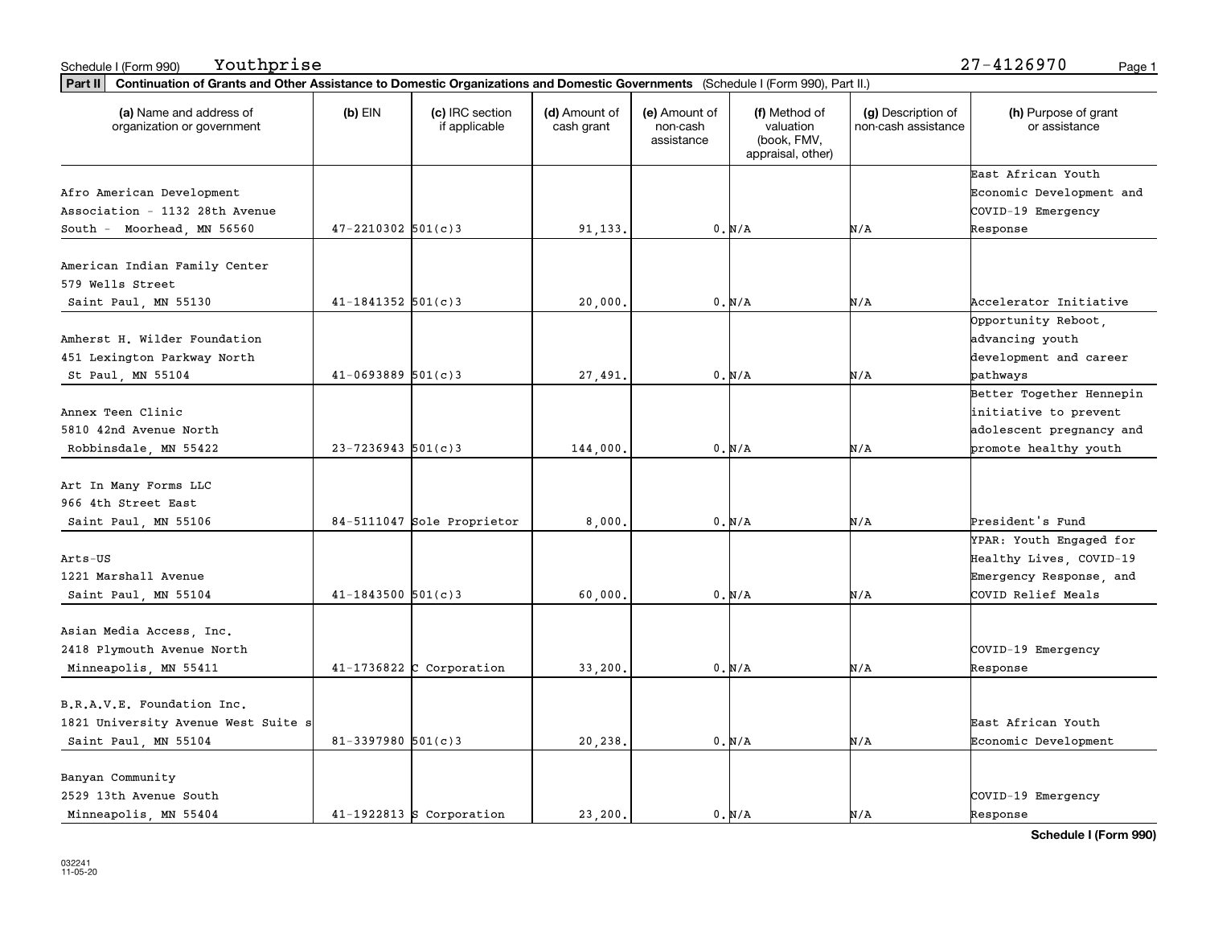Schedule I (Form 990) Youthprise 27-4126970

**Part II** **Continuation of Grants and Other Assistance to Domestic Organizations and Domestic Governments** (Schedule I (Form 990), Part II.)

| (a) Name and address of organization or government | (b) EIN | (c) IRC section if applicable | (d) Amount of cash grant | (e) Amount of non-cash assistance | (f) Method of valuation (book, FMV, appraisal, other) | (g) Description of non-cash assistance | (h) Purpose of grant or assistance |
|---|---|---|---|---|---|---|---|
| Afro American Development Association - 1132 28th Avenue South - Moorhead, MN 56560 | 47-2210302 | 501(c)3 | 91,133. | 0. | N/A | N/A | East African Youth Economic Development and COVID-19 Emergency Response |
| American Indian Family Center 579 Wells Street Saint Paul, MN 55130 | 41-1841352 | 501(c)3 | 20,000. | 0. | N/A | N/A | Accelerator Initiative |
| Amherst H. Wilder Foundation 451 Lexington Parkway North St Paul, MN 55104 | 41-0693889 | 501(c)3 | 27,491. | 0. | N/A | N/A | Opportunity Reboot, advancing youth development and career pathways |
| Annex Teen Clinic 5810 42nd Avenue North Robbinsdale, MN 55422 | 23-7236943 | 501(c)3 | 144,000. | 0. | N/A | N/A | Better Together Hennepin initiative to prevent adolescent pregnancy and promote healthy youth |
| Art In Many Forms LLC 966 4th Street East Saint Paul, MN 55106 | 84-5111047 | Sole Proprietor | 8,000. | 0. | N/A | N/A | President's Fund |
| Arts-US 1221 Marshall Avenue Saint Paul, MN 55104 | 41-1843500 | 501(c)3 | 60,000. | 0. | N/A | N/A | YPAR: Youth Engaged for Healthy Lives, COVID-19 Emergency Response, and COVID Relief Meals |
| Asian Media Access, Inc. 2418 Plymouth Avenue North Minneapolis, MN 55411 | 41-1736822 | C Corporation | 33,200. | 0. | N/A | N/A | COVID-19 Emergency Response |
| B.R.A.V.E. Foundation Inc. 1821 University Avenue West Suite s Saint Paul, MN 55104 | 81-3397980 | 501(c)3 | 20,238. | 0. | N/A | N/A | East African Youth Economic Development |
| Banyan Community 2529 13th Avenue South Minneapolis, MN 55404 | 41-1922813 | S Corporation | 23,200. | 0. | N/A | N/A | COVID-19 Emergency Response |

Schedule I (Form 990)

032241
11-05-20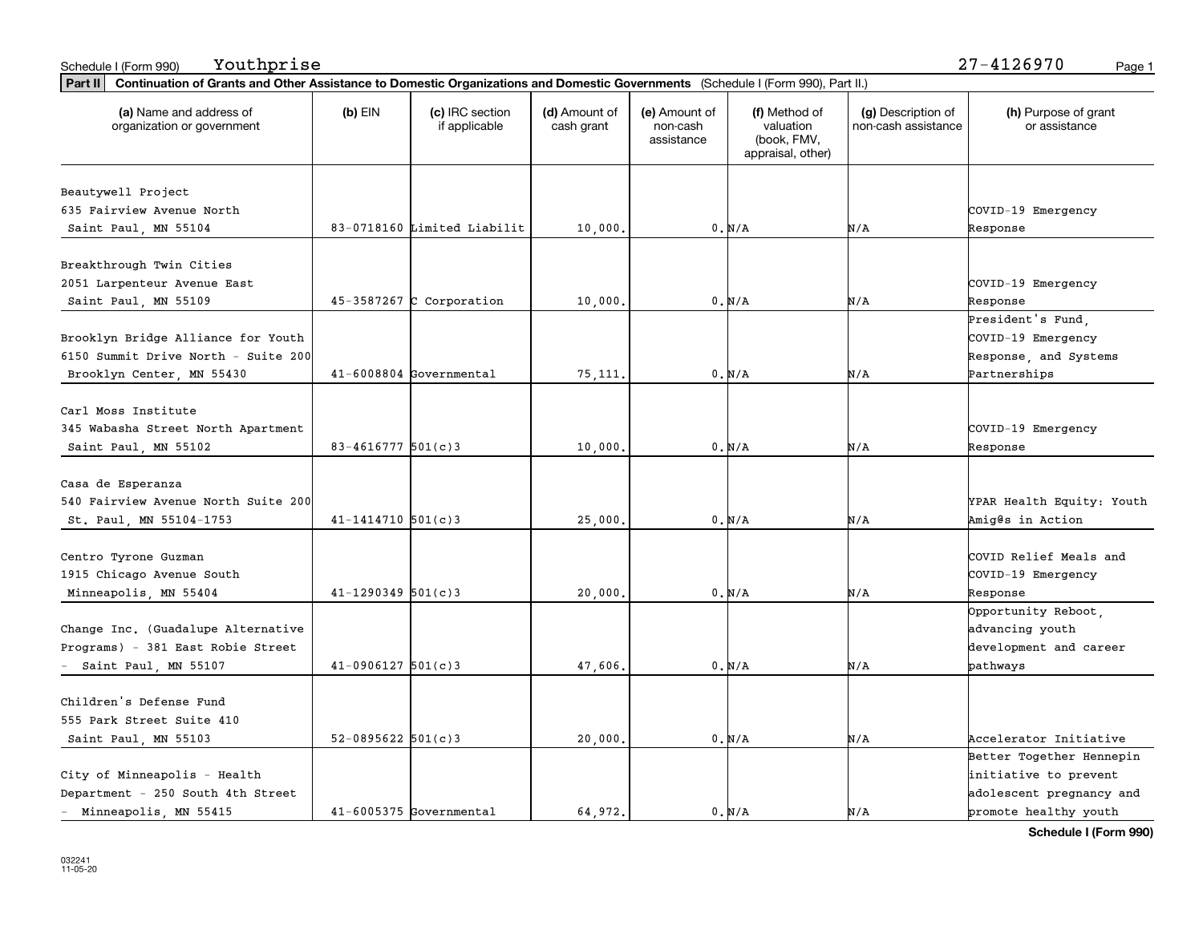Schedule I (Form 990) Youthprise 27-4126970

**Part II** **Continuation of Grants and Other Assistance to Domestic Organizations and Domestic Governments** (Schedule I (Form 990), Part II.)

| (a) Name and address of organization or government | (b) EIN | (c) IRC section if applicable | (d) Amount of cash grant | (e) Amount of non-cash assistance | (f) Method of valuation (book, FMV, appraisal, other) | (g) Description of non-cash assistance | (h) Purpose of grant or assistance |
|---|---|---|---|---|---|---|---|
| Beautywell Project 635 Fairview Avenue North Saint Paul, MN 55104 | 83-0718160 | Limited Liabilit | 10,000. | 0. | N/A | N/A | COVID-19 Emergency Response |
| Breakthrough Twin Cities 2051 Larpenteur Avenue East Saint Paul, MN 55109 | 45-3587267 | C Corporation | 10,000. | 0. | N/A | N/A | COVID-19 Emergency Response |
| Brooklyn Bridge Alliance for Youth 6150 Summit Drive North - Suite 200 Brooklyn Center, MN 55430 | 41-6008804 | Governmental | 75,111. | 0. | N/A | N/A | President's Fund, COVID-19 Emergency Response, and Systems Partnerships |
| Carl Moss Institute 345 Wabasha Street North Apartment Saint Paul, MN 55102 | 83-4616777 | 501(c)3 | 10,000. | 0. | N/A | N/A | COVID-19 Emergency Response |
| Casa de Esperanza 540 Fairview Avenue North Suite 200 St. Paul, MN 55104-1753 | 41-1414710 | 501(c)3 | 25,000. | 0. | N/A | N/A | YPAR Health Equity: Youth Amig@s in Action |
| Centro Tyrone Guzman 1915 Chicago Avenue South Minneapolis, MN 55404 | 41-1290349 | 501(c)3 | 20,000. | 0. | N/A | N/A | COVID Relief Meals and COVID-19 Emergency Response |
| Change Inc. (Guadalupe Alternative Programs) - 381 East Robie Street - Saint Paul, MN 55107 | 41-0906127 | 501(c)3 | 47,606. | 0. | N/A | N/A | Opportunity Reboot, advancing youth development and career pathways |
| Children's Defense Fund 555 Park Street Suite 410 Saint Paul, MN 55103 | 52-0895622 | 501(c)3 | 20,000. | 0. | N/A | N/A | Accelerator Initiative |
| City of Minneapolis - Health Department - 250 South 4th Street - Minneapolis, MN 55415 | 41-6005375 | Governmental | 64,972. | 0. | N/A | N/A | Better Together Hennepin initiative to prevent adolescent pregnancy and promote healthy youth |

Schedule I (Form 990)

032241 11-05-20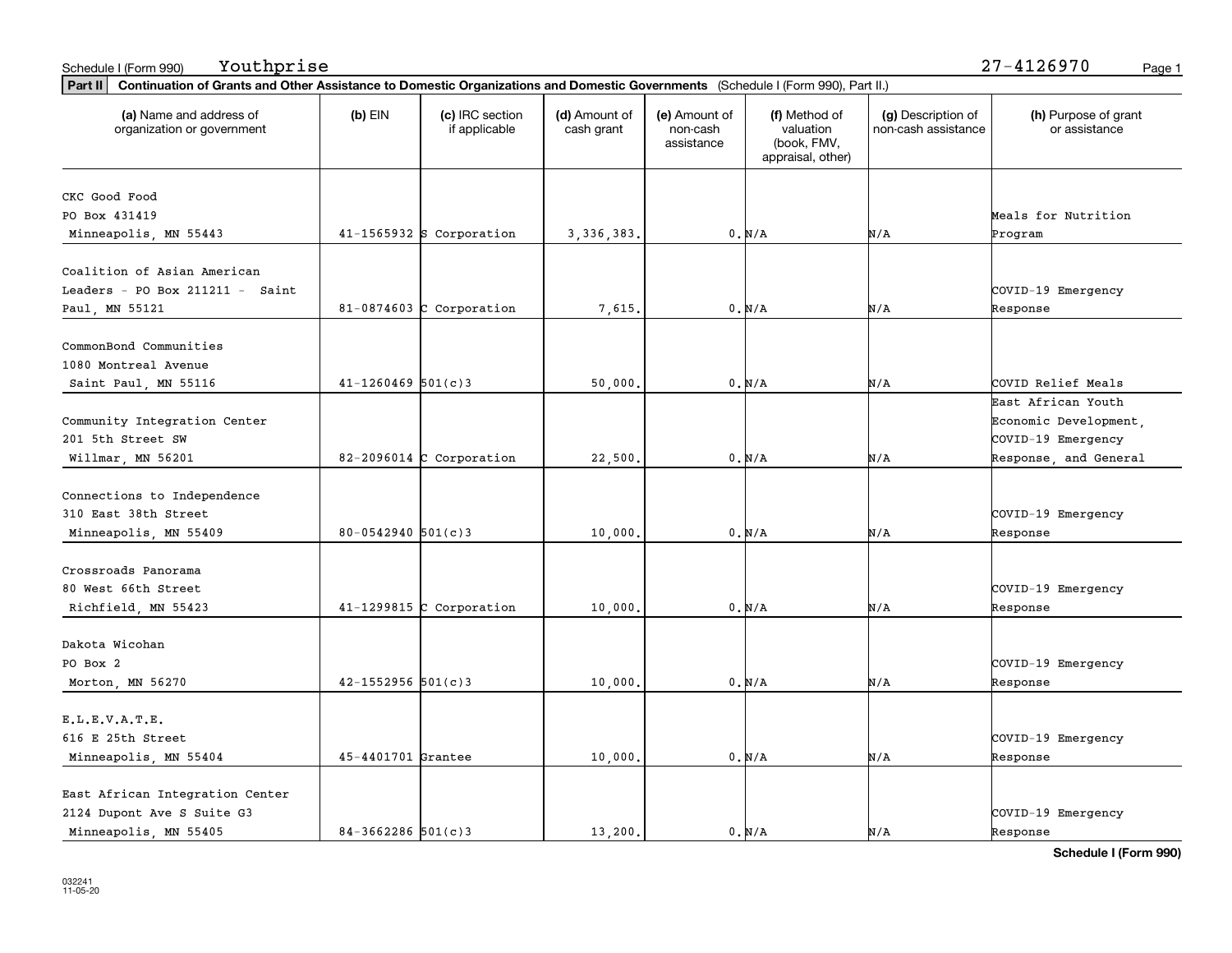Schedule I (Form 990) Youthprise 27-4126970

**Part II** **Continuation of Grants and Other Assistance to Domestic Organizations and Domestic Governments** (Schedule I (Form 990), Part II.)

| (a) Name and address of organization or government | (b) EIN | (c) IRC section if applicable | (d) Amount of cash grant | (e) Amount of non-cash assistance | (f) Method of valuation (book, FMV, appraisal, other) | (g) Description of non-cash assistance | (h) Purpose of grant or assistance |
|---|---|---|---|---|---|---|---|
| CKC Good Food PO Box 431419 Minneapolis, MN 55443 | 41-1565932 | S Corporation | 3,336,383. | 0. | N/A | N/A | Meals for Nutrition Program |
| Coalition of Asian American Leaders - PO Box 211211 - Saint Paul, MN 55121 | 81-0874603 | C Corporation | 7,615. | 0. | N/A | N/A | COVID-19 Emergency Response |
| CommonBond Communities 1080 Montreal Avenue Saint Paul, MN 55116 | 41-1260469 | 501(c)3 | 50,000. | 0. | N/A | N/A | COVID Relief Meals |
| Community Integration Center 201 5th Street SW Willmar, MN 56201 | 82-2096014 | C Corporation | 22,500. | 0. | N/A | N/A | East African Youth Economic Development, COVID-19 Emergency Response, and General |
| Connections to Independence 310 East 38th Street Minneapolis, MN 55409 | 80-0542940 | 501(c)3 | 10,000. | 0. | N/A | N/A | COVID-19 Emergency Response |
| Crossroads Panorama 80 West 66th Street Richfield, MN 55423 | 41-1299815 | C Corporation | 10,000. | 0. | N/A | N/A | COVID-19 Emergency Response |
| Dakota Wicohan PO Box 2 Morton, MN 56270 | 42-1552956 | 501(c)3 | 10,000. | 0. | N/A | N/A | COVID-19 Emergency Response |
| E.L.E.V.A.T.E. 616 E 25th Street Minneapolis, MN 55404 | 45-4401701 | Grantee | 10,000. | 0. | N/A | N/A | COVID-19 Emergency Response |
| East African Integration Center 2124 Dupont Ave S Suite G3 Minneapolis, MN 55405 | 84-3662286 | 501(c)3 | 13,200. | 0. | N/A | N/A | COVID-19 Emergency Response |

**Schedule I (Form 990)**

032241
11-05-20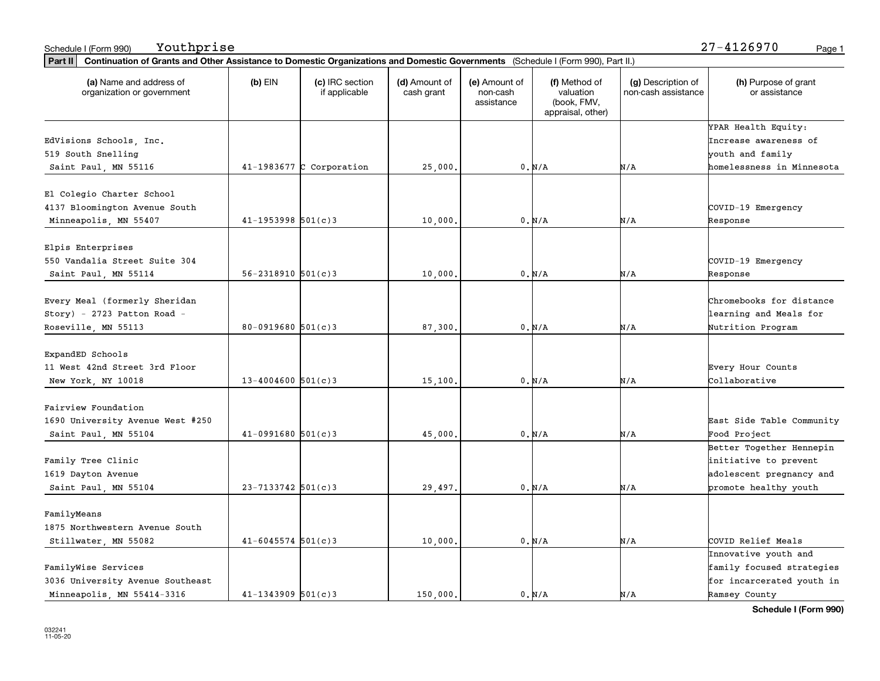Schedule I (Form 990) Youthprise 27-4126970

**Part II** **Continuation of Grants and Other Assistance to Domestic Organizations and Domestic Governments** (Schedule I (Form 990), Part II.)

| (a) Name and address of organization or government | (b) EIN | (c) IRC section if applicable | (d) Amount of cash grant | (e) Amount of non-cash assistance | (f) Method of valuation (book, FMV, appraisal, other) | (g) Description of non-cash assistance | (h) Purpose of grant or assistance |
|---|---|---|---|---|---|---|---|
| EdVisions Schools, Inc. 519 South Snelling Saint Paul, MN 55116 | 41-1983677 | C Corporation | 25,000. | 0. | N/A | N/A | YPAR Health Equity: Increase awareness of youth and family homelessness in Minnesota |
| El Colegio Charter School 4137 Bloomington Avenue South Minneapolis, MN 55407 | 41-1953998 | 501(c)3 | 10,000. | 0. | N/A | N/A | COVID-19 Emergency Response |
| Elpis Enterprises 550 Vandalia Street Suite 304 Saint Paul, MN 55114 | 56-2318910 | 501(c)3 | 10,000. | 0. | N/A | N/A | COVID-19 Emergency Response |
| Every Meal (formerly Sheridan Story) - 2723 Patton Road - Roseville, MN 55113 | 80-0919680 | 501(c)3 | 87,300. | 0. | N/A | N/A | Chromebooks for distance learning and Meals for Nutrition Program |
| ExpandED Schools 11 West 42nd Street 3rd Floor New York, NY 10018 | 13-4004600 | 501(c)3 | 15,100. | 0. | N/A | N/A | Every Hour Counts Collaborative |
| Fairview Foundation 1690 University Avenue West #250 Saint Paul, MN 55104 | 41-0991680 | 501(c)3 | 45,000. | 0. | N/A | N/A | East Side Table Community Food Project |
| Family Tree Clinic 1619 Dayton Avenue Saint Paul, MN 55104 | 23-7133742 | 501(c)3 | 29,497. | 0. | N/A | N/A | Better Together Hennepin initiative to prevent adolescent pregnancy and promote healthy youth |
| FamilyMeans 1875 Northwestern Avenue South Stillwater, MN 55082 | 41-6045574 | 501(c)3 | 10,000. | 0. | N/A | N/A | COVID Relief Meals |
| FamilyWise Services 3036 University Avenue Southeast Minneapolis, MN 55414-3316 | 41-1343909 | 501(c)3 | 150,000. | 0. | N/A | N/A | Innovative youth and family focused strategies for incarcerated youth in Ramsey County |

**Schedule I (Form 990)**

032241 11-05-20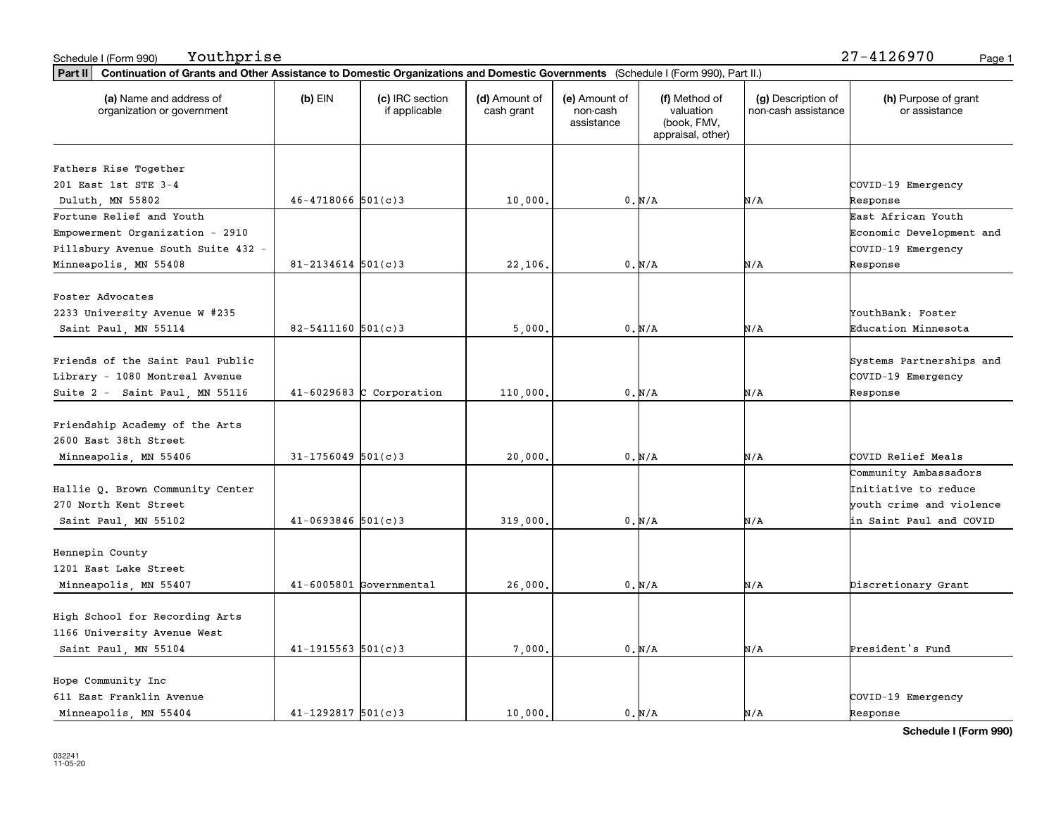Schedule I (Form 990) Youthprise 27-4126970

**Part II Continuation of Grants and Other Assistance to Domestic Organizations and Domestic Governments** (Schedule I (Form 990), Part II.)

| (a) Name and address of organization or government | (b) EIN | (c) IRC section if applicable | (d) Amount of cash grant | (e) Amount of non-cash assistance | (f) Method of valuation (book, FMV, appraisal, other) | (g) Description of non-cash assistance | (h) Purpose of grant or assistance |
|---|---|---|---|---|---|---|---|
| Fathers Rise Together 201 East 1st STE 3-4 Duluth, MN 55802 | 46-4718066 | 501(c)3 | 10,000. | 0. | N/A | N/A | COVID-19 Emergency Response |
| Fortune Relief and Youth Empowerment Organization - 2910 Pillsbury Avenue South Suite 432 - Minneapolis, MN 55408 | 81-2134614 | 501(c)3 | 22,106. | 0. | N/A | N/A | East African Youth Economic Development and COVID-19 Emergency Response |
| Foster Advocates 2233 University Avenue W #235 Saint Paul, MN 55114 | 82-5411160 | 501(c)3 | 5,000. | 0. | N/A | N/A | YouthBank: Foster Education Minnesota |
| Friends of the Saint Paul Public Library - 1080 Montreal Avenue Suite 2 - Saint Paul, MN 55116 | 41-6029683 | C Corporation | 110,000. | 0. | N/A | N/A | Systems Partnerships and COVID-19 Emergency Response |
| Friendship Academy of the Arts 2600 East 38th Street Minneapolis, MN 55406 | 31-1756049 | 501(c)3 | 20,000. | 0. | N/A | N/A | COVID Relief Meals |
| Hallie Q. Brown Community Center 270 North Kent Street Saint Paul, MN 55102 | 41-0693846 | 501(c)3 | 319,000. | 0. | N/A | N/A | Community Ambassadors Initiative to reduce youth crime and violence in Saint Paul and COVID |
| Hennepin County 1201 East Lake Street Minneapolis, MN 55407 | 41-6005801 | Governmental | 26,000. | 0. | N/A | N/A | Discretionary Grant |
| High School for Recording Arts 1166 University Avenue West Saint Paul, MN 55104 | 41-1915563 | 501(c)3 | 7,000. | 0. | N/A | N/A | President's Fund |
| Hope Community Inc 611 East Franklin Avenue Minneapolis, MN 55404 | 41-1292817 | 501(c)3 | 10,000. | 0. | N/A | N/A | COVID-19 Emergency Response |

032241 11-05-20

**Schedule I (Form 990)**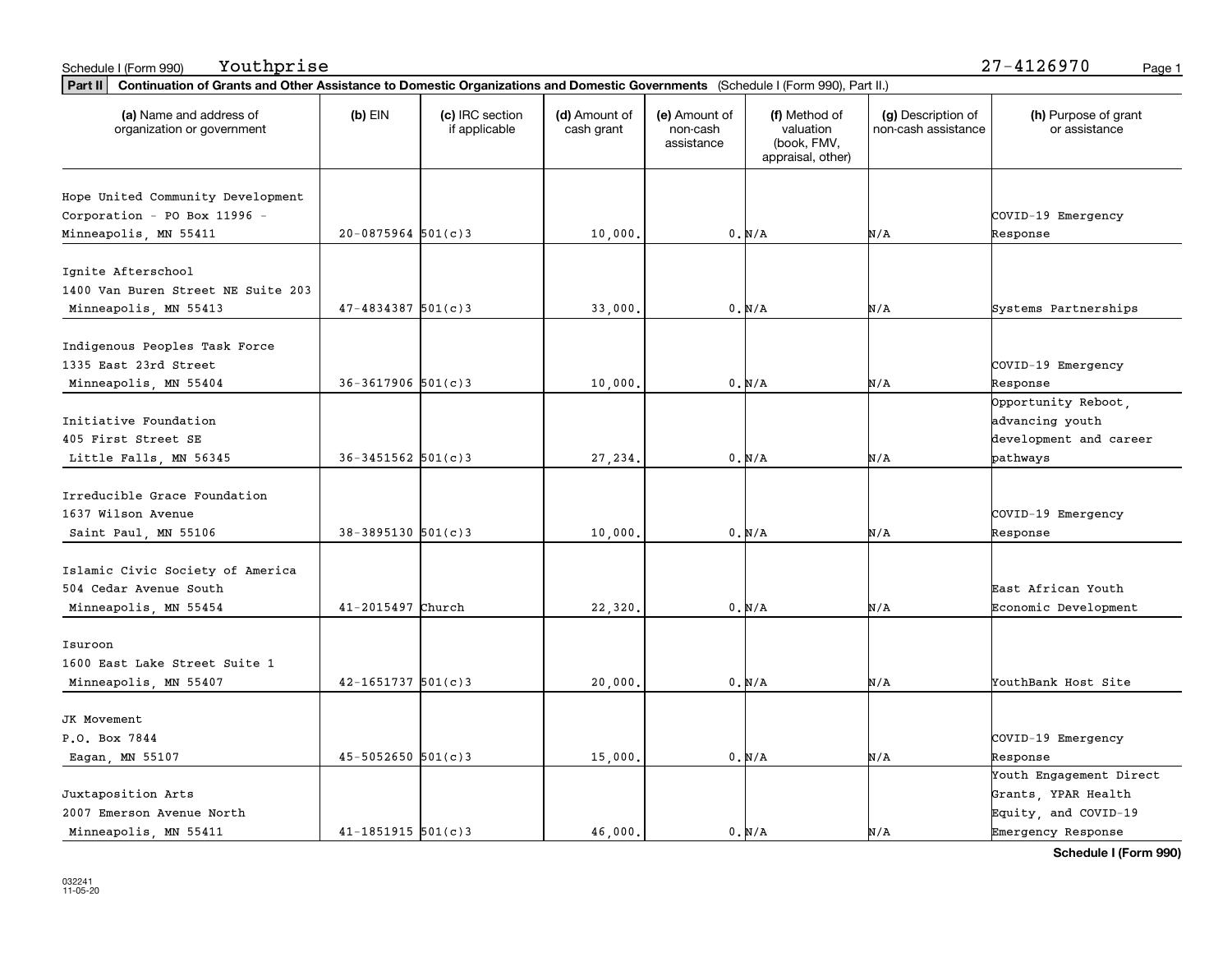Schedule I (Form 990) Youthprise 27-4126970

**Part II** Continuation of Grants and Other Assistance to Domestic Organizations and Domestic Governments (Schedule I (Form 990), Part II.)

| (a) Name and address of organization or government | (b) EIN | (c) IRC section if applicable | (d) Amount of cash grant | (e) Amount of non-cash assistance | (f) Method of valuation (book, FMV, appraisal, other) | (g) Description of non-cash assistance | (h) Purpose of grant or assistance |
|---|---|---|---|---|---|---|---|
| Hope United Community Development Corporation - PO Box 11996 - Minneapolis, MN 55411 | 20-0875964 | 501(c)3 | 10,000. | 0. | N/A | N/A | COVID-19 Emergency Response |
| Ignite Afterschool 1400 Van Buren Street NE Suite 203 Minneapolis, MN 55413 | 47-4834387 | 501(c)3 | 33,000. | 0. | N/A | N/A | Systems Partnerships |
| Indigenous Peoples Task Force 1335 East 23rd Street Minneapolis, MN 55404 | 36-3617906 | 501(c)3 | 10,000. | 0. | N/A | N/A | COVID-19 Emergency Response |
| Initiative Foundation 405 First Street SE Little Falls, MN 56345 | 36-3451562 | 501(c)3 | 27,234. | 0. | N/A | N/A | Opportunity Reboot, advancing youth development and career pathways |
| Irreducible Grace Foundation 1637 Wilson Avenue Saint Paul, MN 55106 | 38-3895130 | 501(c)3 | 10,000. | 0. | N/A | N/A | COVID-19 Emergency Response |
| Islamic Civic Society of America 504 Cedar Avenue South Minneapolis, MN 55454 | 41-2015497 | Church | 22,320. | 0. | N/A | N/A | East African Youth Economic Development |
| Isuroon 1600 East Lake Street Suite 1 Minneapolis, MN 55407 | 42-1651737 | 501(c)3 | 20,000. | 0. | N/A | N/A | YouthBank Host Site |
| JK Movement P.O. Box 7844 Eagan, MN 55107 | 45-5052650 | 501(c)3 | 15,000. | 0. | N/A | N/A | COVID-19 Emergency Response |
| Juxtaposition Arts 2007 Emerson Avenue North Minneapolis, MN 55411 | 41-1851915 | 501(c)3 | 46,000. | 0. | N/A | N/A | Youth Engagement Direct Grants, YPAR Health Equity, and COVID-19 Emergency Response |

032241
11-05-20

**Schedule I (Form 990)**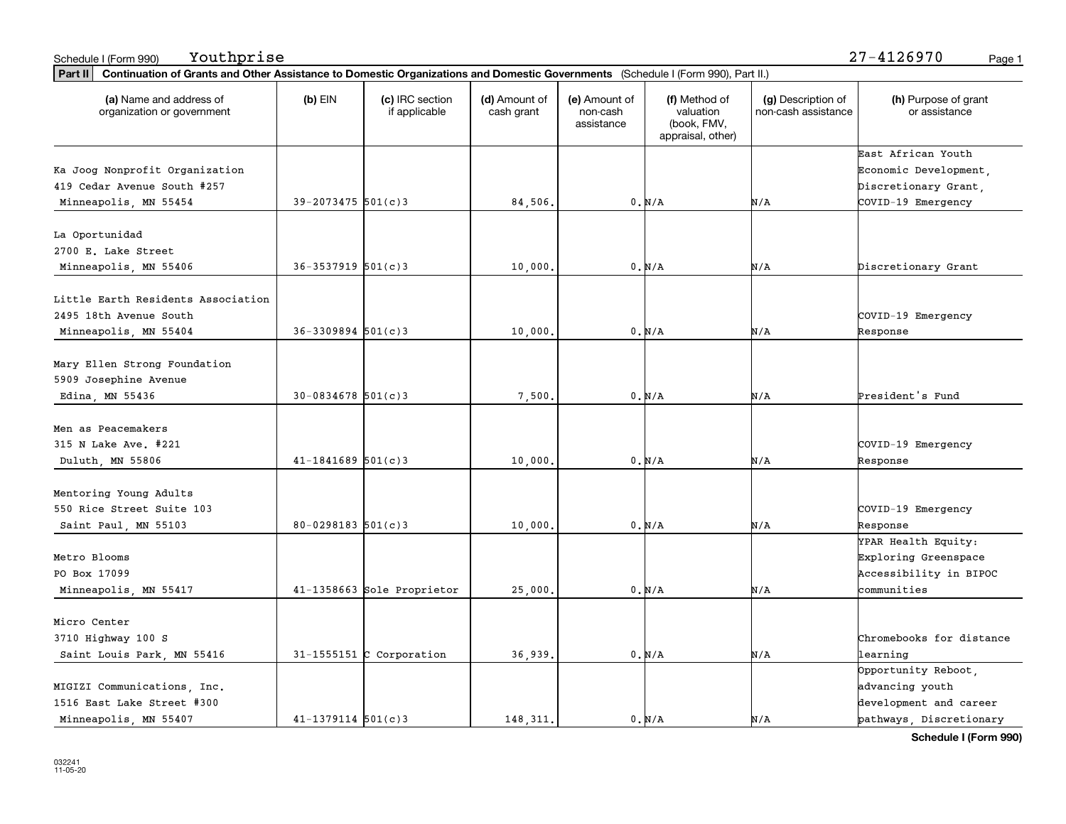Schedule I (Form 990) Youthprise 27-4126970

**Part II** **Continuation of Grants and Other Assistance to Domestic Organizations and Domestic Governments** (Schedule I (Form 990), Part II.)

| (a) Name and address of organization or government | (b) EIN | (c) IRC section if applicable | (d) Amount of cash grant | (e) Amount of non-cash assistance | (f) Method of valuation (book, FMV, appraisal, other) | (g) Description of non-cash assistance | (h) Purpose of grant or assistance |
|---|---|---|---|---|---|---|---|
| Ka Joog Nonprofit Organization 419 Cedar Avenue South #257 Minneapolis, MN 55454 | 39-2073475 | 501(c)3 | 84,506. | 0. | N/A | N/A | East African Youth Economic Development, Discretionary Grant, COVID-19 Emergency |
| La Oportunidad 2700 E. Lake Street Minneapolis, MN 55406 | 36-3537919 | 501(c)3 | 10,000. | 0. | N/A | N/A | Discretionary Grant |
| Little Earth Residents Association 2495 18th Avenue South Minneapolis, MN 55404 | 36-3309894 | 501(c)3 | 10,000. | 0. | N/A | N/A | COVID-19 Emergency Response |
| Mary Ellen Strong Foundation 5909 Josephine Avenue Edina, MN 55436 | 30-0834678 | 501(c)3 | 7,500. | 0. | N/A | N/A | President's Fund |
| Men as Peacemakers 315 N Lake Ave. #221 Duluth, MN 55806 | 41-1841689 | 501(c)3 | 10,000. | 0. | N/A | N/A | COVID-19 Emergency Response |
| Mentoring Young Adults 550 Rice Street Suite 103 Saint Paul, MN 55103 | 80-0298183 | 501(c)3 | 10,000. | 0. | N/A | N/A | COVID-19 Emergency Response |
| Metro Blooms PO Box 17099 Minneapolis, MN 55417 | 41-1358663 | Sole Proprietor | 25,000. | 0. | N/A | N/A | YPAR Health Equity: Exploring Greenspace Accessibility in BIPOC communities |
| Micro Center 3710 Highway 100 S Saint Louis Park, MN 55416 | 31-1555151 | C Corporation | 36,939. | 0. | N/A | N/A | Chromebooks for distance learning |
| MIGIZI Communications, Inc. 1516 East Lake Street #300 Minneapolis, MN 55407 | 41-1379114 | 501(c)3 | 148,311. | 0. | N/A | N/A | Opportunity Reboot, advancing youth development and career pathways, Discretionary |

**Schedule I (Form 990)**

032241
11-05-20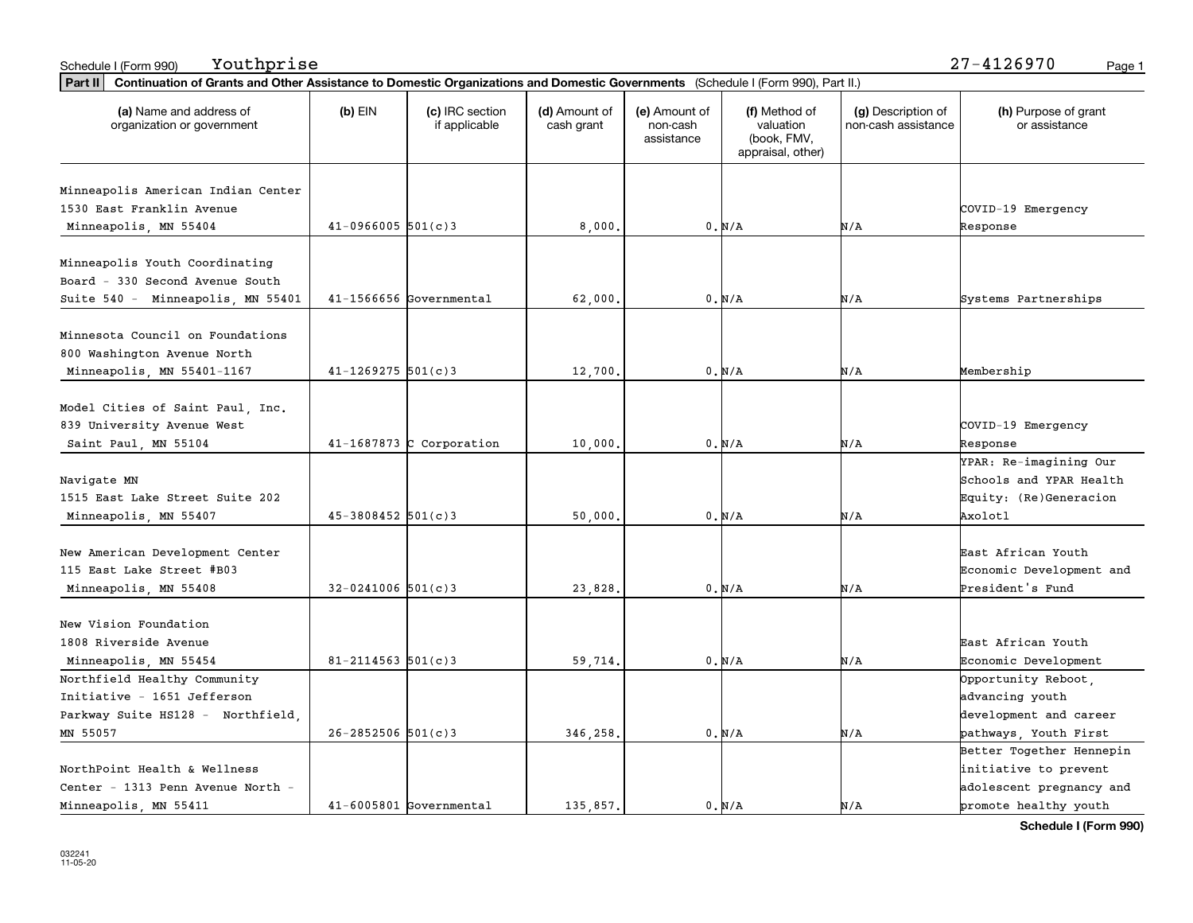Schedule I (Form 990) Youthprise 27-4126970

**Part II** **Continuation of Grants and Other Assistance to Domestic Organizations and Domestic Governments** (Schedule I (Form 990), Part II.)

| (a) Name and address of organization or government | (b) EIN | (c) IRC section if applicable | (d) Amount of cash grant | (e) Amount of non-cash assistance | (f) Method of valuation (book, FMV, appraisal, other) | (g) Description of non-cash assistance | (h) Purpose of grant or assistance |
|---|---|---|---|---|---|---|---|
| Minneapolis American Indian Center 1530 East Franklin Avenue Minneapolis, MN 55404 | 41-0966005 | 501(c)3 | 8,000. | 0. | N/A | N/A | COVID-19 Emergency Response |
| Minneapolis Youth Coordinating Board - 330 Second Avenue South Suite 540 - Minneapolis, MN 55401 | 41-1566656 | Governmental | 62,000. | 0. | N/A | N/A | Systems Partnerships |
| Minnesota Council on Foundations 800 Washington Avenue North Minneapolis, MN 55401-1167 | 41-1269275 | 501(c)3 | 12,700. | 0. | N/A | N/A | Membership |
| Model Cities of Saint Paul, Inc. 839 University Avenue West Saint Paul, MN 55104 | 41-1687873 | C Corporation | 10,000. | 0. | N/A | N/A | COVID-19 Emergency Response |
| Navigate MN 1515 East Lake Street Suite 202 Minneapolis, MN 55407 | 45-3808452 | 501(c)3 | 50,000. | 0. | N/A | N/A | YPAR: Re-imagining Our Schools and YPAR Health Equity: (Re)Generacion Axolotl |
| New American Development Center 115 East Lake Street #B03 Minneapolis, MN 55408 | 32-0241006 | 501(c)3 | 23,828. | 0. | N/A | N/A | East African Youth Economic Development and President's Fund |
| New Vision Foundation 1808 Riverside Avenue Minneapolis, MN 55454 | 81-2114563 | 501(c)3 | 59,714. | 0. | N/A | N/A | East African Youth Economic Development |
| Northfield Healthy Community Initiative - 1651 Jefferson Parkway Suite HS128 - Northfield, MN 55057 | 26-2852506 | 501(c)3 | 346,258. | 0. | N/A | N/A | Opportunity Reboot, advancing youth development and career pathways, Youth First |
| NorthPoint Health & Wellness Center - 1313 Penn Avenue North - Minneapolis, MN 55411 | 41-6005801 | Governmental | 135,857. | 0. | N/A | N/A | Better Together Hennepin initiative to prevent adolescent pregnancy and promote healthy youth |

**Schedule I (Form 990)**

032241
11-05-20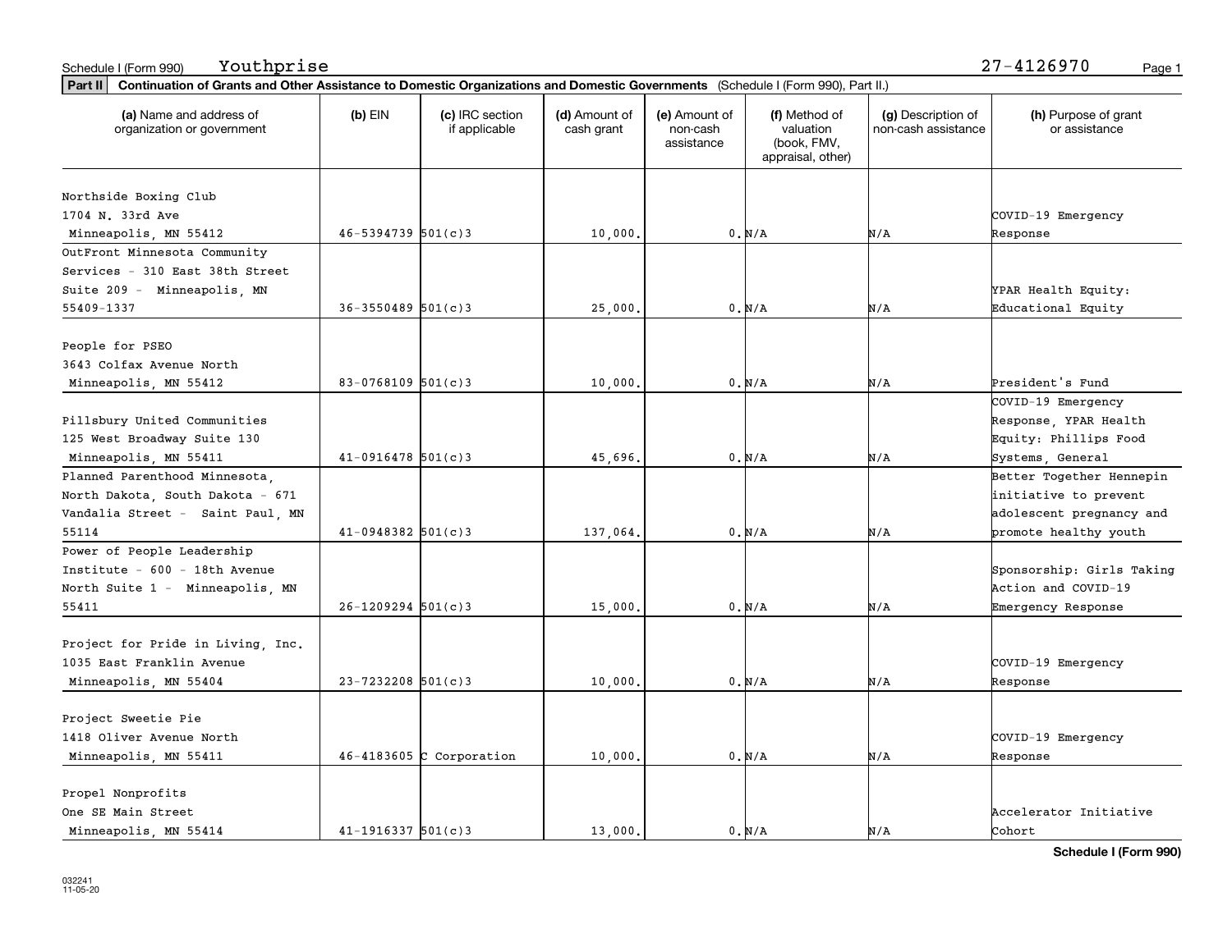Schedule I (Form 990) Youthprise 27-4126970

**Part II** **Continuation of Grants and Other Assistance to Domestic Organizations and Domestic Governments** (Schedule I (Form 990), Part II.)

| (a) Name and address of organization or government | (b) EIN | (c) IRC section if applicable | (d) Amount of cash grant | (e) Amount of non-cash assistance | (f) Method of valuation (book, FMV, appraisal, other) | (g) Description of non-cash assistance | (h) Purpose of grant or assistance |
|---|---|---|---|---|---|---|---|
| Northside Boxing Club<br>1704 N. 33rd Ave<br>Minneapolis, MN 55412 | 46-5394739 | 501(c)3 | 10,000. | 0. | N/A | N/A | COVID-19 Emergency Response |
| OutFront Minnesota Community Services - 310 East 38th Street Suite 209 - Minneapolis, MN 55409-1337 | 36-3550489 | 501(c)3 | 25,000. | 0. | N/A | N/A | YPAR Health Equity: Educational Equity |
| People for PSEO<br>3643 Colfax Avenue North<br>Minneapolis, MN 55412 | 83-0768109 | 501(c)3 | 10,000. | 0. | N/A | N/A | President's Fund |
| Pillsbury United Communities<br>125 West Broadway Suite 130<br>Minneapolis, MN 55411 | 41-0916478 | 501(c)3 | 45,696. | 0. | N/A | N/A | COVID-19 Emergency Response, YPAR Health Equity: Phillips Food Systems, General |
| Planned Parenthood Minnesota, North Dakota, South Dakota - 671 Vandalia Street - Saint Paul, MN 55114 | 41-0948382 | 501(c)3 | 137,064. | 0. | N/A | N/A | Better Together Hennepin initiative to prevent adolescent pregnancy and promote healthy youth |
| Power of People Leadership Institute - 600 - 18th Avenue North Suite 1 - Minneapolis, MN 55411 | 26-1209294 | 501(c)3 | 15,000. | 0. | N/A | N/A | Sponsorship: Girls Taking Action and COVID-19 Emergency Response |
| Project for Pride in Living, Inc.<br>1035 East Franklin Avenue<br>Minneapolis, MN 55404 | 23-7232208 | 501(c)3 | 10,000. | 0. | N/A | N/A | COVID-19 Emergency Response |
| Project Sweetie Pie<br>1418 Oliver Avenue North<br>Minneapolis, MN 55411 | 46-4183605 | C Corporation | 10,000. | 0. | N/A | N/A | COVID-19 Emergency Response |
| Propel Nonprofits<br>One SE Main Street<br>Minneapolis, MN 55414 | 41-1916337 | 501(c)3 | 13,000. | 0. | N/A | N/A | Accelerator Initiative Cohort |

**Schedule I (Form 990)**

032241
11-05-20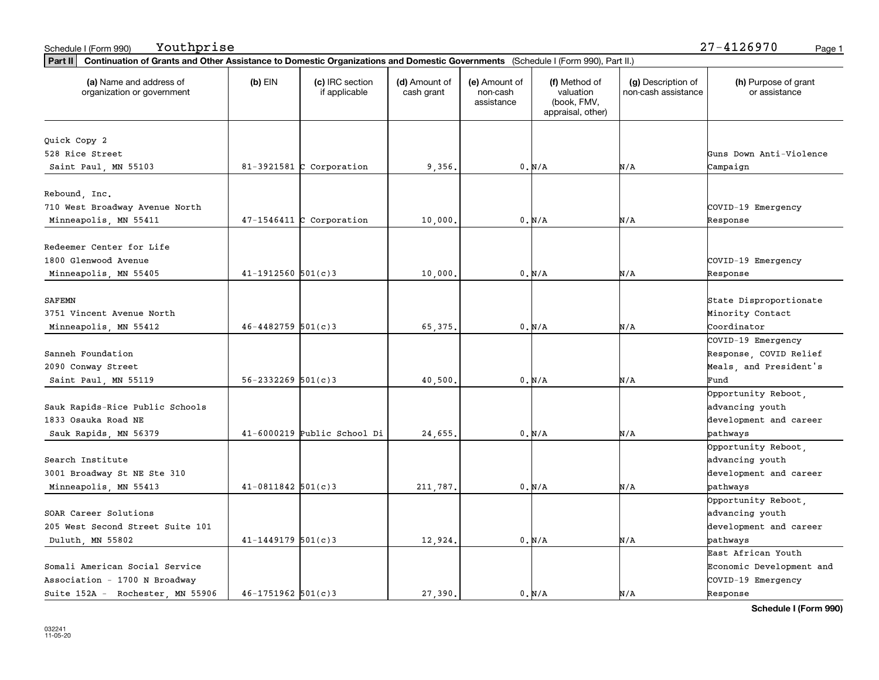Schedule I (Form 990) Youthprise 27-4126970

**Part II** **Continuation of Grants and Other Assistance to Domestic Organizations and Domestic Governments** (Schedule I (Form 990), Part II.)

| (a) Name and address of organization or government | (b) EIN | (c) IRC section if applicable | (d) Amount of cash grant | (e) Amount of non-cash assistance | (f) Method of valuation (book, FMV, appraisal, other) | (g) Description of non-cash assistance | (h) Purpose of grant or assistance |
|---|---|---|---|---|---|---|---|
| Quick Copy 2<br>528 Rice Street<br>Saint Paul, MN 55103 | 81-3921581 | C Corporation | 9,356. | 0. | N/A | N/A | Guns Down Anti-Violence Campaign |
| Rebound, Inc.<br>710 West Broadway Avenue North<br>Minneapolis, MN 55411 | 47-1546411 | C Corporation | 10,000. | 0. | N/A | N/A | COVID-19 Emergency Response |
| Redeemer Center for Life<br>1800 Glenwood Avenue<br>Minneapolis, MN 55405 | 41-1912560 | 501(c)3 | 10,000. | 0. | N/A | N/A | COVID-19 Emergency Response |
| SAFEMN<br>3751 Vincent Avenue North<br>Minneapolis, MN 55412 | 46-4482759 | 501(c)3 | 65,375. | 0. | N/A | N/A | State Disproportionate Minority Contact Coordinator |
| Sanneh Foundation<br>2090 Conway Street<br>Saint Paul, MN 55119 | 56-2332269 | 501(c)3 | 40,500. | 0. | N/A | N/A | COVID-19 Emergency Response, COVID Relief Meals, and President's Fund |
| Sauk Rapids-Rice Public Schools<br>1833 Osauka Road NE<br>Sauk Rapids, MN 56379 | 41-6000219 | Public School Di | 24,655. | 0. | N/A | N/A | Opportunity Reboot, advancing youth development and career pathways |
| Search Institute<br>3001 Broadway St NE Ste 310<br>Minneapolis, MN 55413 | 41-0811842 | 501(c)3 | 211,787. | 0. | N/A | N/A | Opportunity Reboot, advancing youth development and career pathways |
| SOAR Career Solutions<br>205 West Second Street Suite 101<br>Duluth, MN 55802 | 41-1449179 | 501(c)3 | 12,924. | 0. | N/A | N/A | Opportunity Reboot, advancing youth development and career pathways |
| Somali American Social Service Association - 1700 N Broadway Suite 152A - Rochester, MN 55906 | 46-1751962 | 501(c)3 | 27,390. | 0. | N/A | N/A | East African Youth Economic Development and COVID-19 Emergency Response |

**Schedule I (Form 990)**

032241
11-05-20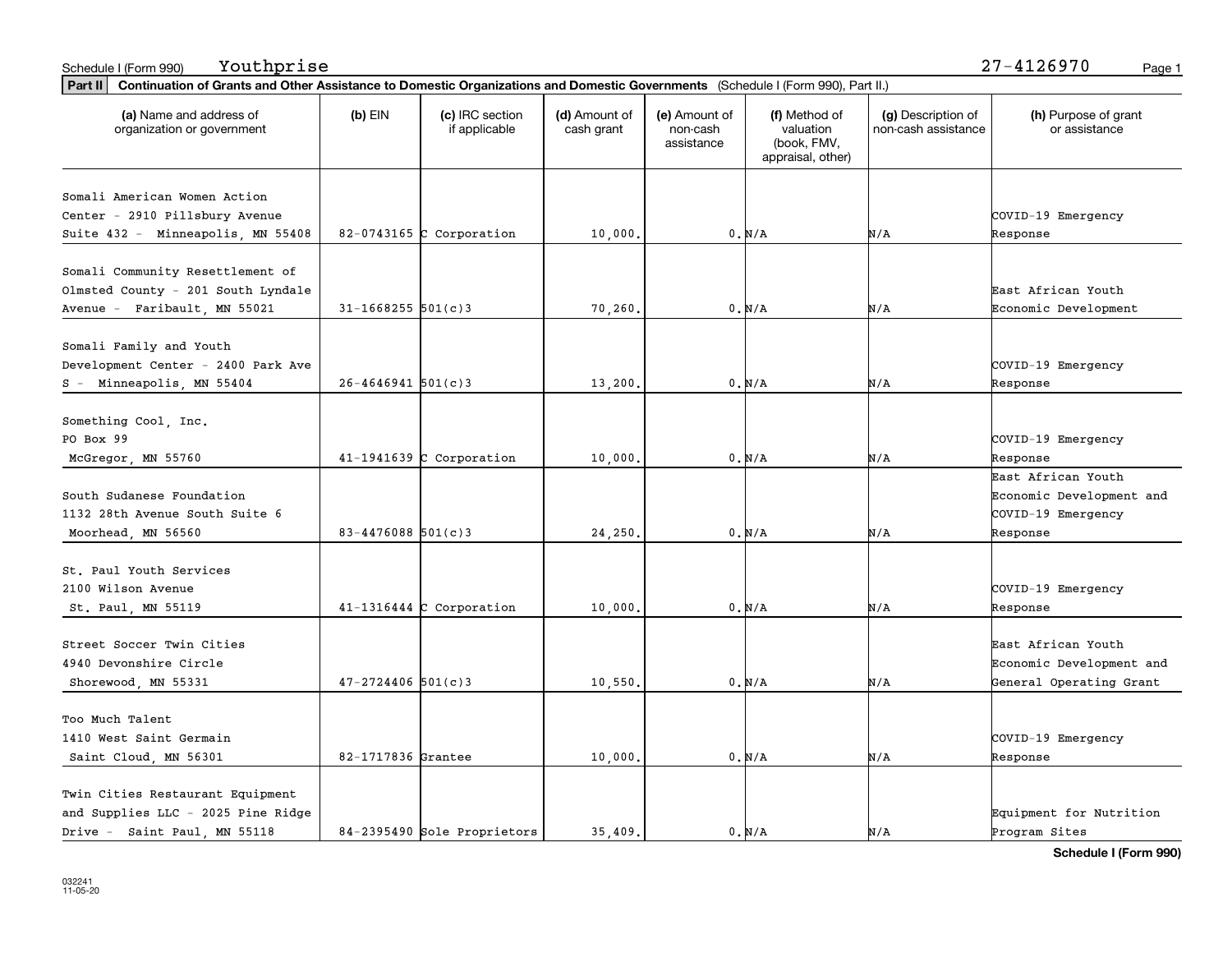Schedule I (Form 990) Youthprise 27-4126970

**Part II** **Continuation of Grants and Other Assistance to Domestic Organizations and Domestic Governments** (Schedule I (Form 990), Part II.)

| (a) Name and address of organization or government | (b) EIN | (c) IRC section if applicable | (d) Amount of cash grant | (e) Amount of non-cash assistance | (f) Method of valuation (book, FMV, appraisal, other) | (g) Description of non-cash assistance | (h) Purpose of grant or assistance |
|---|---|---|---|---|---|---|---|
| Somali American Women Action Center - 2910 Pillsbury Avenue Suite 432 - Minneapolis, MN 55408 | 82-0743165 | C Corporation | 10,000. | 0. | N/A | N/A | COVID-19 Emergency Response |
| Somali Community Resettlement of Olmsted County - 201 South Lyndale Avenue - Faribault, MN 55021 | 31-1668255 | 501(c)3 | 70,260. | 0. | N/A | N/A | East African Youth Economic Development |
| Somali Family and Youth Development Center - 2400 Park Ave S - Minneapolis, MN 55404 | 26-4646941 | 501(c)3 | 13,200. | 0. | N/A | N/A | COVID-19 Emergency Response |
| Something Cool, Inc. PO Box 99 McGregor, MN 55760 | 41-1941639 | C Corporation | 10,000. | 0. | N/A | N/A | COVID-19 Emergency Response |
| South Sudanese Foundation 1132 28th Avenue South Suite 6 Moorhead, MN 56560 | 83-4476088 | 501(c)3 | 24,250. | 0. | N/A | N/A | East African Youth Economic Development and COVID-19 Emergency Response |
| St. Paul Youth Services 2100 Wilson Avenue St. Paul, MN 55119 | 41-1316444 | C Corporation | 10,000. | 0. | N/A | N/A | COVID-19 Emergency Response |
| Street Soccer Twin Cities 4940 Devonshire Circle Shorewood, MN 55331 | 47-2724406 | 501(c)3 | 10,550. | 0. | N/A | N/A | East African Youth Economic Development and General Operating Grant |
| Too Much Talent 1410 West Saint Germain Saint Cloud, MN 56301 | 82-1717836 | Grantee | 10,000. | 0. | N/A | N/A | COVID-19 Emergency Response |
| Twin Cities Restaurant Equipment and Supplies LLC - 2025 Pine Ridge Drive - Saint Paul, MN 55118 | 84-2395490 | Sole Proprietors | 35,409. | 0. | N/A | N/A | Equipment for Nutrition Program Sites |

**Schedule I (Form 990)**

032241
11-05-20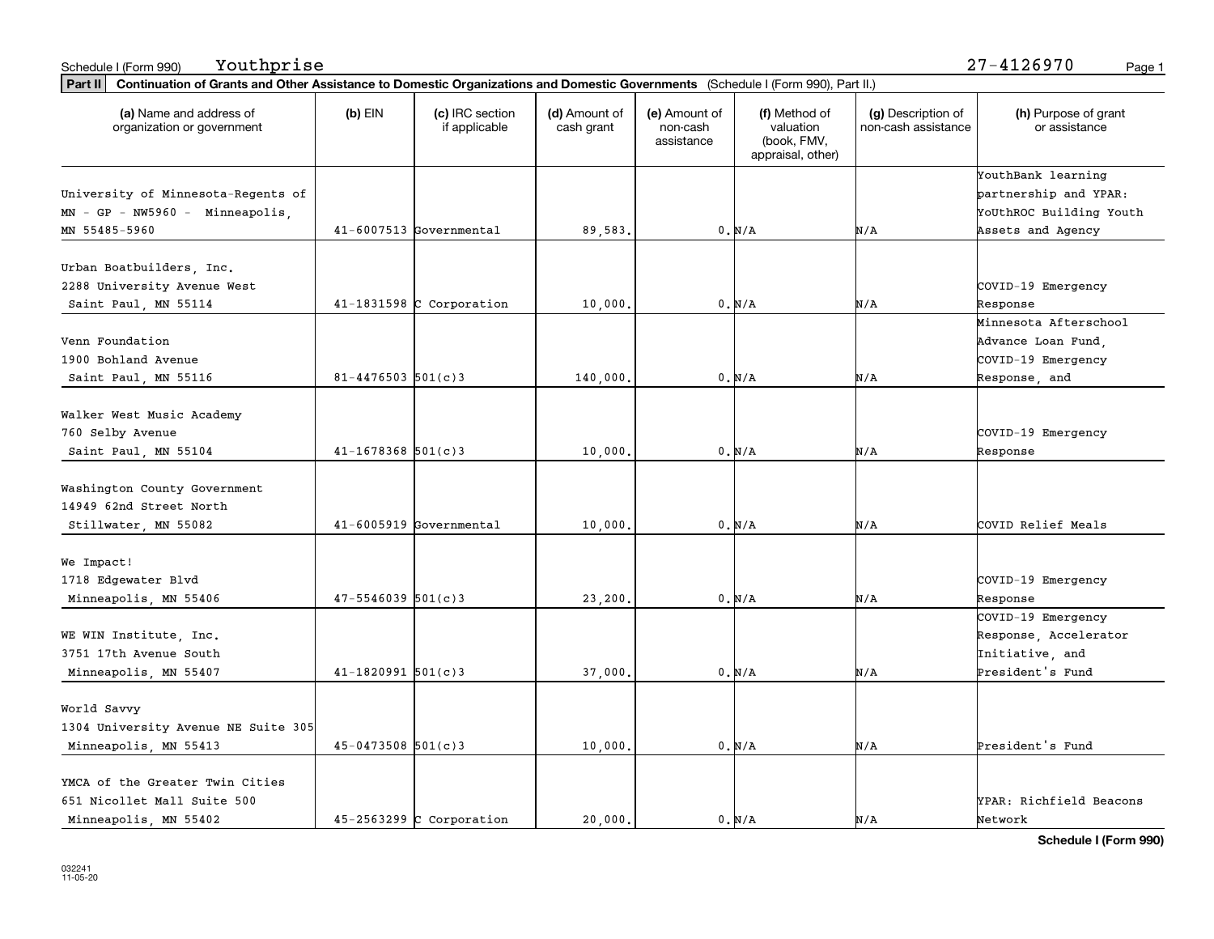Schedule I (Form 990) Youthprise 27-4126970

**Part II Continuation of Grants and Other Assistance to Domestic Organizations and Domestic Governments** (Schedule I (Form 990), Part II.)

| (a) Name and address of organization or government | (b) EIN | (c) IRC section if applicable | (d) Amount of cash grant | (e) Amount of non-cash assistance | (f) Method of valuation (book, FMV, appraisal, other) | (g) Description of non-cash assistance | (h) Purpose of grant or assistance |
|---|---|---|---|---|---|---|---|
| University of Minnesota-Regents of MN - GP - NW5960 - Minneapolis, MN 55485-5960 | 41-6007513 | Governmental | 89,583. | 0. | N/A | N/A | YouthBank learning partnership and YPAR: YoUthROC Building Youth Assets and Agency |
| Urban Boatbuilders, Inc. 2288 University Avenue West Saint Paul, MN 55114 | 41-1831598 | C Corporation | 10,000. | 0. | N/A | N/A | COVID-19 Emergency Response |
| Venn Foundation 1900 Bohland Avenue Saint Paul, MN 55116 | 81-4476503 | 501(c)3 | 140,000. | 0. | N/A | N/A | Minnesota Afterschool Advance Loan Fund, COVID-19 Emergency Response, and |
| Walker West Music Academy 760 Selby Avenue Saint Paul, MN 55104 | 41-1678368 | 501(c)3 | 10,000. | 0. | N/A | N/A | COVID-19 Emergency Response |
| Washington County Government 14949 62nd Street North Stillwater, MN 55082 | 41-6005919 | Governmental | 10,000. | 0. | N/A | N/A | COVID Relief Meals |
| We Impact! 1718 Edgewater Blvd Minneapolis, MN 55406 | 47-5546039 | 501(c)3 | 23,200. | 0. | N/A | N/A | COVID-19 Emergency Response |
| WE WIN Institute, Inc. 3751 17th Avenue South Minneapolis, MN 55407 | 41-1820991 | 501(c)3 | 37,000. | 0. | N/A | N/A | COVID-19 Emergency Response, Accelerator Initiative, and President's Fund |
| World Savvy 1304 University Avenue NE Suite 305 Minneapolis, MN 55413 | 45-0473508 | 501(c)3 | 10,000. | 0. | N/A | N/A | President's Fund |
| YMCA of the Greater Twin Cities 651 Nicollet Mall Suite 500 Minneapolis, MN 55402 | 45-2563299 | C Corporation | 20,000. | 0. | N/A | N/A | YPAR: Richfield Beacons Network |

032241 11-05-20

**Schedule I (Form 990)**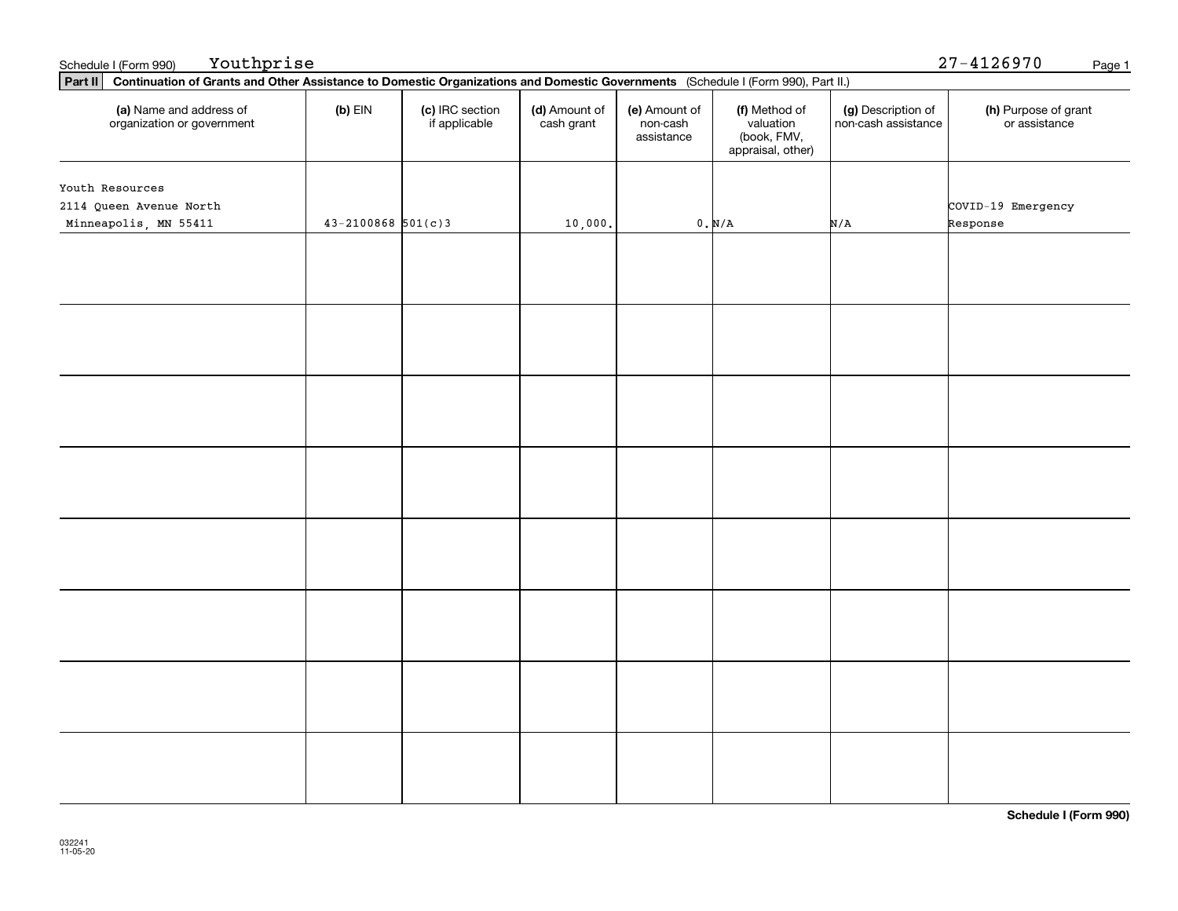Schedule I (Form 990) Youthprise 27-4126970

**Part II** **Continuation of Grants and Other Assistance to Domestic Organizations and Domestic Governments** (Schedule I (Form 990), Part II.)

| (a) Name and address of organization or government | (b) EIN | (c) IRC section if applicable | (d) Amount of cash grant | (e) Amount of non-cash assistance | (f) Method of valuation (book, FMV, appraisal, other) | (g) Description of non-cash assistance | (h) Purpose of grant or assistance |
|---|---|---|---|---|---|---|---|
| Youth Resources<br>2114 Queen Avenue North<br>Minneapolis, MN 55411 | 43-2100868 | 501(c)3 | 10,000. | 0. | N/A | N/A | COVID-19 Emergency Response |
| | | | | | | | |
| | | | | | | | |
| | | | | | | | |
| | | | | | | | |
| | | | | | | | |
| | | | | | | | |
| | | | | | | | |
| | | | | | | | |

**Schedule I (Form 990)**

032241
11-05-20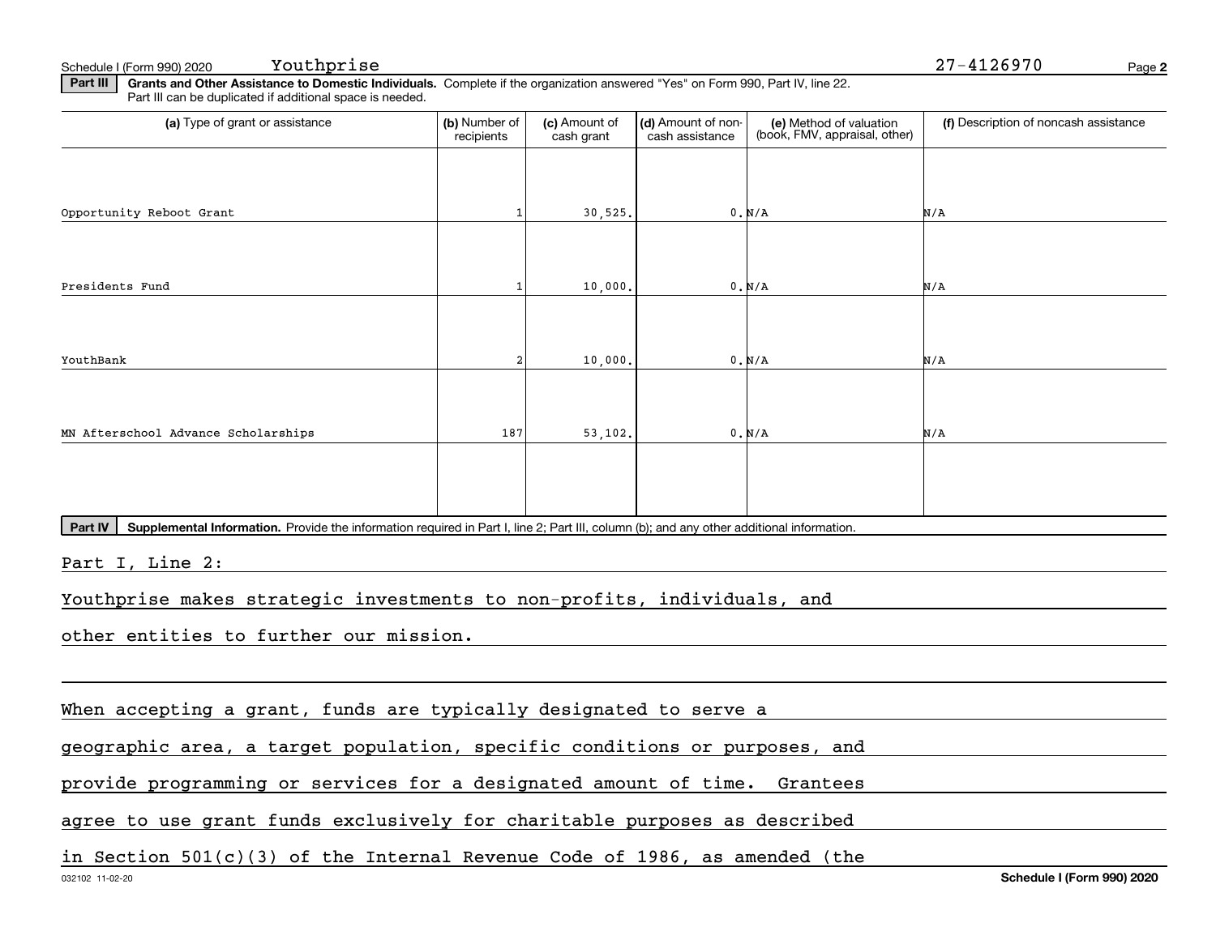Schedule I (Form 990) 2020 Youthprise 27-4126970

**Part III** **Grants and Other Assistance to Domestic Individuals.** Complete if the organization answered "Yes" on Form 990, Part IV, line 22. Part III can be duplicated if additional space is needed.

| (a) Type of grant or assistance | (b) Number of recipients | (c) Amount of cash grant | (d) Amount of non-cash assistance | (e) Method of valuation (book, FMV, appraisal, other) | (f) Description of noncash assistance |
|---|---|---|---|---|---|
| Opportunity Reboot Grant | 1 | 30,525. | 0. | N/A | N/A |
| Presidents Fund | 1 | 10,000. | 0. | N/A | N/A |
| YouthBank | 2 | 10,000. | 0. | N/A | N/A |
| MN Afterschool Advance Scholarships | 187 | 53,102. | 0. | N/A | N/A |
| | | | | | |

**Part IV** **Supplemental Information.** Provide the information required in Part I, line 2; Part III, column (b); and any other additional information.

Part I, Line 2:

Youthprise makes strategic investments to non-profits, individuals, and other entities to further our mission.

When accepting a grant, funds are typically designated to serve a geographic area, a target population, specific conditions or purposes, and provide programming or services for a designated amount of time. Grantees agree to use grant funds exclusively for charitable purposes as described in Section 501(c)(3) of the Internal Revenue Code of 1986, as amended (the

032102 11-02-20 **Schedule I (Form 990) 2020**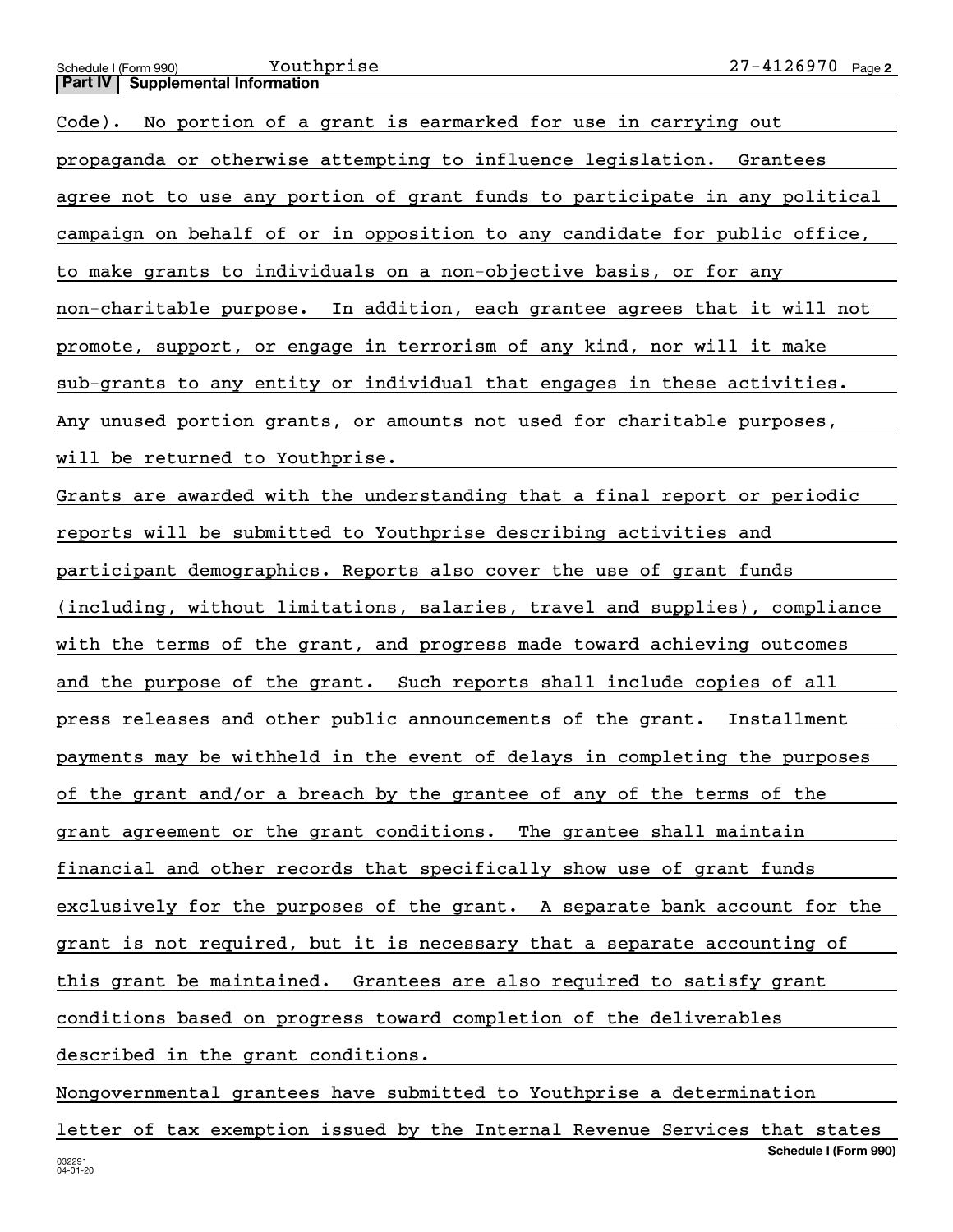## Part IV Supplemental Information

Code). No portion of a grant is earmarked for use in carrying out propaganda or otherwise attempting to influence legislation. Grantees agree not to use any portion of grant funds to participate in any political campaign on behalf of or in opposition to any candidate for public office, to make grants to individuals on a non-objective basis, or for any non-charitable purpose. In addition, each grantee agrees that it will not promote, support, or engage in terrorism of any kind, nor will it make sub-grants to any entity or individual that engages in these activities. Any unused portion grants, or amounts not used for charitable purposes, will be returned to Youthprise.

Grants are awarded with the understanding that a final report or periodic reports will be submitted to Youthprise describing activities and participant demographics. Reports also cover the use of grant funds (including, without limitations, salaries, travel and supplies), compliance with the terms of the grant, and progress made toward achieving outcomes and the purpose of the grant. Such reports shall include copies of all press releases and other public announcements of the grant. Installment payments may be withheld in the event of delays in completing the purposes of the grant and/or a breach by the grantee of any of the terms of the grant agreement or the grant conditions. The grantee shall maintain financial and other records that specifically show use of grant funds exclusively for the purposes of the grant. A separate bank account for the grant is not required, but it is necessary that a separate accounting of this grant be maintained. Grantees are also required to satisfy grant conditions based on progress toward completion of the deliverables described in the grant conditions.

Nongovernmental grantees have submitted to Youthprise a determination letter of tax exemption issued by the Internal Revenue Services that states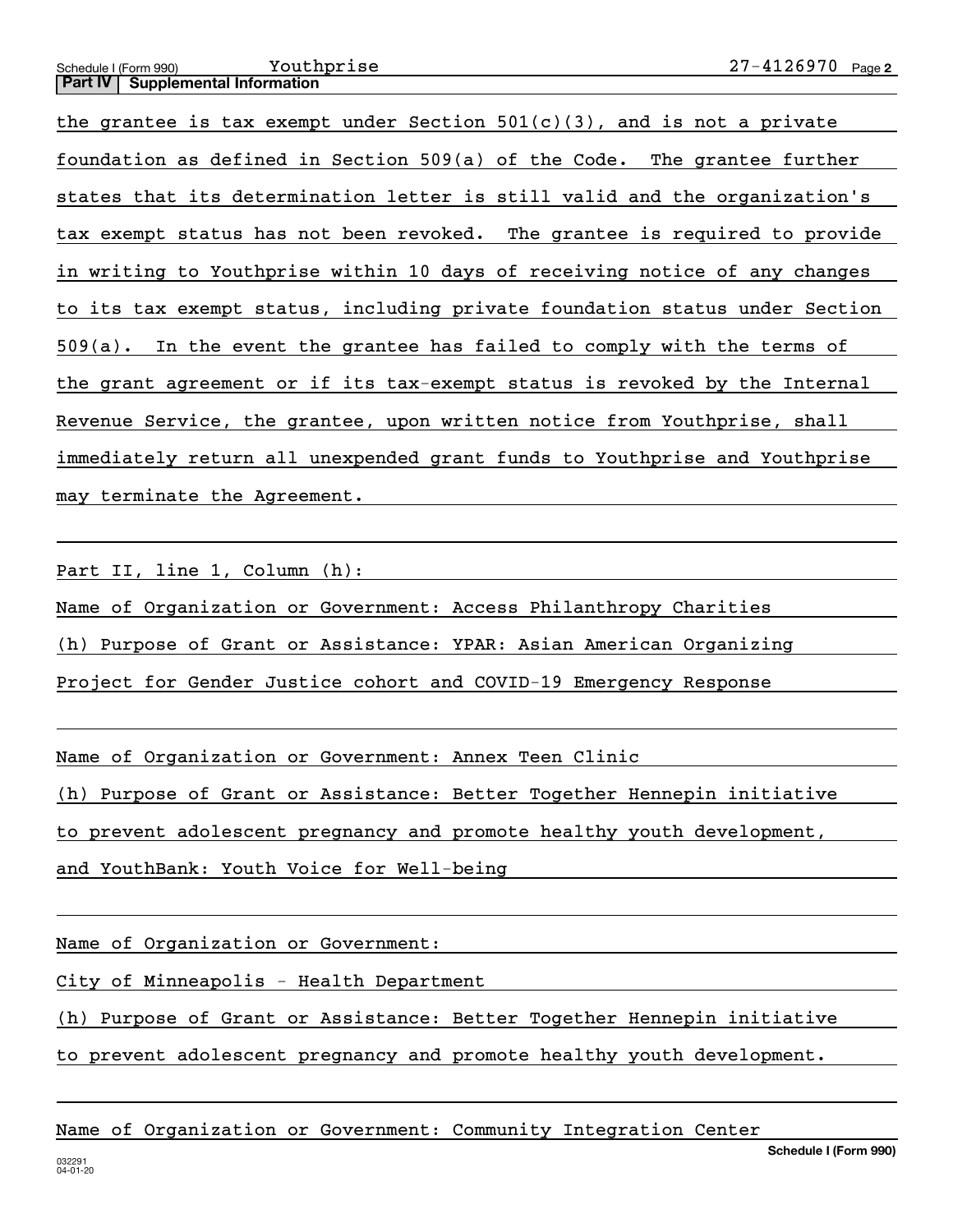**Part IV | Supplemental Information**

the grantee is tax exempt under Section 501(c)(3), and is not a private foundation as defined in Section 509(a) of the Code. The grantee further states that its determination letter is still valid and the organization's tax exempt status has not been revoked. The grantee is required to provide in writing to Youthprise within 10 days of receiving notice of any changes to its tax exempt status, including private foundation status under Section 509(a). In the event the grantee has failed to comply with the terms of the grant agreement or if its tax-exempt status is revoked by the Internal Revenue Service, the grantee, upon written notice from Youthprise, shall immediately return all unexpended grant funds to Youthprise and Youthprise may terminate the Agreement.

Part II, line 1, Column (h):

Name of Organization or Government: Access Philanthropy Charities

(h) Purpose of Grant or Assistance: YPAR: Asian American Organizing Project for Gender Justice cohort and COVID-19 Emergency Response

Name of Organization or Government: Annex Teen Clinic

(h) Purpose of Grant or Assistance: Better Together Hennepin initiative to prevent adolescent pregnancy and promote healthy youth development, and YouthBank: Youth Voice for Well-being

Name of Organization or Government:

City of Minneapolis - Health Department

(h) Purpose of Grant or Assistance: Better Together Hennepin initiative to prevent adolescent pregnancy and promote healthy youth development.

Name of Organization or Government: Community Integration Center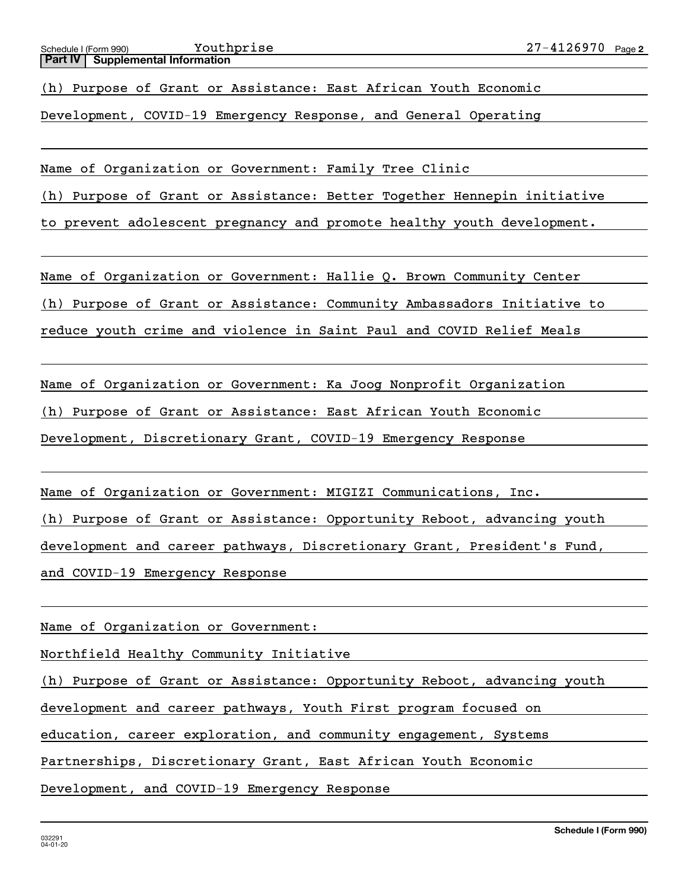## Part IV | Supplemental Information

(h) Purpose of Grant or Assistance: East African Youth Economic Development, COVID-19 Emergency Response, and General Operating

Name of Organization or Government: Family Tree Clinic

(h) Purpose of Grant or Assistance: Better Together Hennepin initiative to prevent adolescent pregnancy and promote healthy youth development.

Name of Organization or Government: Hallie Q. Brown Community Center

(h) Purpose of Grant or Assistance: Community Ambassadors Initiative to reduce youth crime and violence in Saint Paul and COVID Relief Meals

Name of Organization or Government: Ka Joog Nonprofit Organization

(h) Purpose of Grant or Assistance: East African Youth Economic Development, Discretionary Grant, COVID-19 Emergency Response

Name of Organization or Government: MIGIZI Communications, Inc.

(h) Purpose of Grant or Assistance: Opportunity Reboot, advancing youth development and career pathways, Discretionary Grant, President's Fund, and COVID-19 Emergency Response

Name of Organization or Government: Northfield Healthy Community Initiative

(h) Purpose of Grant or Assistance: Opportunity Reboot, advancing youth development and career pathways, Youth First program focused on education, career exploration, and community engagement, Systems Partnerships, Discretionary Grant, East African Youth Economic Development, and COVID-19 Emergency Response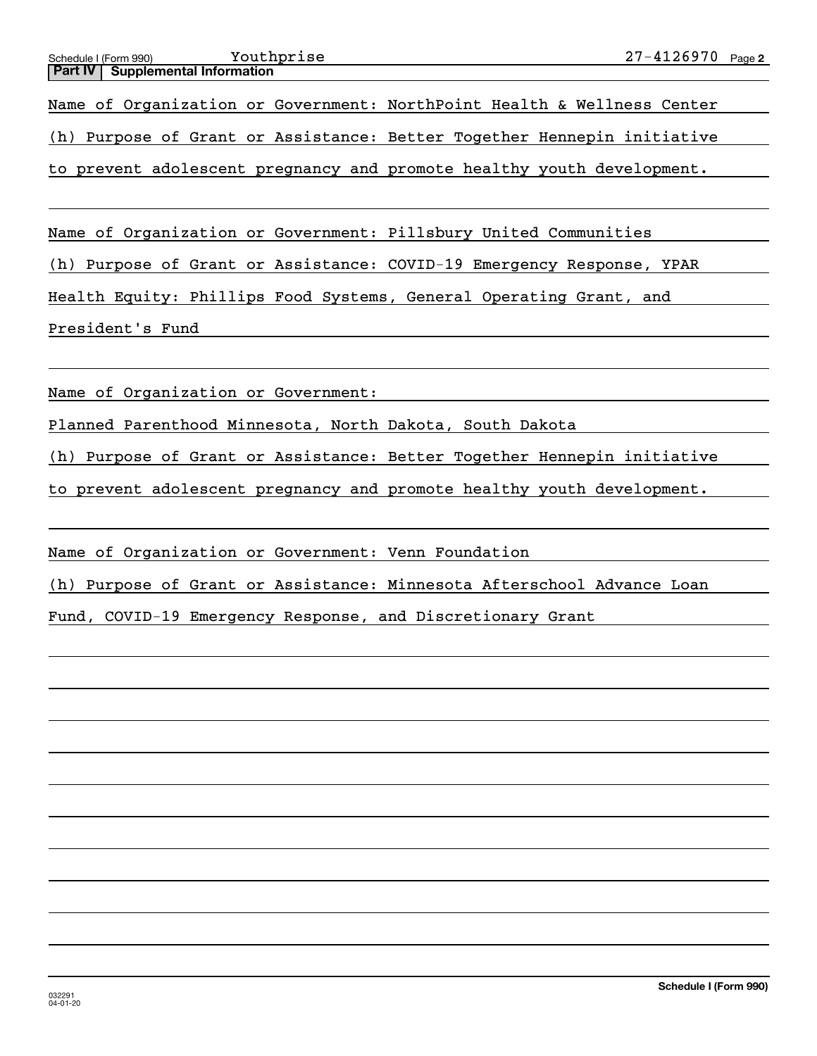Schedule I (Form 990) Youthprise 27-4126970

**Part IV | Supplemental Information**

Name of Organization or Government: NorthPoint Health & Wellness Center

(h) Purpose of Grant or Assistance: Better Together Hennepin initiative to prevent adolescent pregnancy and promote healthy youth development.

Name of Organization or Government: Pillsbury United Communities

(h) Purpose of Grant or Assistance: COVID-19 Emergency Response, YPAR Health Equity: Phillips Food Systems, General Operating Grant, and President's Fund

Name of Organization or Government:

Planned Parenthood Minnesota, North Dakota, South Dakota

(h) Purpose of Grant or Assistance: Better Together Hennepin initiative to prevent adolescent pregnancy and promote healthy youth development.

Name of Organization or Government: Venn Foundation

(h) Purpose of Grant or Assistance: Minnesota Afterschool Advance Loan Fund, COVID-19 Emergency Response, and Discretionary Grant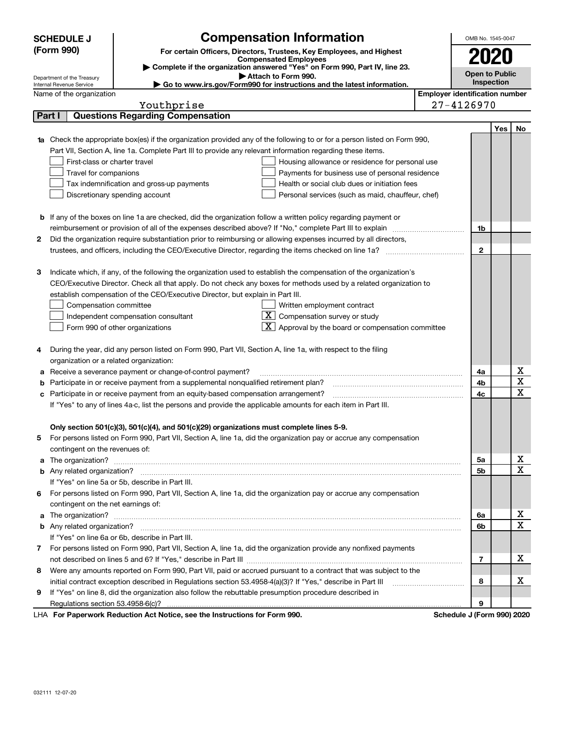**SCHEDULE J (Form 990)**

Department of the Treasury
Internal Revenue Service

# Compensation Information

**For certain Officers, Directors, Trustees, Key Employees, and Highest Compensated Employees**

▶ **Complete if the organization answered "Yes" on Form 990, Part IV, line 23.**

▶ **Attach to Form 990.**

▶ **Go to www.irs.gov/Form990 for instructions and the latest information.**

OMB No. 1545-0047

**2020**

**Open to Public Inspection**

Name of the organization: Youthprise

**Employer identification number**: 27-4126970

## Part I — Questions Regarding Compensation

| | | | Yes | No |
|---|---|---|---|---|
| **1a** | Check the appropriate box(es) if the organization provided any of the following to or for a person listed on Form 990, Part VII, Section A, line 1a. Complete Part III to provide any relevant information regarding these items.<br>☐ First-class or charter travel ☐ Housing allowance or residence for personal use<br>☐ Travel for companions ☐ Payments for business use of personal residence<br>☐ Tax indemnification and gross-up payments ☐ Health or social club dues or initiation fees<br>☐ Discretionary spending account ☐ Personal services (such as maid, chauffeur, chef) | | | |
| **b** | If any of the boxes on line 1a are checked, did the organization follow a written policy regarding payment or reimbursement or provision of all of the expenses described above? If "No," complete Part III to explain | 1b | | |
| **2** | Did the organization require substantiation prior to reimbursing or allowing expenses incurred by all directors, trustees, and officers, including the CEO/Executive Director, regarding the items checked on line 1a? | 2 | | |
| **3** | Indicate which, if any, of the following the organization used to establish the compensation of the organization's CEO/Executive Director. Check all that apply. Do not check any boxes for methods used by a related organization to establish compensation of the CEO/Executive Director, but explain in Part III.<br>☐ Compensation committee ☐ Written employment contract<br>☐ Independent compensation consultant ☒ Compensation survey or study<br>☐ Form 990 of other organizations ☒ Approval by the board or compensation committee | | | |
| **4** | During the year, did any person listed on Form 990, Part VII, Section A, line 1a, with respect to the filing organization or a related organization: | | | |
| **a** | Receive a severance payment or change-of-control payment? | 4a | | X |
| **b** | Participate in or receive payment from a supplemental nonqualified retirement plan? | 4b | | X |
| **c** | Participate in or receive payment from an equity-based compensation arrangement? | 4c | | X |
| | If "Yes" to any of lines 4a-c, list the persons and provide the applicable amounts for each item in Part III. | | | |
| | **Only section 501(c)(3), 501(c)(4), and 501(c)(29) organizations must complete lines 5-9.** | | | |
| **5** | For persons listed on Form 990, Part VII, Section A, line 1a, did the organization pay or accrue any compensation contingent on the revenues of: | | | |
| **a** | The organization? | 5a | | X |
| **b** | Any related organization? | 5b | | X |
| | If "Yes" on line 5a or 5b, describe in Part III. | | | |
| **6** | For persons listed on Form 990, Part VII, Section A, line 1a, did the organization pay or accrue any compensation contingent on the net earnings of: | | | |
| **a** | The organization? | 6a | | X |
| **b** | Any related organization? | 6b | | X |
| | If "Yes" on line 6a or 6b, describe in Part III. | | | |
| **7** | For persons listed on Form 990, Part VII, Section A, line 1a, did the organization provide any nonfixed payments not described on lines 5 and 6? If "Yes," describe in Part III | 7 | | X |
| **8** | Were any amounts reported on Form 990, Part VII, paid or accrued pursuant to a contract that was subject to the initial contract exception described in Regulations section 53.4958-4(a)(3)? If "Yes," describe in Part III | 8 | | X |
| **9** | If "Yes" on line 8, did the organization also follow the rebuttable presumption procedure described in Regulations section 53.4958-6(c)? | 9 | | |

LHA **For Paperwork Reduction Act Notice, see the Instructions for Form 990.** **Schedule J (Form 990) 2020**

032111 12-07-20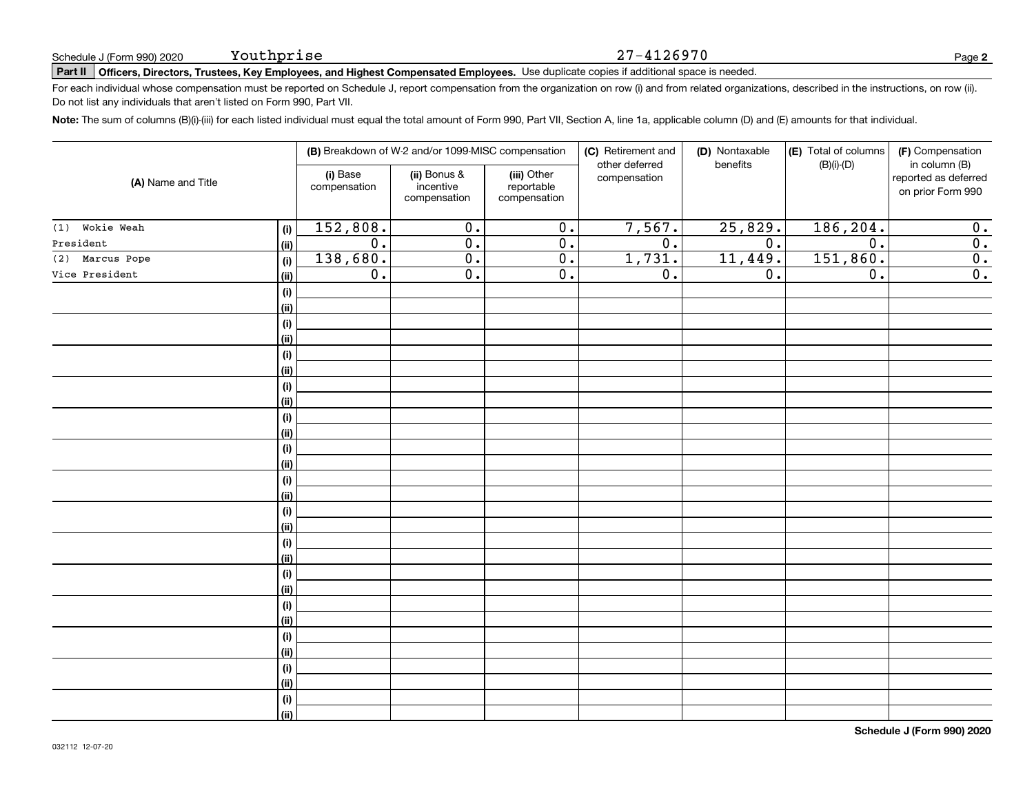Schedule J (Form 990) 2020 Youthprise 27-4126970

**Part II** **Officers, Directors, Trustees, Key Employees, and Highest Compensated Employees.** Use duplicate copies if additional space is needed.

For each individual whose compensation must be reported on Schedule J, report compensation from the organization on row (i) and from related organizations, described in the instructions, on row (ii). Do not list any individuals that aren't listed on Form 990, Part VII.

**Note:** The sum of columns (B)(i)-(iii) for each listed individual must equal the total amount of Form 990, Part VII, Section A, line 1a, applicable column (D) and (E) amounts for that individual.

| (A) Name and Title | | (B) Breakdown of W-2 and/or 1099-MISC compensation | | | (C) Retirement and other deferred compensation | (D) Nontaxable benefits | (E) Total of columns (B)(i)-(D) | (F) Compensation in column (B) reported as deferred on prior Form 990 |
|---|---|---|---|---|---|---|---|---|
| | | (i) Base compensation | (ii) Bonus & incentive compensation | (iii) Other reportable compensation | | | | |
| (1) Wokie Weah | (i) | 152,808. | 0. | 0. | 7,567. | 25,829. | 186,204. | 0. |
| President | (ii) | 0. | 0. | 0. | 0. | 0. | 0. | 0. |
| (2) Marcus Pope | (i) | 138,680. | 0. | 0. | 1,731. | 11,449. | 151,860. | 0. |
| Vice President | (ii) | 0. | 0. | 0. | 0. | 0. | 0. | 0. |
| | (i) | | | | | | | |
| | (ii) | | | | | | | |
| | (i) | | | | | | | |
| | (ii) | | | | | | | |
| | (i) | | | | | | | |
| | (ii) | | | | | | | |
| | (i) | | | | | | | |
| | (ii) | | | | | | | |
| | (i) | | | | | | | |
| | (ii) | | | | | | | |
| | (i) | | | | | | | |
| | (ii) | | | | | | | |
| | (i) | | | | | | | |
| | (ii) | | | | | | | |
| | (i) | | | | | | | |
| | (ii) | | | | | | | |
| | (i) | | | | | | | |
| | (ii) | | | | | | | |
| | (i) | | | | | | | |
| | (ii) | | | | | | | |
| | (i) | | | | | | | |
| | (ii) | | | | | | | |
| | (i) | | | | | | | |
| | (ii) | | | | | | | |
| | (i) | | | | | | | |
| | (ii) | | | | | | | |
| | (i) | | | | | | | |
| | (ii) | | | | | | | |

032112 12-07-20

**Schedule J (Form 990) 2020**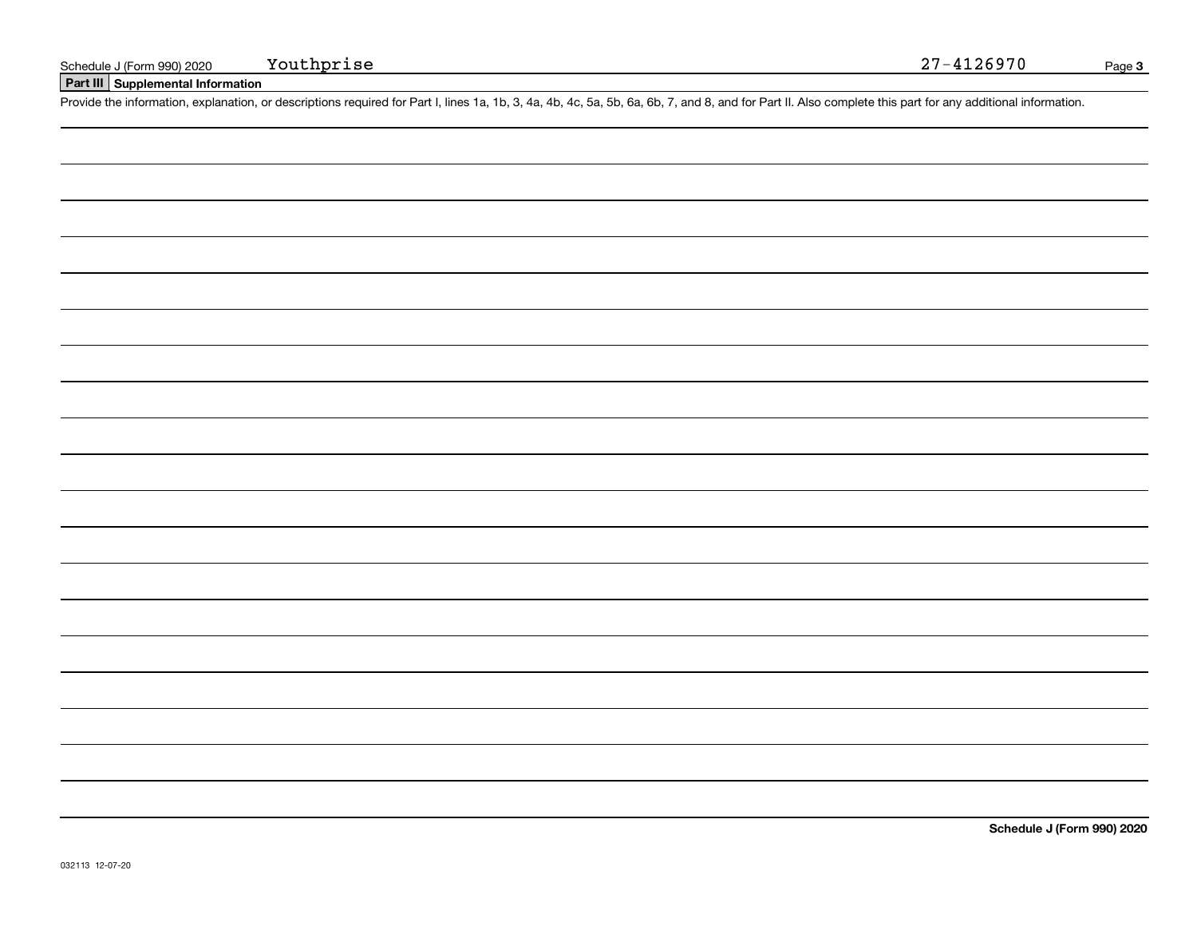Schedule J (Form 990) 2020 Youthprise 27-4126970

**Part III Supplemental Information**

Provide the information, explanation, or descriptions required for Part I, lines 1a, 1b, 3, 4a, 4b, 4c, 5a, 5b, 6a, 6b, 7, and 8, and for Part II. Also complete this part for any additional information.

**Schedule J (Form 990) 2020**

032113 12-07-20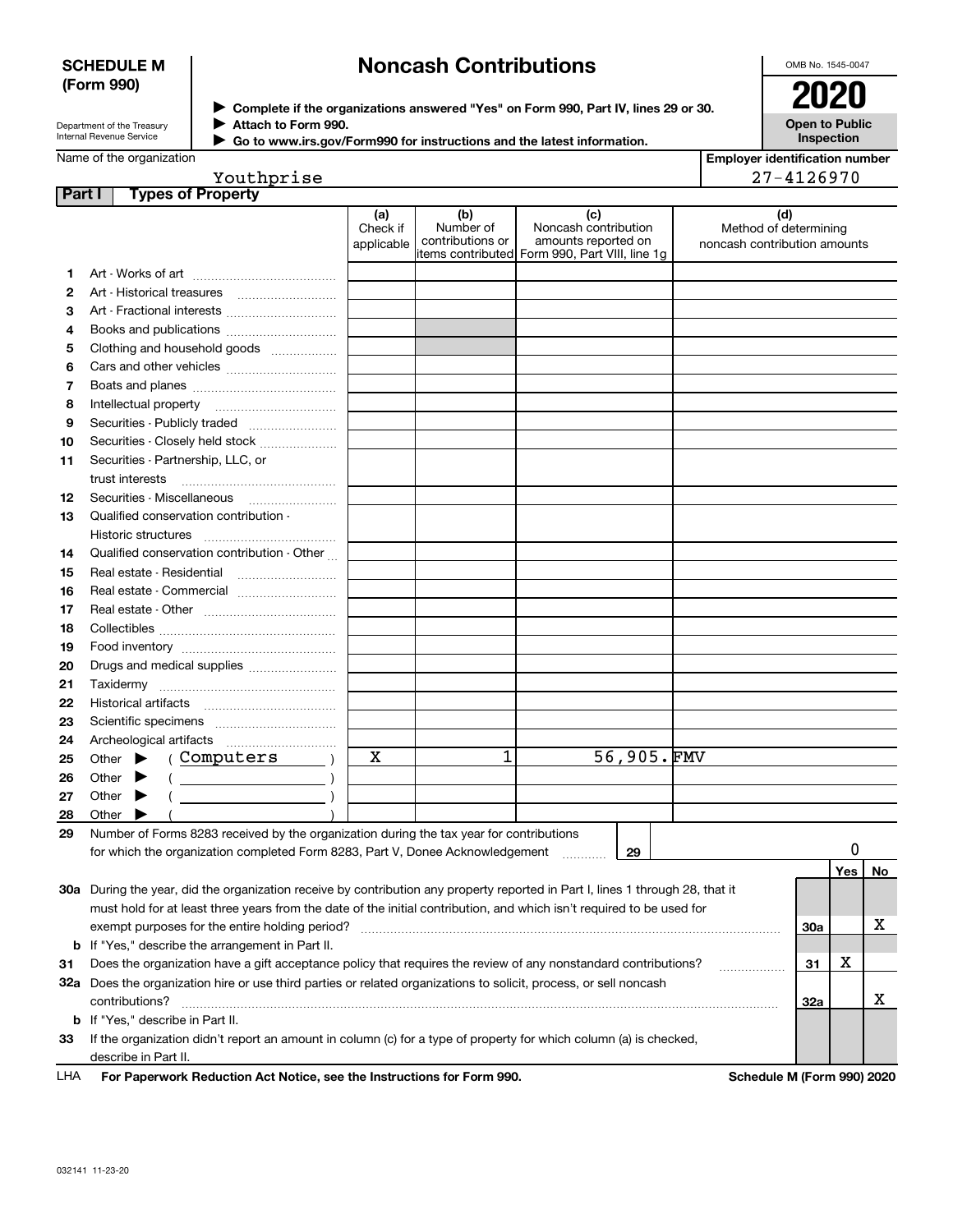**SCHEDULE M (Form 990)**

Department of the Treasury
Internal Revenue Service

# Noncash Contributions

▶ Complete if the organizations answered "Yes" on Form 990, Part IV, lines 29 or 30.
▶ Attach to Form 990.
▶ Go to www.irs.gov/Form990 for instructions and the latest information.

OMB No. 1545-0047

**2020**

**Open to Public Inspection**

Name of the organization: Youthprise

Employer identification number: 27-4126970

**Part I Types of Property**

| | | (a) Check if applicable | (b) Number of contributions or items contributed | (c) Noncash contribution amounts reported on Form 990, Part VIII, line 1g | (d) Method of determining noncash contribution amounts |
|---|---|---|---|---|---|
| 1 | Art - Works of art | | | | |
| 2 | Art - Historical treasures | | | | |
| 3 | Art - Fractional interests | | | | |
| 4 | Books and publications | | | | |
| 5 | Clothing and household goods | | | | |
| 6 | Cars and other vehicles | | | | |
| 7 | Boats and planes | | | | |
| 8 | Intellectual property | | | | |
| 9 | Securities - Publicly traded | | | | |
| 10 | Securities - Closely held stock | | | | |
| 11 | Securities - Partnership, LLC, or trust interests | | | | |
| 12 | Securities - Miscellaneous | | | | |
| 13 | Qualified conservation contribution - Historic structures | | | | |
| 14 | Qualified conservation contribution - Other | | | | |
| 15 | Real estate - Residential | | | | |
| 16 | Real estate - Commercial | | | | |
| 17 | Real estate - Other | | | | |
| 18 | Collectibles | | | | |
| 19 | Food inventory | | | | |
| 20 | Drugs and medical supplies | | | | |
| 21 | Taxidermy | | | | |
| 22 | Historical artifacts | | | | |
| 23 | Scientific specimens | | | | |
| 24 | Archeological artifacts | | | | |
| 25 | Other ▶ ( Computers ) | X | 1 | 56,905. | FMV |
| 26 | Other ▶ ( ) | | | | |
| 27 | Other ▶ ( ) | | | | |
| 28 | Other ▶ ( ) | | | | |

29 Number of Forms 8283 received by the organization during the tax year for contributions for which the organization completed Form 8283, Part V, Donee Acknowledgement ..... 29 | 0

| | | | Yes | No |
|---|---|---|---|---|
| 30a | During the year, did the organization receive by contribution any property reported in Part I, lines 1 through 28, that it must hold for at least three years from the date of the initial contribution, and which isn't required to be used for exempt purposes for the entire holding period? | 30a | | X |
| b | If "Yes," describe the arrangement in Part II. | | | |
| 31 | Does the organization have a gift acceptance policy that requires the review of any nonstandard contributions? | 31 | X | |
| 32a | Does the organization hire or use third parties or related organizations to solicit, process, or sell noncash contributions? | 32a | | X |
| b | If "Yes," describe in Part II. | | | |
| 33 | If the organization didn't report an amount in column (c) for a type of property for which column (a) is checked, describe in Part II. | | | |

LHA For Paperwork Reduction Act Notice, see the Instructions for Form 990. Schedule M (Form 990) 2020

032141 11-23-20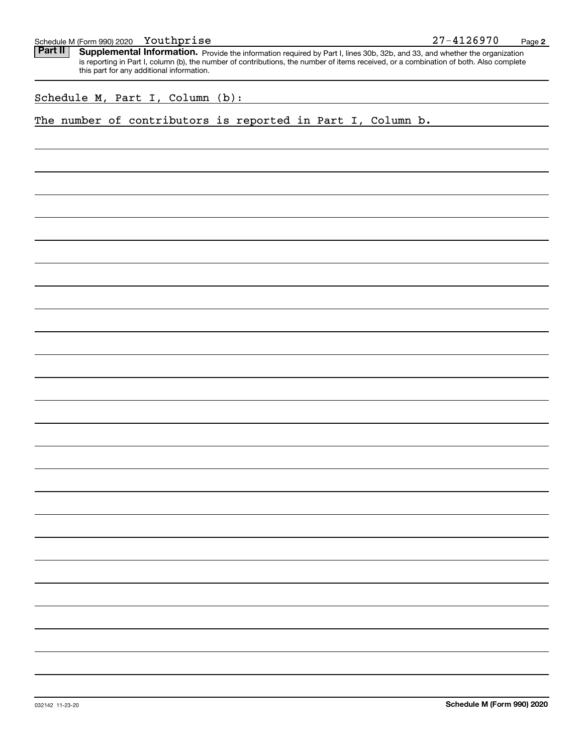Schedule M (Form 990) 2020 Youthprise 27-4126970

**Part II** **Supplemental Information.** Provide the information required by Part I, lines 30b, 32b, and 33, and whether the organization is reporting in Part I, column (b), the number of contributions, the number of items received, or a combination of both. Also complete this part for any additional information.

Schedule M, Part I, Column (b):

The number of contributors is reported in Part I, Column b.

032142 11-23-20

**Schedule M (Form 990) 2020**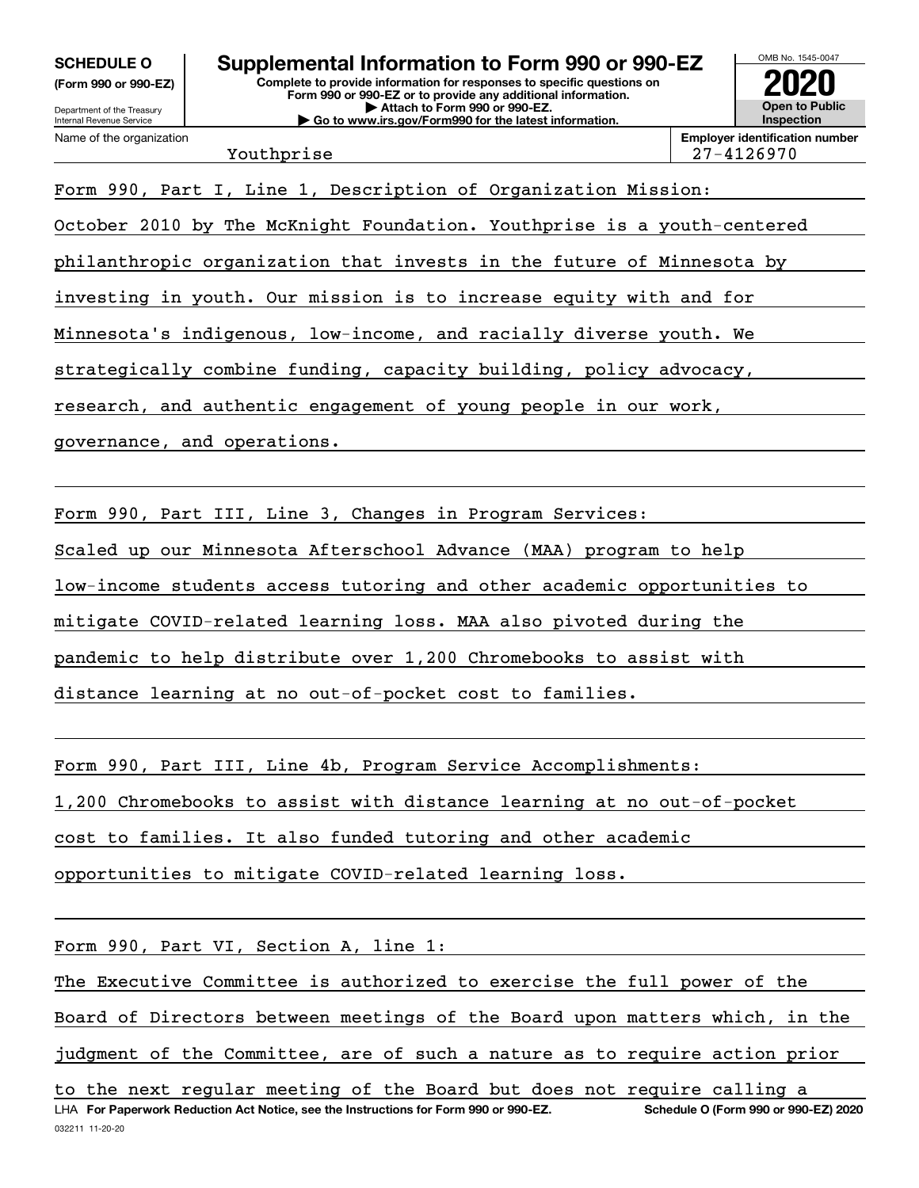**SCHEDULE O** (Form 990 or 990-EZ)

Department of the Treasury
Internal Revenue Service

# Supplemental Information to Form 990 or 990-EZ

**Complete to provide information for responses to specific questions on Form 990 or 990-EZ or to provide any additional information.**
**▶ Attach to Form 990 or 990-EZ.**
**▶ Go to www.irs.gov/Form990 for the latest information.**

OMB No. 1545-0047

**2020**

**Open to Public Inspection**

Name of the organization: Youthprise

**Employer identification number:** 27-4126970

Form 990, Part I, Line 1, Description of Organization Mission:

October 2010 by The McKnight Foundation. Youthprise is a youth-centered philanthropic organization that invests in the future of Minnesota by investing in youth. Our mission is to increase equity with and for Minnesota's indigenous, low-income, and racially diverse youth. We strategically combine funding, capacity building, policy advocacy, research, and authentic engagement of young people in our work, governance, and operations.

Form 990, Part III, Line 3, Changes in Program Services:

Scaled up our Minnesota Afterschool Advance (MAA) program to help low-income students access tutoring and other academic opportunities to mitigate COVID-related learning loss. MAA also pivoted during the pandemic to help distribute over 1,200 Chromebooks to assist with distance learning at no out-of-pocket cost to families.

Form 990, Part III, Line 4b, Program Service Accomplishments:

1,200 Chromebooks to assist with distance learning at no out-of-pocket cost to families. It also funded tutoring and other academic opportunities to mitigate COVID-related learning loss.

Form 990, Part VI, Section A, line 1:

The Executive Committee is authorized to exercise the full power of the Board of Directors between meetings of the Board upon matters which, in the judgment of the Committee, are of such a nature as to require action prior to the next regular meeting of the Board but does not require calling a

LHA **For Paperwork Reduction Act Notice, see the Instructions for Form 990 or 990-EZ.** **Schedule O (Form 990 or 990-EZ) 2020**

032211 11-20-20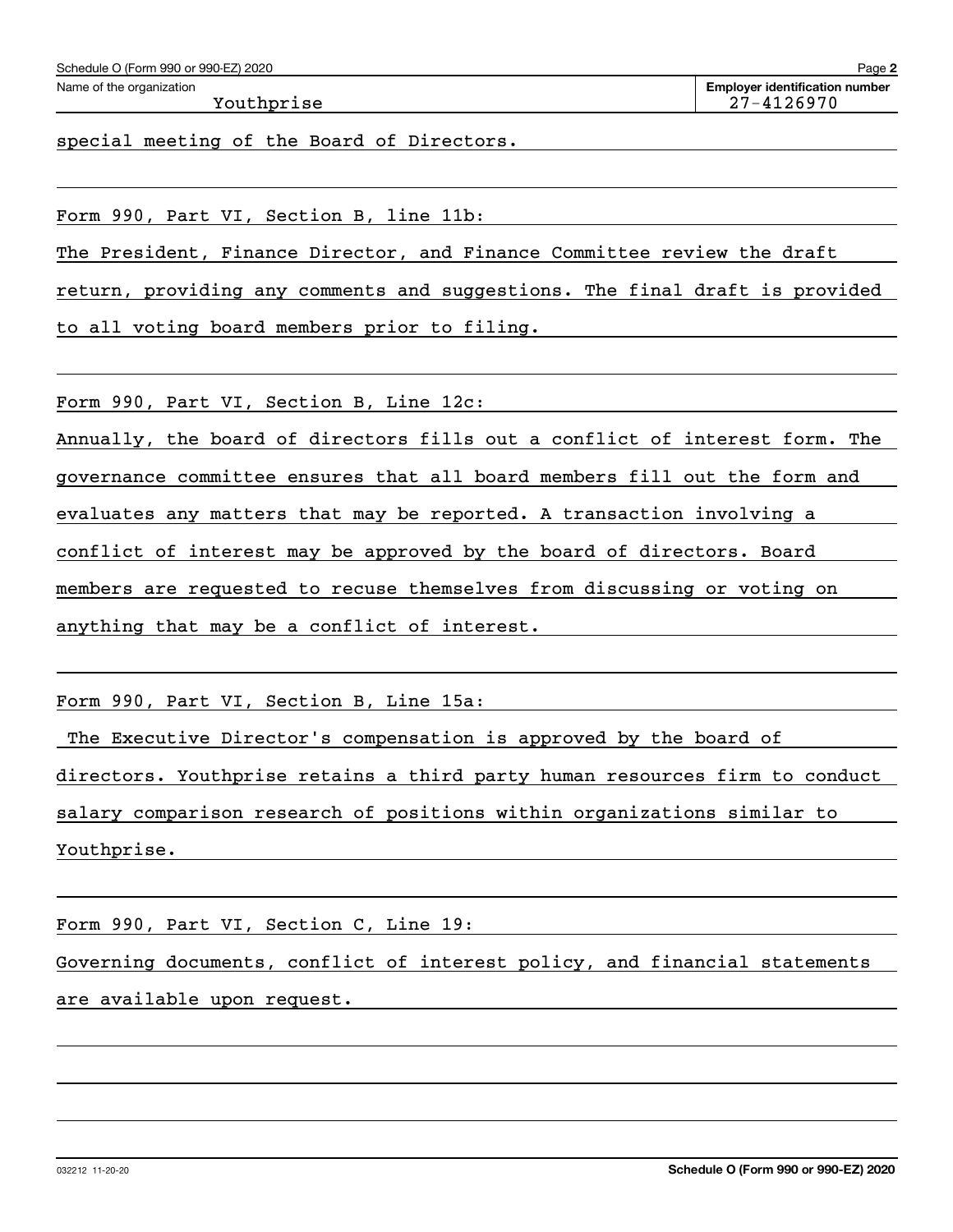Name of the organization: Youthprise

Employer identification number: 27-4126970

special meeting of the Board of Directors.

Form 990, Part VI, Section B, line 11b:

The President, Finance Director, and Finance Committee review the draft return, providing any comments and suggestions. The final draft is provided to all voting board members prior to filing.

Form 990, Part VI, Section B, Line 12c:

Annually, the board of directors fills out a conflict of interest form. The governance committee ensures that all board members fill out the form and evaluates any matters that may be reported. A transaction involving a conflict of interest may be approved by the board of directors. Board members are requested to recuse themselves from discussing or voting on anything that may be a conflict of interest.

Form 990, Part VI, Section B, Line 15a:

The Executive Director's compensation is approved by the board of directors. Youthprise retains a third party human resources firm to conduct salary comparison research of positions within organizations similar to Youthprise.

Form 990, Part VI, Section C, Line 19:

Governing documents, conflict of interest policy, and financial statements are available upon request.

032212 11-20-20